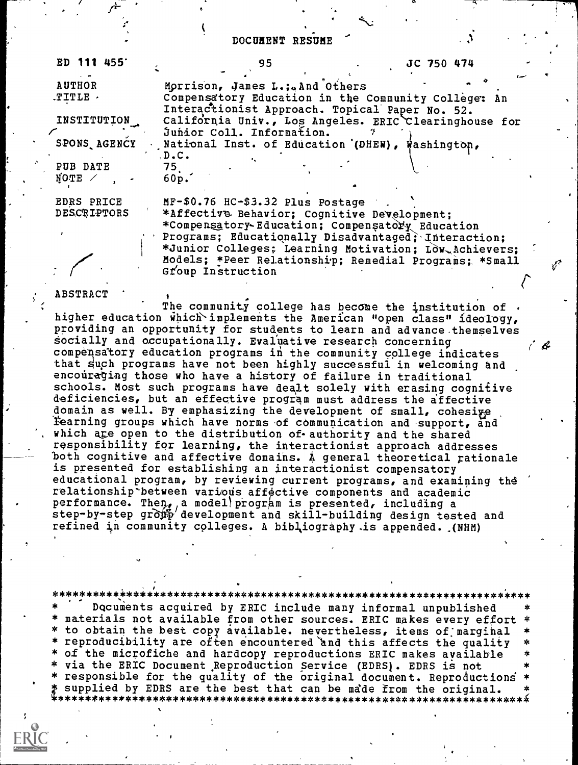# DOCUMENT RESUME

| ED 111 455 | 95 | JC 750 474 |
|---|---|---|
| AUTHOR | Morrison, James L.; And Others | |
| TITLE | Compensatory Education in the Community College: An Interactionist Approach. Topical Paper No. 52. | |
| INSTITUTION | California Univ., Los Angeles. ERIC Clearinghouse for Junior Coll. Information. | |
| SPONS AGENCY | National Inst. of Education (DHEW), Washington, D.C. | |
| PUB DATE | 75 | |
| NOTE | 60p. | |
| EDRS PRICE | MF-$0.76 HC-$3.32 Plus Postage | |
| DESCRIPTORS | *Affective Behavior; Cognitive Development; *Compensatory Education; Compensatory Education Programs; Educationally Disadvantaged; Interaction; *Junior Colleges; Learning Motivation; Low Achievers; Models; *Peer Relationship; Remedial Programs; *Small Group Instruction | |

## ABSTRACT

The community college has become the institution of higher education which implements the American "open class" ideology, providing an opportunity for students to learn and advance themselves socially and occupationally. Evaluative research concerning compensatory education programs in the community college indicates that such programs have not been highly successful in welcoming and encouraging those who have a history of failure in traditional schools. Most such programs have dealt solely with erasing cognitive deficiencies, but an effective program must address the affective domain as well. By emphasizing the development of small, cohesive learning groups which have norms of communication and support, and which are open to the distribution of authority and the shared responsibility for learning, the interactionist approach addresses both cognitive and affective domains. A general theoretical rationale is presented for establishing an interactionist compensatory educational program, by reviewing current programs, and examining the relationship between various affective components and academic performance. Then, a model program is presented, including a step-by-step group development and skill-building design tested and refined in community colleges. A bibliography is appended. (NHM)

---

Documents acquired by ERIC include many informal unpublished materials not available from other sources. ERIC makes every effort to obtain the best copy available. nevertheless, items of marginal reproducibility are often encountered and this affects the quality of the microfiche and hardcopy reproductions ERIC makes available via the ERIC Document Reproduction Service (EDRS). EDRS is not responsible for the quality of the original document. Reproductions supplied by EDRS are the best that can be made from the original.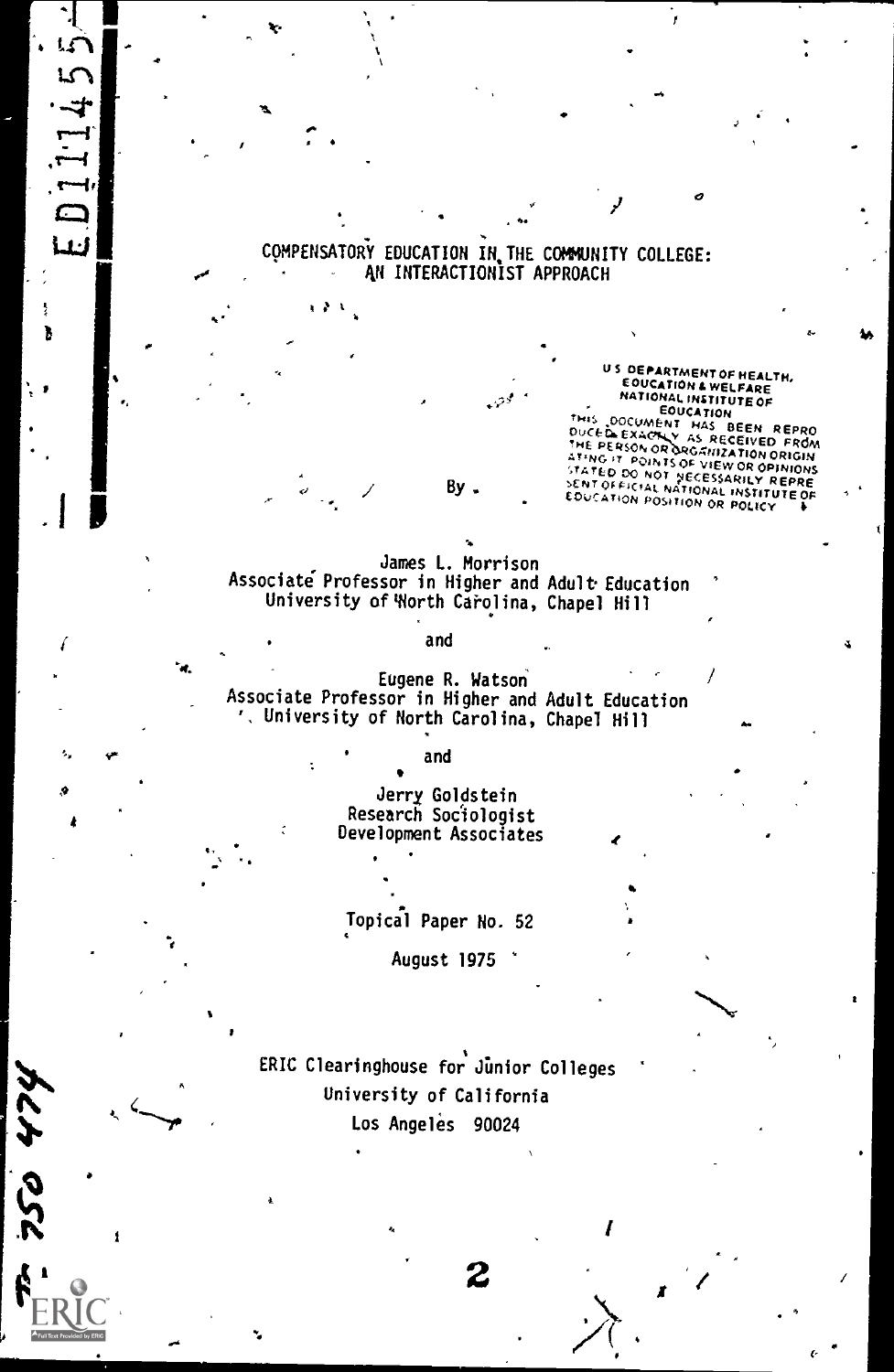# COMPENSATORY EDUCATION IN THE COMMUNITY COLLEGE: AN INTERACTIONIST APPROACH

U S DEPARTMENT OF HEALTH, EDUCATION & WELFARE
NATIONAL INSTITUTE OF EDUCATION
THIS DOCUMENT HAS BEEN REPRODUCED EXACTLY AS RECEIVED FROM THE PERSON OR ORGANIZATION ORIGINATING IT. POINTS OF VIEW OR OPINIONS STATED DO NOT NECESSARILY REPRESENT OFFICIAL NATIONAL INSTITUTE OF EDUCATION POSITION OR POLICY

By

James L. Morrison
Associate Professor in Higher and Adult Education
University of North Carolina, Chapel Hill

and

Eugene R. Watson
Associate Professor in Higher and Adult Education
University of North Carolina, Chapel Hill

and

Jerry Goldstein
Research Sociologist
Development Associates

Topical Paper No. 52

August 1975

ERIC Clearinghouse for Junior Colleges
University of California
Los Angeles 90024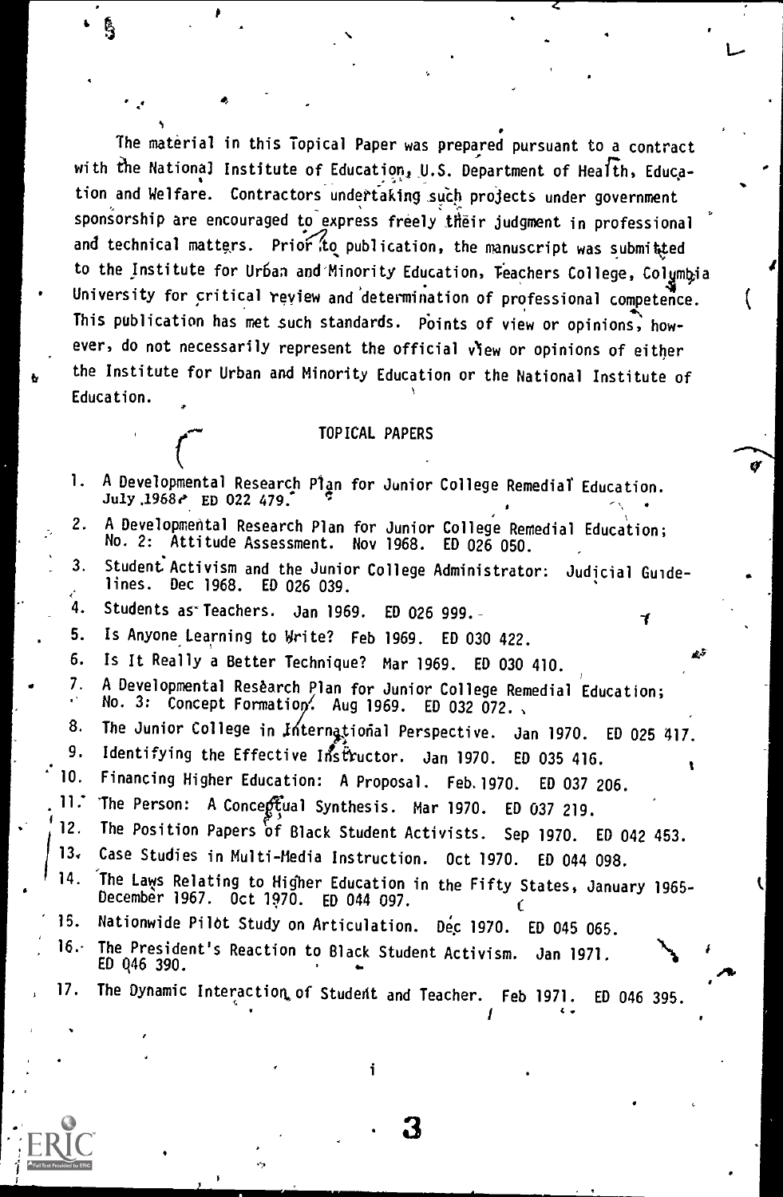The material in this Topical Paper was prepared pursuant to a contract with the National Institute of Education, U.S. Department of Health, Education and Welfare. Contractors undertaking such projects under government sponsorship are encouraged to express freely their judgment in professional and technical matters. Prior to publication, the manuscript was submitted to the Institute for Urban and Minority Education, Teachers College, Columbia University for critical review and determination of professional competence. This publication has met such standards. Points of view or opinions, however, do not necessarily represent the official view or opinions of either the Institute for Urban and Minority Education or the National Institute of Education.

## TOPICAL PAPERS

1. A Developmental Research Plan for Junior College Remedial Education. July 1968. ED 022 479.
2. A Developmental Research Plan for Junior College Remedial Education; No. 2: Attitude Assessment. Nov 1968. ED 026 050.
3. Student Activism and the Junior College Administrator: Judicial Guidelines. Dec 1968. ED 026 039.
4. Students as Teachers. Jan 1969. ED 026 999.
5. Is Anyone Learning to Write? Feb 1969. ED 030 422.
6. Is It Really a Better Technique? Mar 1969. ED 030 410.
7. A Developmental Research Plan for Junior College Remedial Education; No. 3: Concept Formation. Aug 1969. ED 032 072.
8. The Junior College in International Perspective. Jan 1970. ED 025 417.
9. Identifying the Effective Instructor. Jan 1970. ED 035 416.
10. Financing Higher Education: A Proposal. Feb 1970. ED 037 206.
11. The Person: A Conceptual Synthesis. Mar 1970. ED 037 219.
12. The Position Papers of Black Student Activists. Sep 1970. ED 042 453.
13. Case Studies in Multi-Media Instruction. Oct 1970. ED 044 098.
14. The Laws Relating to Higher Education in the Fifty States, January 1965-December 1967. Oct 1970. ED 044 097.
15. Nationwide Pilot Study on Articulation. Dec 1970. ED 045 065.
16. The President's Reaction to Black Student Activism. Jan 1971. ED 046 390.
17. The Dynamic Interaction of Student and Teacher. Feb 1971. ED 046 395.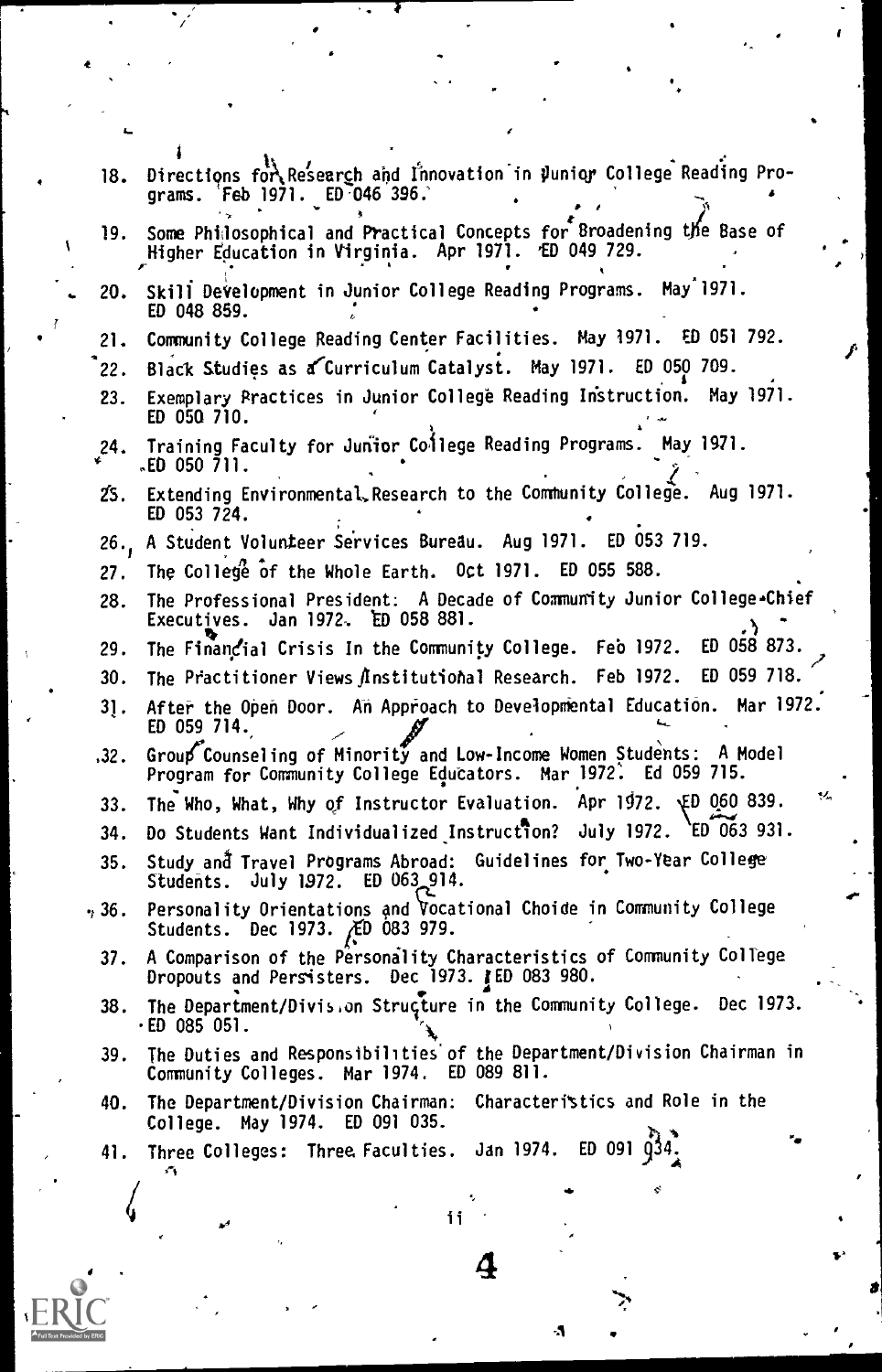18. Directions for Research and Innovation in Junior College Reading Programs. Feb 1971. ED 046 396.
19. Some Philosophical and Practical Concepts for Broadening the Base of Higher Education in Virginia. Apr 1971. ED 049 729.
20. Skill Development in Junior College Reading Programs. May 1971. ED 048 859.
21. Community College Reading Center Facilities. May 1971. ED 051 792.
22. Black Studies as a Curriculum Catalyst. May 1971. ED 050 709.
23. Exemplary Practices in Junior College Reading Instruction. May 1971. ED 050 710.
24. Training Faculty for Junior College Reading Programs. May 1971. ED 050 711.
25. Extending Environmental Research to the Community College. Aug 1971. ED 053 724.
26. A Student Volunteer Services Bureau. Aug 1971. ED 053 719.
27. The College of the Whole Earth. Oct 1971. ED 055 588.
28. The Professional President: A Decade of Community Junior College Chief Executives. Jan 1972. ED 058 881.
29. The Financial Crisis In the Community College. Feb 1972. ED 058 873.
30. The Practitioner Views Institutional Research. Feb 1972. ED 059 718.
31. After the Open Door. An Approach to Developmental Education. Mar 1972. ED 059 714.
32. Group Counseling of Minority and Low-Income Women Students: A Model Program for Community College Educators. Mar 1972. Ed 059 715.
33. The Who, What, Why of Instructor Evaluation. Apr 1972. ED 060 839.
34. Do Students Want Individualized Instruction? July 1972. ED 063 931.
35. Study and Travel Programs Abroad: Guidelines for Two-Year College Students. July 1972. ED 063 914.
36. Personality Orientations and Vocational Choice in Community College Students. Dec 1973. ED 083 979.
37. A Comparison of the Personality Characteristics of Community College Dropouts and Persisters. Dec 1973. ED 083 980.
38. The Department/Division Structure in the Community College. Dec 1973. ED 085 051.
39. The Duties and Responsibilities of the Department/Division Chairman in Community Colleges. Mar 1974. ED 089 811.
40. The Department/Division Chairman: Characteristics and Role in the College. May 1974. ED 091 035.
41. Three Colleges: Three Faculties. Jan 1974. ED 091 034.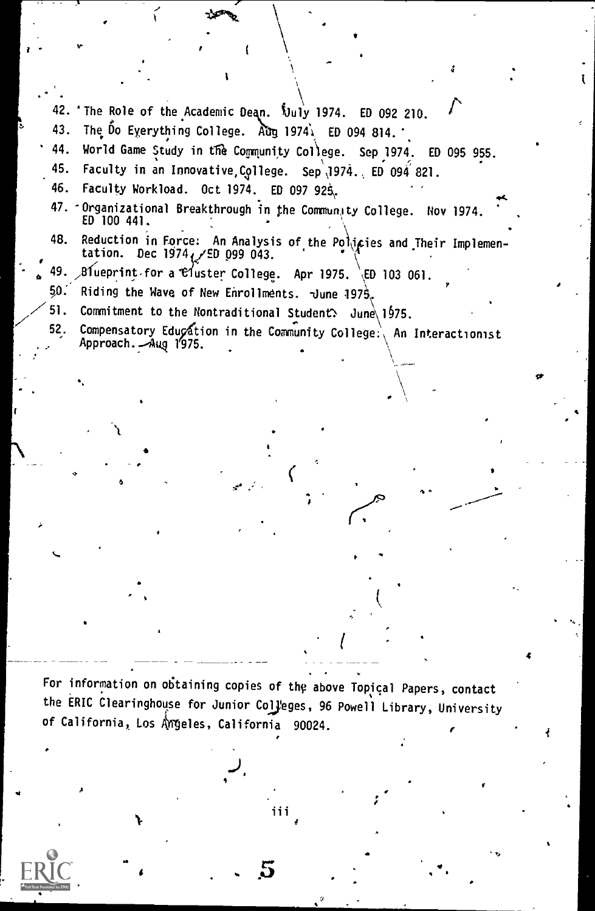42. The Role of the Academic Dean. July 1974. ED 092 210.
43. The Do Everything College. Aug 1974. ED 094 814.
44. World Game Study in the Community College. Sep 1974. ED 095 955.
45. Faculty in an Innovative College. Sep 1974. ED 094 821.
46. Faculty Workload. Oct 1974. ED 097 925.
47. Organizational Breakthrough in the Community College. Nov 1974. ED 100 441.
48. Reduction in Force: An Analysis of the Policies and Their Implementation. Dec 1974. ED 099 043.
49. Blueprint for a Cluster College. Apr 1975. ED 103 061.
50. Riding the Wave of New Enrollments. June 1975.
51. Commitment to the Nontraditional Student. June 1975.
52. Compensatory Education in the Community College: An Interactionist Approach. Aug 1975.

For information on obtaining copies of the above Topical Papers, contact the ERIC Clearinghouse for Junior Colleges, 96 Powell Library, University of California, Los Angeles, California 90024.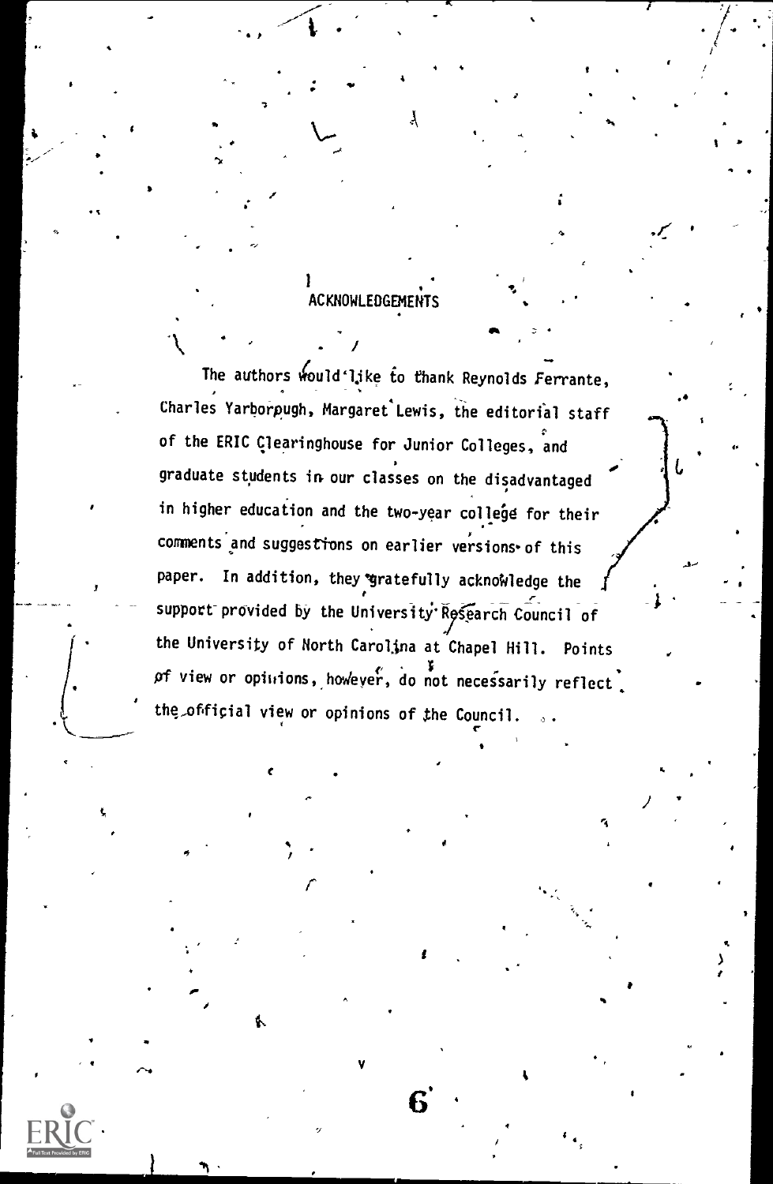## ACKNOWLEDGEMENTS

The authors would like to thank Reynolds Ferrante, Charles Yarborough, Margaret Lewis, the editorial staff of the ERIC Clearinghouse for Junior Colleges, and graduate students in our classes on the disadvantaged in higher education and the two-year college for their comments and suggestions on earlier versions of this paper. In addition, they gratefully acknowledge the support provided by the University Research Council of the University of North Carolina at Chapel Hill. Points of view or opinions, however, do not necessarily reflect the official view or opinions of the Council.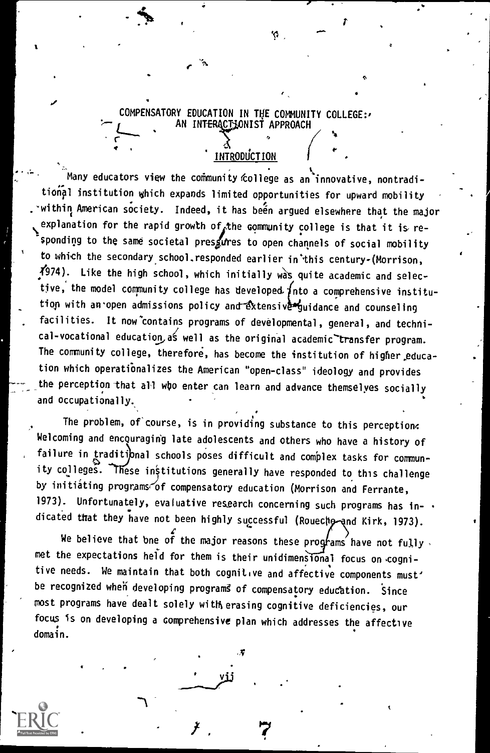# COMPENSATORY EDUCATION IN THE COMMUNITY COLLEGE: AN INTERACTIONIST APPROACH

## INTRODUCTION

Many educators view the community college as an innovative, nontraditional institution which expands limited opportunities for upward mobility within American society. Indeed, it has been argued elsewhere that the major explanation for the rapid growth of the community college is that it is responding to the same societal pressures to open channels of social mobility to which the secondary school responded earlier in this century (Morrison, 1974). Like the high school, which initially was quite academic and selective, the model community college has developed into a comprehensive institution with an open admissions policy and extensive guidance and counseling facilities. It now contains programs of developmental, general, and technical-vocational education as well as the original academic transfer program. The community college, therefore, has become the institution of higher education which operationalizes the American "open-class" ideology and provides the perception that all who enter can learn and advance themselves socially and occupationally.

The problem, of course, is in providing substance to this perception. Welcoming and encouraging late adolescents and others who have a history of failure in traditional schools poses difficult and complex tasks for community colleges. These institutions generally have responded to this challenge by initiating programs of compensatory education (Morrison and Ferrante, 1973). Unfortunately, evaluative research concerning such programs has indicated that they have not been highly successful (Roueche and Kirk, 1973).

We believe that one of the major reasons these programs have not fully met the expectations held for them is their unidimensional focus on cognitive needs. We maintain that both cognitive and affective components must be recognized when developing programs of compensatory education. Since most programs have dealt solely with erasing cognitive deficiencies, our focus is on developing a comprehensive plan which addresses the affective domain.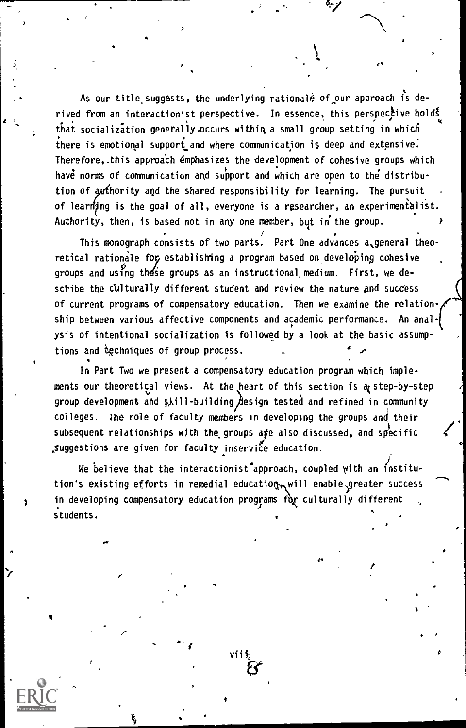As our title suggests, the underlying rationale of our approach is derived from an interactionist perspective. In essence, this perspective holds that socialization generally occurs within a small group setting in which there is emotional support and where communication is deep and extensive. Therefore, this approach emphasizes the development of cohesive groups which have norms of communication and support and which are open to the distribution of authority and the shared responsibility for learning. The pursuit of learning is the goal of all, everyone is a researcher, an experimentalist. Authority, then, is based not in any one member, but in the group.

This monograph consists of two parts. Part One advances a general theoretical rationale for establishing a program based on developing cohesive groups and using these groups as an instructional medium. First, we describe the culturally different student and review the nature and success of current programs of compensatory education. Then we examine the relationship between various affective components and academic performance. An analysis of intentional socialization is followed by a look at the basic assumptions and techniques of group process.

In Part Two we present a compensatory education program which implements our theoretical views. At the heart of this section is a step-by-step group development and skill-building design tested and refined in community colleges. The role of faculty members in developing the groups and their subsequent relationships with the groups are also discussed, and specific suggestions are given for faculty inservice education.

We believe that the interactionist approach, coupled with an institution's existing efforts in remedial education, will enable greater success in developing compensatory education programs for culturally different students.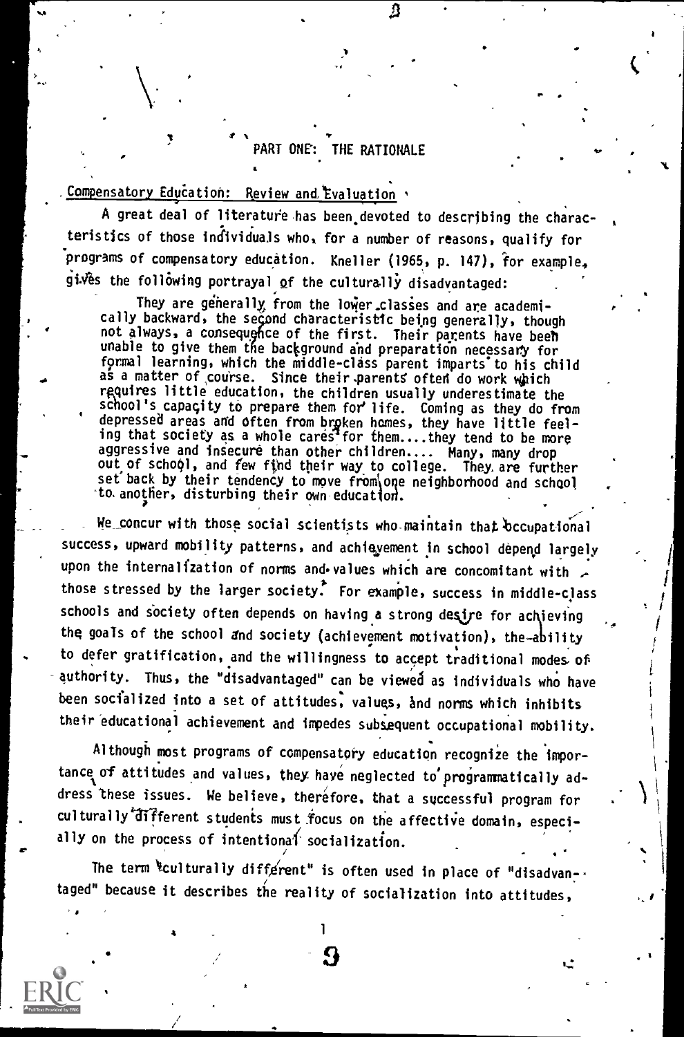# PART ONE: THE RATIONALE

## Compensatory Education: Review and Evaluation

A great deal of literature has been devoted to describing the characteristics of those individuals who, for a number of reasons, qualify for programs of compensatory education. Kneller (1965, p. 147), for example, gives the following portrayal of the culturally disadvantaged:

> They are generally from the lower classes and are academically backward, the second characteristic being generally, though not always, a consequence of the first. Their parents have been unable to give them the background and preparation necessary for formal learning, which the middle-class parent imparts to his child as a matter of course. Since their parents often do work which requires little education, the children usually underestimate the school's capacity to prepare them for life. Coming as they do from depressed areas and often from broken homes, they have little feeling that society as a whole cares for them....they tend to be more aggressive and insecure than other children.... Many, many drop out of school, and few find their way to college. They are further set back by their tendency to move from one neighborhood and school to another, disturbing their own education.

We concur with those social scientists who maintain that occupational success, upward mobility patterns, and achievement in school depend largely upon the internalization of norms and values which are concomitant with those stressed by the larger society. For example, success in middle-class schools and society often depends on having a strong desire for achieving the goals of the school and society (achievement motivation), the ability to defer gratification, and the willingness to accept traditional modes of authority. Thus, the "disadvantaged" can be viewed as individuals who have been socialized into a set of attitudes, values, and norms which inhibits their educational achievement and impedes subsequent occupational mobility.

Although most programs of compensatory education recognize the importance of attitudes and values, they have neglected to programmatically address these issues. We believe, therefore, that a successful program for culturally different students must focus on the affective domain, especially on the process of intentional socialization.

The term "culturally different" is often used in place of "disadvantaged" because it describes the reality of socialization into attitudes,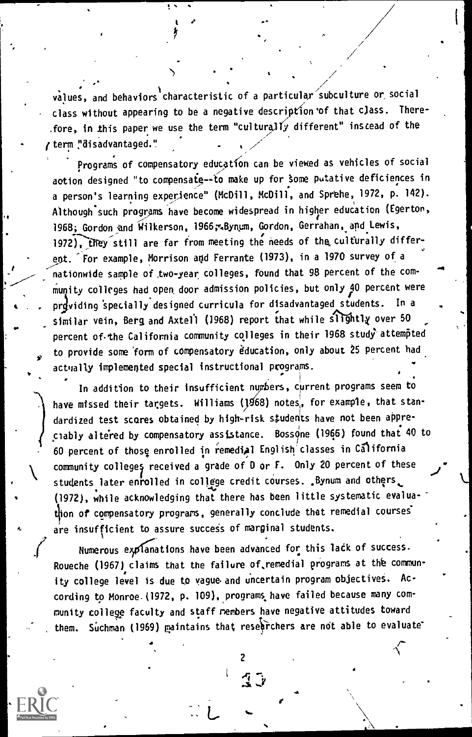values, and behaviors characteristic of a particular subculture or social class without appearing to be a negative description of that class. Therefore, in this paper we use the term "culturally different" instead of the term "disadvantaged."

Programs of compensatory education can be viewed as vehicles of social action designed "to compensate--to make up for some putative deficiences in a person's learning experience" (McDill, McDill, and Sprehe, 1972, p. 142). Although such programs have become widespread in higher education (Egerton, 1968; Gordon and Wilkerson, 1966; Bynum, Gordon, Gerrahan, and Lewis, 1972), they still are far from meeting the needs of the culturally different. For example, Morrison and Ferrante (1973), in a 1970 survey of a nationwide sample of two-year colleges, found that 98 percent of the community colleges had open door admission policies, but only 40 percent were providing specially designed curricula for disadvantaged students. In a similar vein, Berg and Axtell (1968) report that while slightly over 50 percent of the California community colleges in their 1968 study attempted to provide some form of compensatory education, only about 25 percent had actually implemented special instructional programs.

In addition to their insufficient numbers, current programs seem to have missed their targets. Williams (1968) notes, for example, that standardized test scores obtained by high-risk students have not been appreciably altered by compensatory assistance. Bossone (1966) found that 40 to 60 percent of those enrolled in remedial English classes in California community colleges received a grade of D or F. Only 20 percent of these students later enrolled in college credit courses. Bynum and others (1972), while acknowledging that there has been little systematic evaluation of compensatory programs, generally conclude that remedial courses are insufficient to assure success of marginal students.

Numerous explanations have been advanced for this lack of success. Roueche (1967) claims that the failure of remedial programs at the community college level is due to vague and uncertain program objectives. According to Monroe (1972, p. 109), programs have failed because many community college faculty and staff members have negative attitudes toward them. Suchman (1969) maintains that researchers are not able to evaluate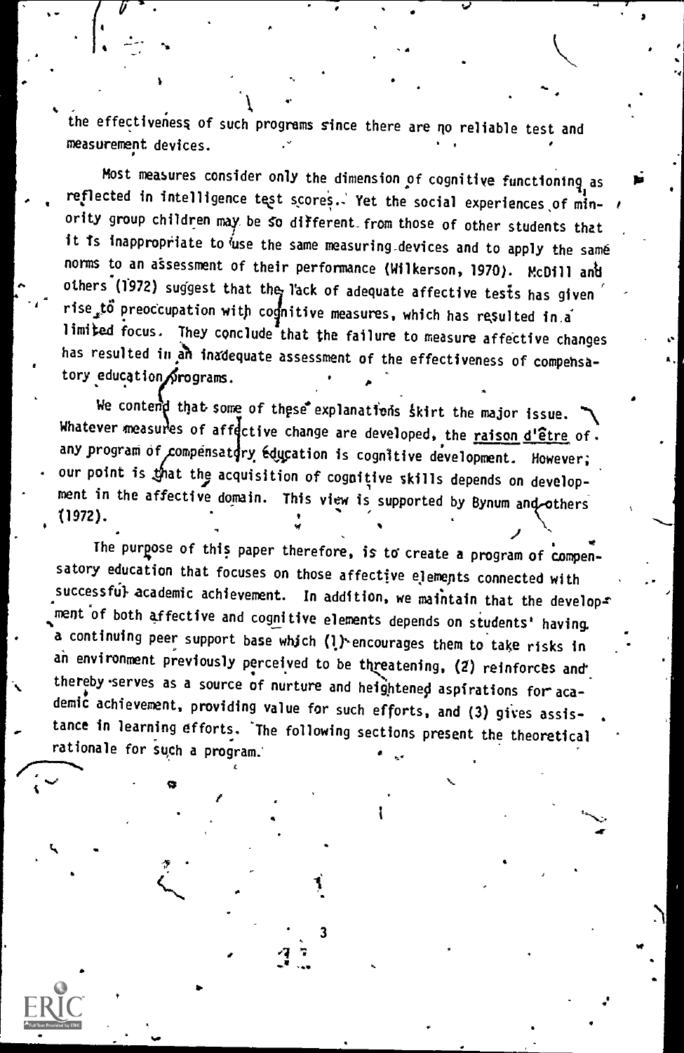the effectiveness of such programs since there are no reliable test and measurement devices.

Most measures consider only the dimension of cognitive functioning as reflected in intelligence test scores. Yet the social experiences of minority group children may be so different from those of other students that it is inappropriate to use the same measuring devices and to apply the same norms to an assessment of their performance (Wilkerson, 1970). McDill and others (1972) suggest that the lack of adequate affective tests has given rise to preoccupation with cognitive measures, which has resulted in a limited focus. They conclude that the failure to measure affective changes has resulted in an inadequate assessment of the effectiveness of compensatory education programs.

We contend that some of these explanations skirt the major issue. Whatever measures of affective change are developed, the raison d'être of any program of compensatory education is cognitive development. However, our point is that the acquisition of cognitive skills depends on development in the affective domain. This view is supported by Bynum and others (1972).

The purpose of this paper therefore, is to create a program of compensatory education that focuses on those affective elements connected with successful academic achievement. In addition, we maintain that the development of both affective and cognitive elements depends on students' having a continuing peer support base which (1) encourages them to take risks in an environment previously perceived to be threatening, (2) reinforces and thereby serves as a source of nurture and heightened aspirations for academic achievement, providing value for such efforts, and (3) gives assistance in learning efforts. The following sections present the theoretical rationale for such a program.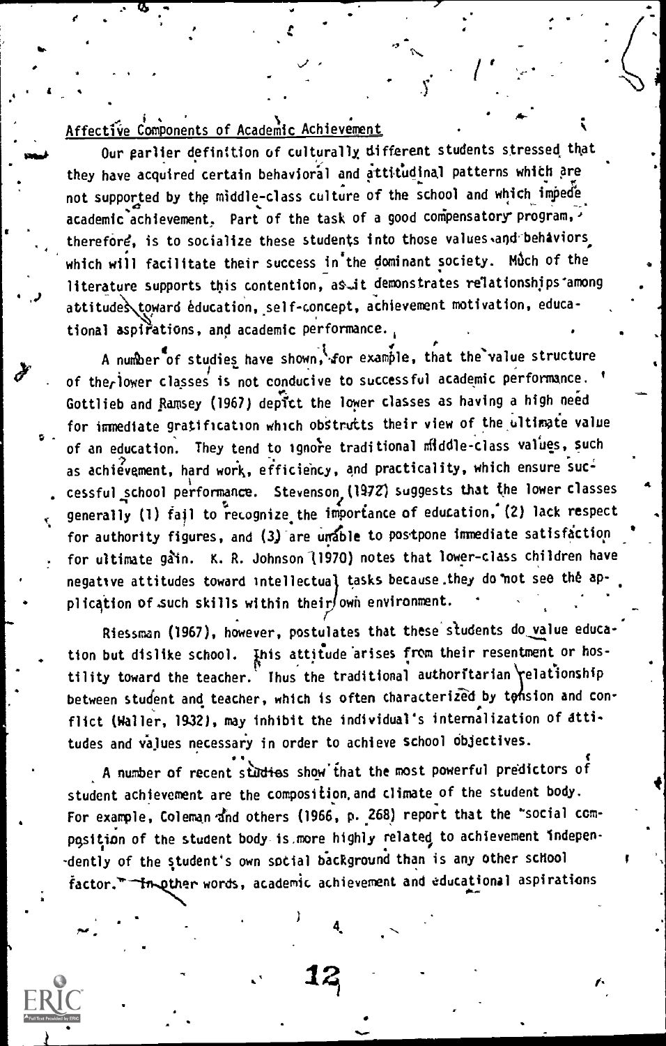## Affective Components of Academic Achievement

Our earlier definition of culturally different students stressed that they have acquired certain behavioral and attitudinal patterns which are not supported by the middle-class culture of the school and which impede academic achievement. Part of the task of a good compensatory program, therefore, is to socialize these students into those values and behaviors which will facilitate their success in the dominant society. Much of the literature supports this contention, as it demonstrates relationships among attitudes toward education, self-concept, achievement motivation, educational aspirations, and academic performance.

A number of studies have shown, for example, that the value structure of the lower classes is not conducive to successful academic performance. Gottlieb and Ramsey (1967) depict the lower classes as having a high need for immediate gratification which obstructs their view of the ultimate value of an education. They tend to ignore traditional middle-class values, such as achievement, hard work, efficiency, and practicality, which ensure successful school performance. Stevenson (1972) suggests that the lower classes generally (1) fail to recognize the importance of education, (2) lack respect for authority figures, and (3) are unable to postpone immediate satisfaction for ultimate gain. K. R. Johnson (1970) notes that lower-class children have negative attitudes toward intellectual tasks because they do not see the application of such skills within their own environment.

Riessman (1967), however, postulates that these students do value education but dislike school. This attitude arises from their resentment or hostility toward the teacher. Thus the traditional authoritarian relationship between student and teacher, which is often characterized by tension and conflict (Waller, 1932), may inhibit the individual's internalization of attitudes and values necessary in order to achieve school objectives.

A number of recent studies show that the most powerful predictors of student achievement are the composition and climate of the student body. For example, Coleman and others (1966, p. 268) report that the "social composition of the student body is more highly related to achievement independently of the student's own social background than is any other school factor." In other words, academic achievement and educational aspirations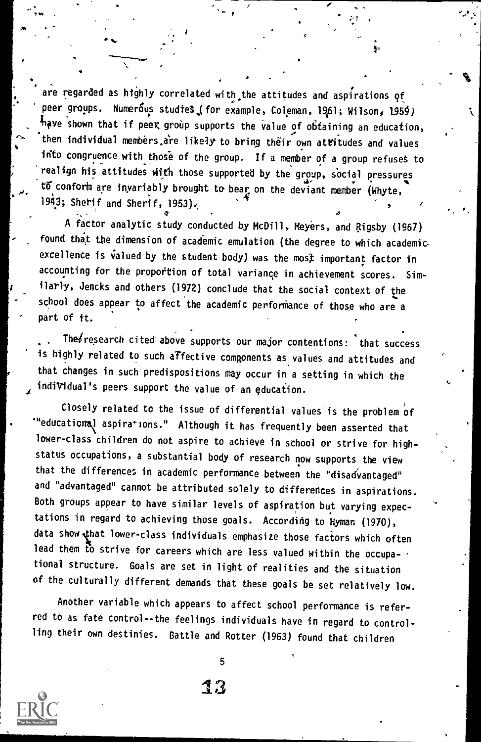are regarded as highly correlated with the attitudes and aspirations of peer groups. Numerous studies (for example, Coleman, 1961; Wilson, 1959) have shown that if peer group supports the value of obtaining an education, then individual members are likely to bring their own attitudes and values into congruence with those of the group. If a member of a group refuses to realign his attitudes with those supported by the group, social pressures to conform are invariably brought to bear on the deviant member (Whyte, 1943; Sherif and Sherif, 1953).

A factor analytic study conducted by McDill, Meyers, and Rigsby (1967) found that the dimension of academic emulation (the degree to which academic excellence is valued by the student body) was the most important factor in accounting for the proportion of total variance in achievement scores. Similarly, Jencks and others (1972) conclude that the social context of the school does appear to affect the academic performance of those who are a part of it.

The research cited above supports our major contentions: that success is highly related to such affective components as values and attitudes and that changes in such predispositions may occur in a setting in which the individual's peers support the value of an education.

Closely related to the issue of differential values is the problem of "educational aspirations." Although it has frequently been asserted that lower-class children do not aspire to achieve in school or strive for high-status occupations, a substantial body of research now supports the view that the differences in academic performance between the "disadvantaged" and "advantaged" cannot be attributed solely to differences in aspirations. Both groups appear to have similar levels of aspiration but varying expectations in regard to achieving those goals. According to Hyman (1970), data show that lower-class individuals emphasize those factors which often lead them to strive for careers which are less valued within the occupational structure. Goals are set in light of realities and the situation of the culturally different demands that these goals be set relatively low.

Another variable which appears to affect school performance is referred to as fate control--the feelings individuals have in regard to controlling their own destinies. Battle and Rotter (1963) found that children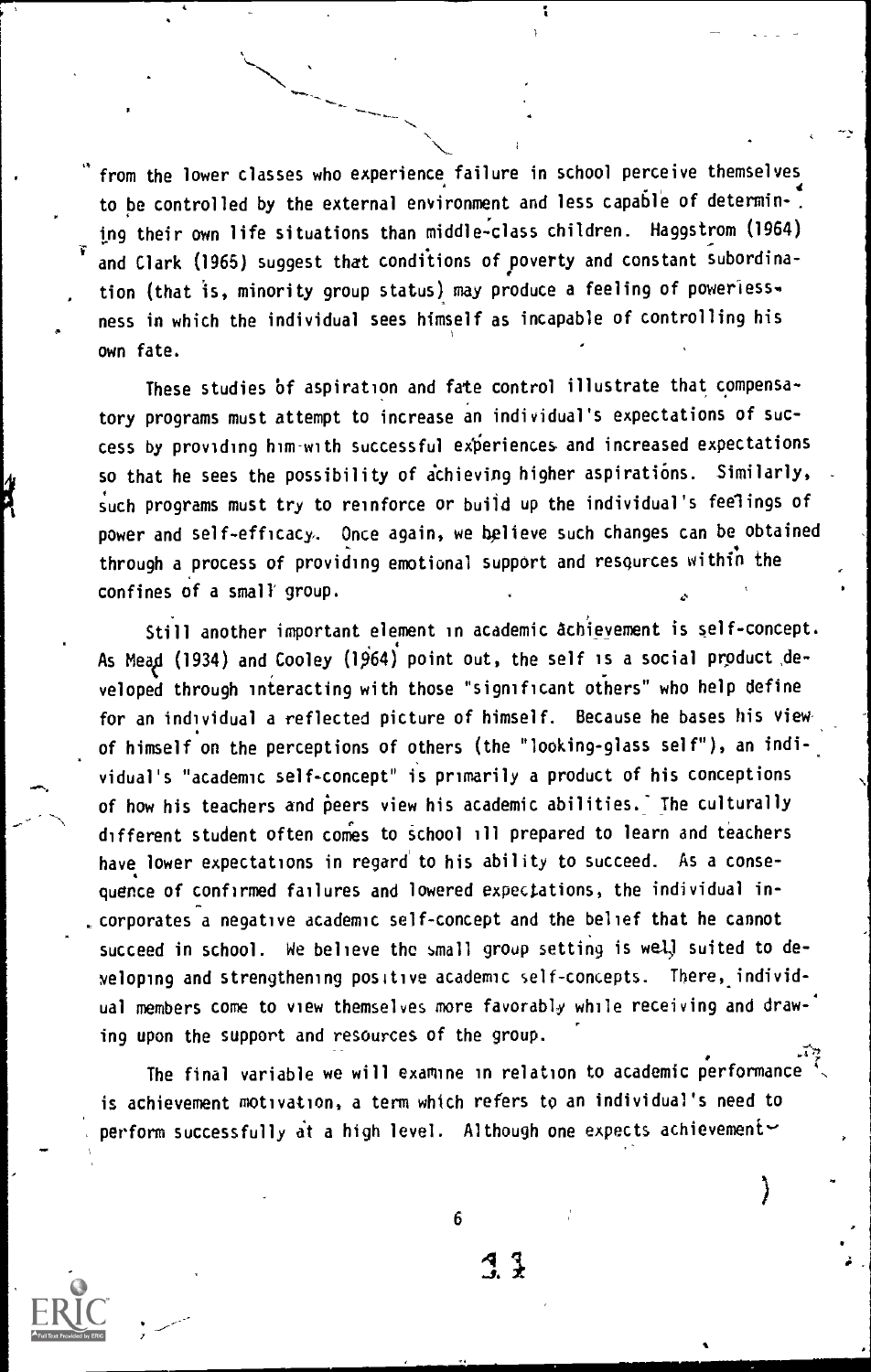from the lower classes who experience failure in school perceive themselves to be controlled by the external environment and less capable of determining their own life situations than middle-class children. Haggstrom (1964) and Clark (1965) suggest that conditions of poverty and constant subordination (that is, minority group status) may produce a feeling of powerlessness in which the individual sees himself as incapable of controlling his own fate.

These studies of aspiration and fate control illustrate that compensatory programs must attempt to increase an individual's expectations of success by providing him with successful experiences and increased expectations so that he sees the possibility of achieving higher aspirations. Similarly, such programs must try to reinforce or build up the individual's feelings of power and self-efficacy. Once again, we believe such changes can be obtained through a process of providing emotional support and resources within the confines of a small group.

Still another important element in academic achievement is self-concept. As Mead (1934) and Cooley (1964) point out, the self is a social product developed through interacting with those "significant others" who help define for an individual a reflected picture of himself. Because he bases his view of himself on the perceptions of others (the "looking-glass self"), an individual's "academic self-concept" is primarily a product of his conceptions of how his teachers and peers view his academic abilities. The culturally different student often comes to school ill prepared to learn and teachers have lower expectations in regard to his ability to succeed. As a consequence of confirmed failures and lowered expectations, the individual incorporates a negative academic self-concept and the belief that he cannot succeed in school. We believe the small group setting is well suited to developing and strengthening positive academic self-concepts. There, individual members come to view themselves more favorably while receiving and drawing upon the support and resources of the group.

The final variable we will examine in relation to academic performance is achievement motivation, a term which refers to an individual's need to perform successfully at a high level. Although one expects achievement-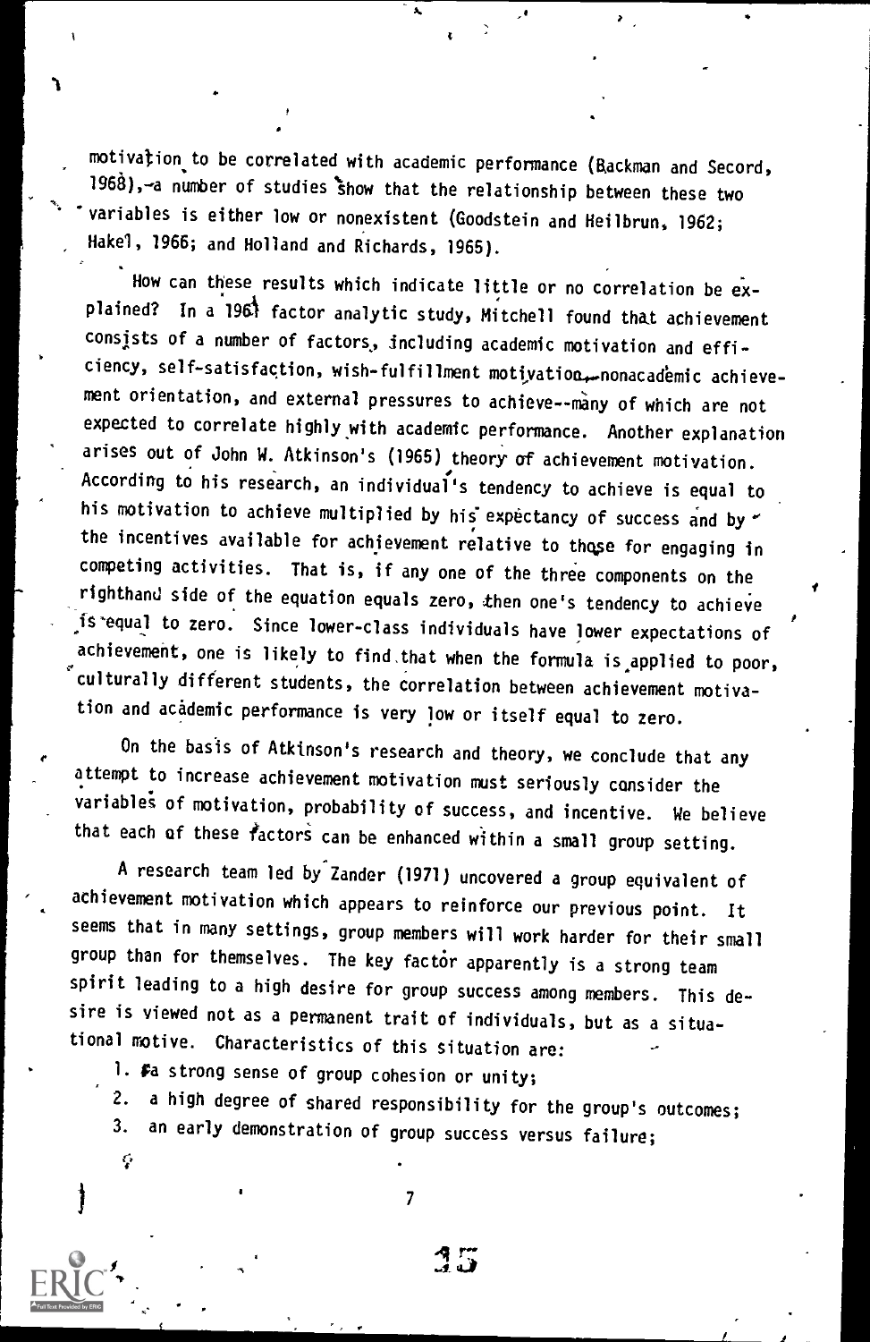motivation to be correlated with academic performance (Backman and Secord, 1968), a number of studies show that the relationship between these two variables is either low or nonexistent (Goodstein and Heilbrun, 1962; Hakel, 1966; and Holland and Richards, 1965).

How can these results which indicate little or no correlation be explained? In a 1961 factor analytic study, Mitchell found that achievement consists of a number of factors, including academic motivation and efficiency, self-satisfaction, wish-fulfillment motivation, nonacademic achievement orientation, and external pressures to achieve--many of which are not expected to correlate highly with academic performance. Another explanation arises out of John W. Atkinson's (1965) theory of achievement motivation. According to his research, an individual's tendency to achieve is equal to his motivation to achieve multiplied by his expectancy of success and by the incentives available for achievement relative to those for engaging in competing activities. That is, if any one of the three components on the righthand side of the equation equals zero, then one's tendency to achieve is equal to zero. Since lower-class individuals have lower expectations of achievement, one is likely to find that when the formula is applied to poor, culturally different students, the correlation between achievement motivation and academic performance is very low or itself equal to zero.

On the basis of Atkinson's research and theory, we conclude that any attempt to increase achievement motivation must seriously consider the variables of motivation, probability of success, and incentive. We believe that each of these factors can be enhanced within a small group setting.

A research team led by Zander (1971) uncovered a group equivalent of achievement motivation which appears to reinforce our previous point. It seems that in many settings, group members will work harder for their small group than for themselves. The key factor apparently is a strong team spirit leading to a high desire for group success among members. This desire is viewed not as a permanent trait of individuals, but as a situational motive. Characteristics of this situation are:

1. a strong sense of group cohesion or unity;
2. a high degree of shared responsibility for the group's outcomes;
3. an early demonstration of group success versus failure;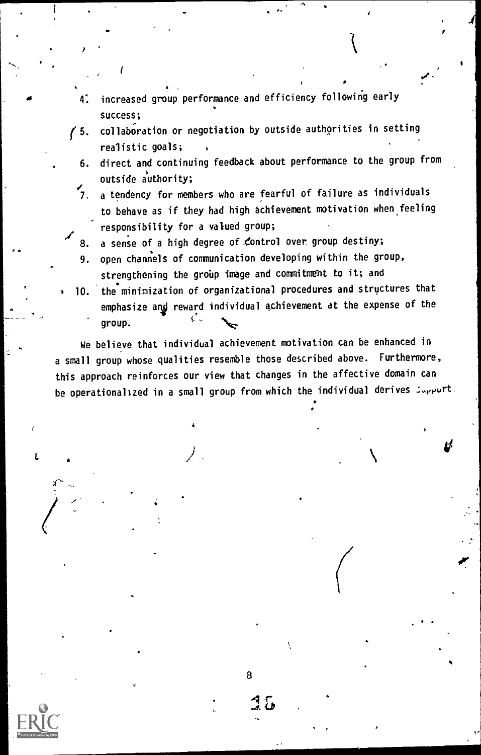4. increased group performance and efficiency following early success;
5. collaboration or negotiation by outside authorities in setting realistic goals;
6. direct and continuing feedback about performance to the group from outside authority;
7. a tendency for members who are fearful of failure as individuals to behave as if they had high achievement motivation when feeling responsibility for a valued group;
8. a sense of a high degree of control over group destiny;
9. open channels of communication developing within the group, strengthening the group image and commitment to it; and
10. the minimization of organizational procedures and structures that emphasize and reward individual achievement at the expense of the group.

We believe that individual achievement motivation can be enhanced in a small group whose qualities resemble those described above. Furthermore, this approach reinforces our view that changes in the affective domain can be operationalized in a small group from which the individual derives support.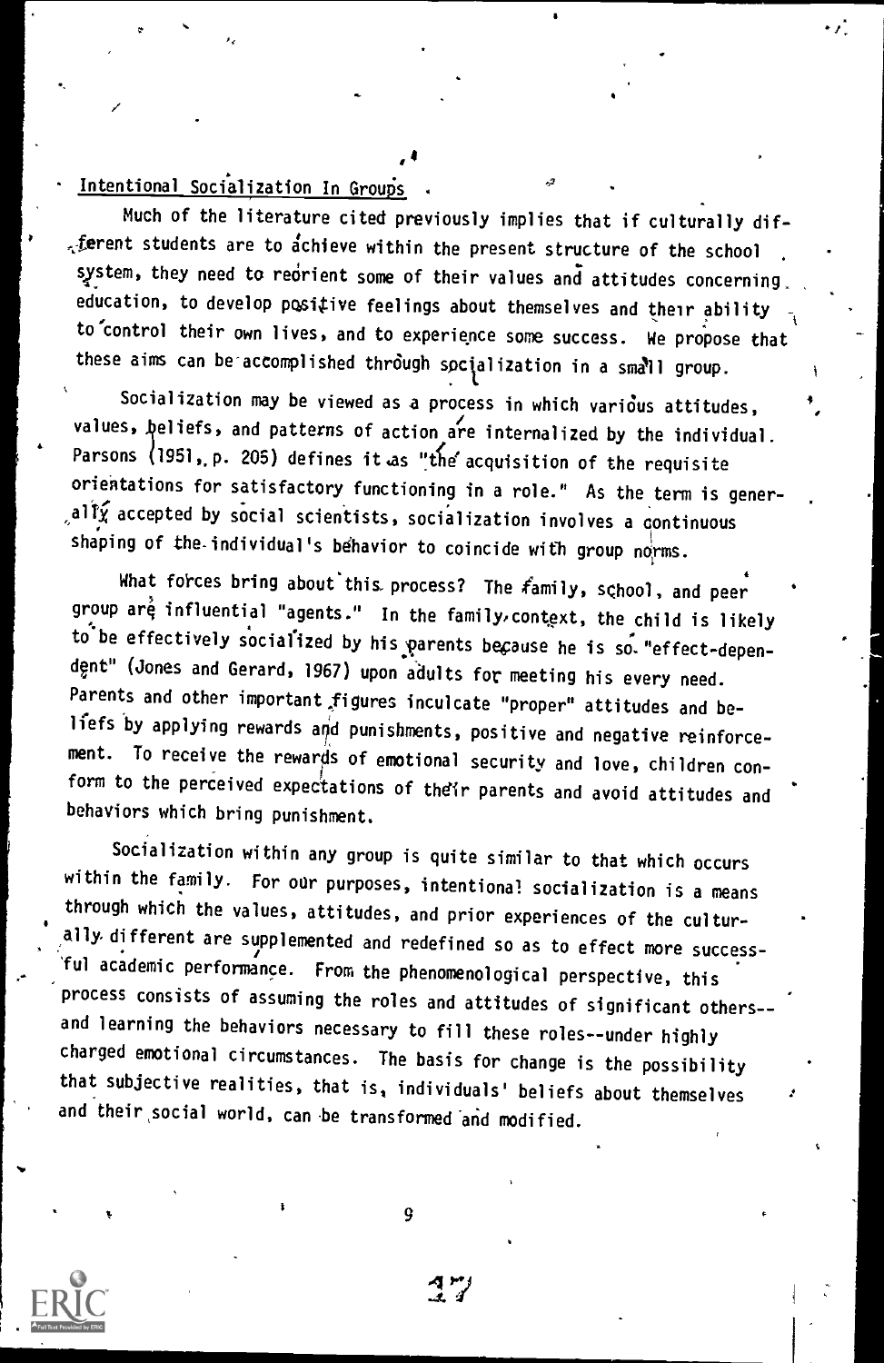## Intentional Socialization In Groups

Much of the literature cited previously implies that if culturally different students are to achieve within the present structure of the school system, they need to reorient some of their values and attitudes concerning education, to develop positive feelings about themselves and their ability to control their own lives, and to experience some success. We propose that these aims can be accomplished through socialization in a small group.

Socialization may be viewed as a process in which various attitudes, values, beliefs, and patterns of action are internalized by the individual. Parsons (1951, p. 205) defines it as "the acquisition of the requisite orientations for satisfactory functioning in a role." As the term is generally accepted by social scientists, socialization involves a continuous shaping of the individual's behavior to coincide with group norms.

What forces bring about this process? The family, school, and peer group are influential "agents." In the family context, the child is likely to be effectively socialized by his parents because he is so "effect-dependent" (Jones and Gerard, 1967) upon adults for meeting his every need. Parents and other important figures inculcate "proper" attitudes and beliefs by applying rewards and punishments, positive and negative reinforcement. To receive the rewards of emotional security and love, children conform to the perceived expectations of their parents and avoid attitudes and behaviors which bring punishment.

Socialization within any group is quite similar to that which occurs within the family. For our purposes, intentional socialization is a means through which the values, attitudes, and prior experiences of the culturally different are supplemented and redefined so as to effect more successful academic performance. From the phenomenological perspective, this process consists of assuming the roles and attitudes of significant others--and learning the behaviors necessary to fill these roles--under highly charged emotional circumstances. The basis for change is the possibility that subjective realities, that is, individuals' beliefs about themselves and their social world, can be transformed and modified.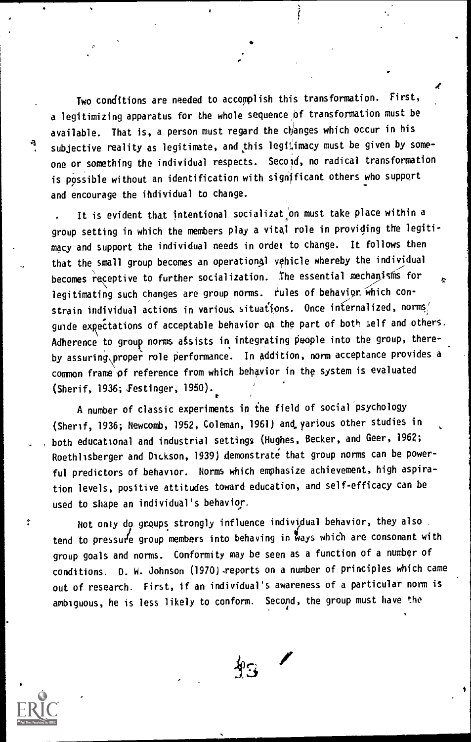Two conditions are needed to accomplish this transformation. First, a legitimizing apparatus for the whole sequence of transformation must be available. That is, a person must regard the changes which occur in his subjective reality as legitimate, and this legitimacy must be given by someone or something the individual respects. Second, no radical transformation is possible without an identification with significant others who support and encourage the individual to change.

It is evident that intentional socialization must take place within a group setting in which the members play a vital role in providing the legitimacy and support the individual needs in order to change. It follows then that the small group becomes an operational vehicle whereby the individual becomes receptive to further socialization. The essential mechanisms for legitimating such changes are group norms. rules of behavior which constrain individual actions in various situations. Once internalized, norms guide expectations of acceptable behavior on the part of both self and others. Adherence to group norms assists in integrating people into the group, thereby assuring proper role performance. In addition, norm acceptance provides a common frame of reference from which behavior in the system is evaluated (Sherif, 1936; Festinger, 1950).

A number of classic experiments in the field of social psychology (Sherif, 1936; Newcomb, 1952, Coleman, 1961) and various other studies in both educational and industrial settings (Hughes, Becker, and Geer, 1962; Roethlisberger and Dickson, 1939) demonstrate that group norms can be powerful predictors of behavior. Norms which emphasize achievement, high aspiration levels, positive attitudes toward education, and self-efficacy can be used to shape an individual's behavior.

Not only do groups strongly influence individual behavior, they also tend to pressure group members into behaving in ways which are consonant with group goals and norms. Conformity may be seen as a function of a number of conditions. D. W. Johnson (1970) reports on a number of principles which came out of research. First, if an individual's awareness of a particular norm is ambiguous, he is less likely to conform. Second, the group must have the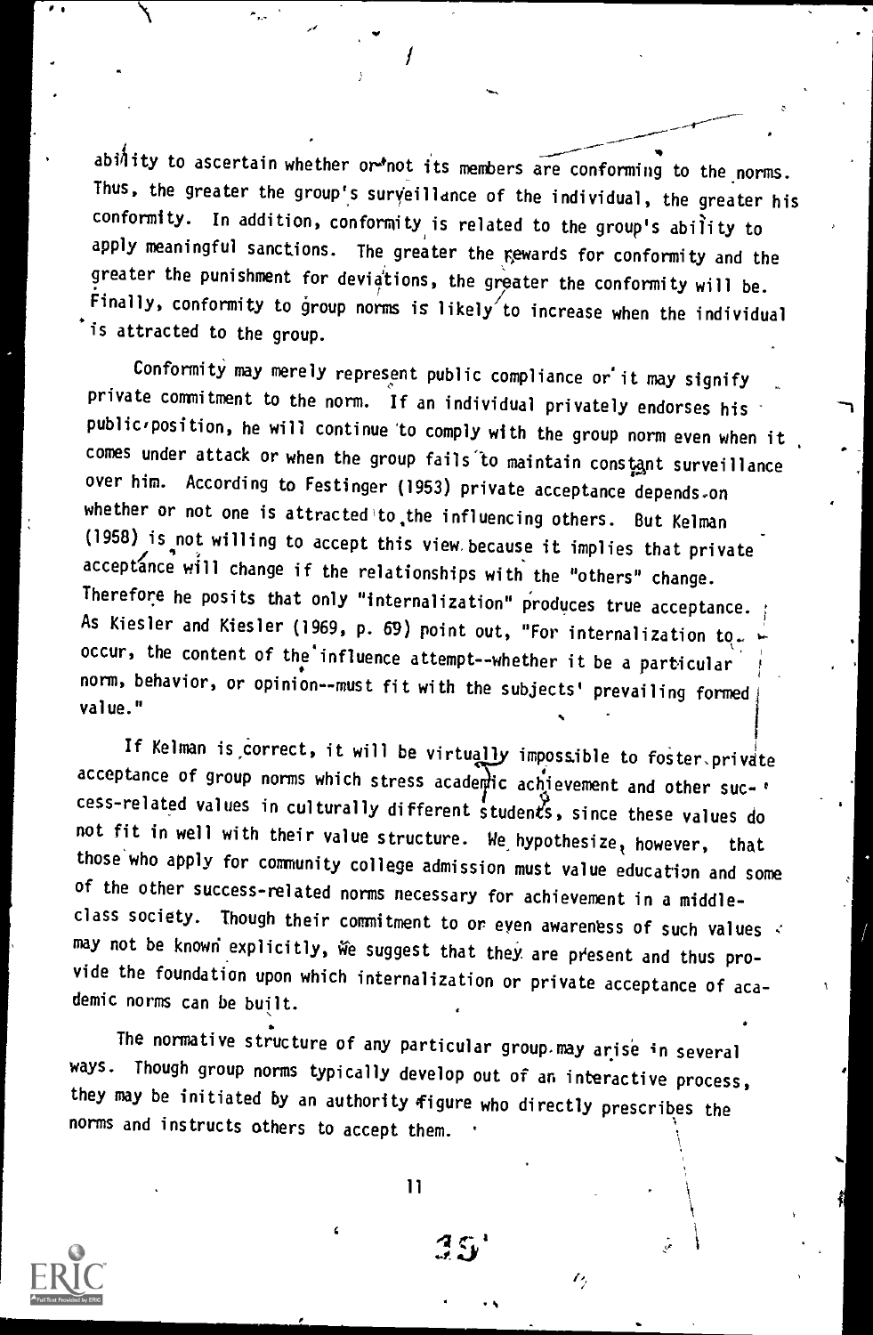ability to ascertain whether or not its members are conforming to the norms. Thus, the greater the group's surveillance of the individual, the greater his conformity. In addition, conformity is related to the group's ability to apply meaningful sanctions. The greater the rewards for conformity and the greater the punishment for deviations, the greater the conformity will be. Finally, conformity to group norms is likely to increase when the individual is attracted to the group.

Conformity may merely represent public compliance or it may signify private commitment to the norm. If an individual privately endorses his public position, he will continue to comply with the group norm even when it comes under attack or when the group fails to maintain constant surveillance over him. According to Festinger (1953) private acceptance depends on whether or not one is attracted to the influencing others. But Kelman (1958) is not willing to accept this view because it implies that private acceptance will change if the relationships with the "others" change. Therefore he posits that only "internalization" produces true acceptance. As Kiesler and Kiesler (1969, p. 69) point out, "For internalization to occur, the content of the influence attempt--whether it be a particular norm, behavior, or opinion--must fit with the subjects' prevailing formed value."

If Kelman is correct, it will be virtually impossible to foster private acceptance of group norms which stress academic achievement and other success-related values in culturally different students, since these values do not fit in well with their value structure. We hypothesize, however, that those who apply for community college admission must value education and some of the other success-related norms necessary for achievement in a middle-class society. Though their commitment to or even awareness of such values may not be known explicitly, we suggest that they are present and thus provide the foundation upon which internalization or private acceptance of academic norms can be built.

The normative structure of any particular group may arise in several ways. Though group norms typically develop out of an interactive process, they may be initiated by an authority figure who directly prescribes the norms and instructs others to accept them.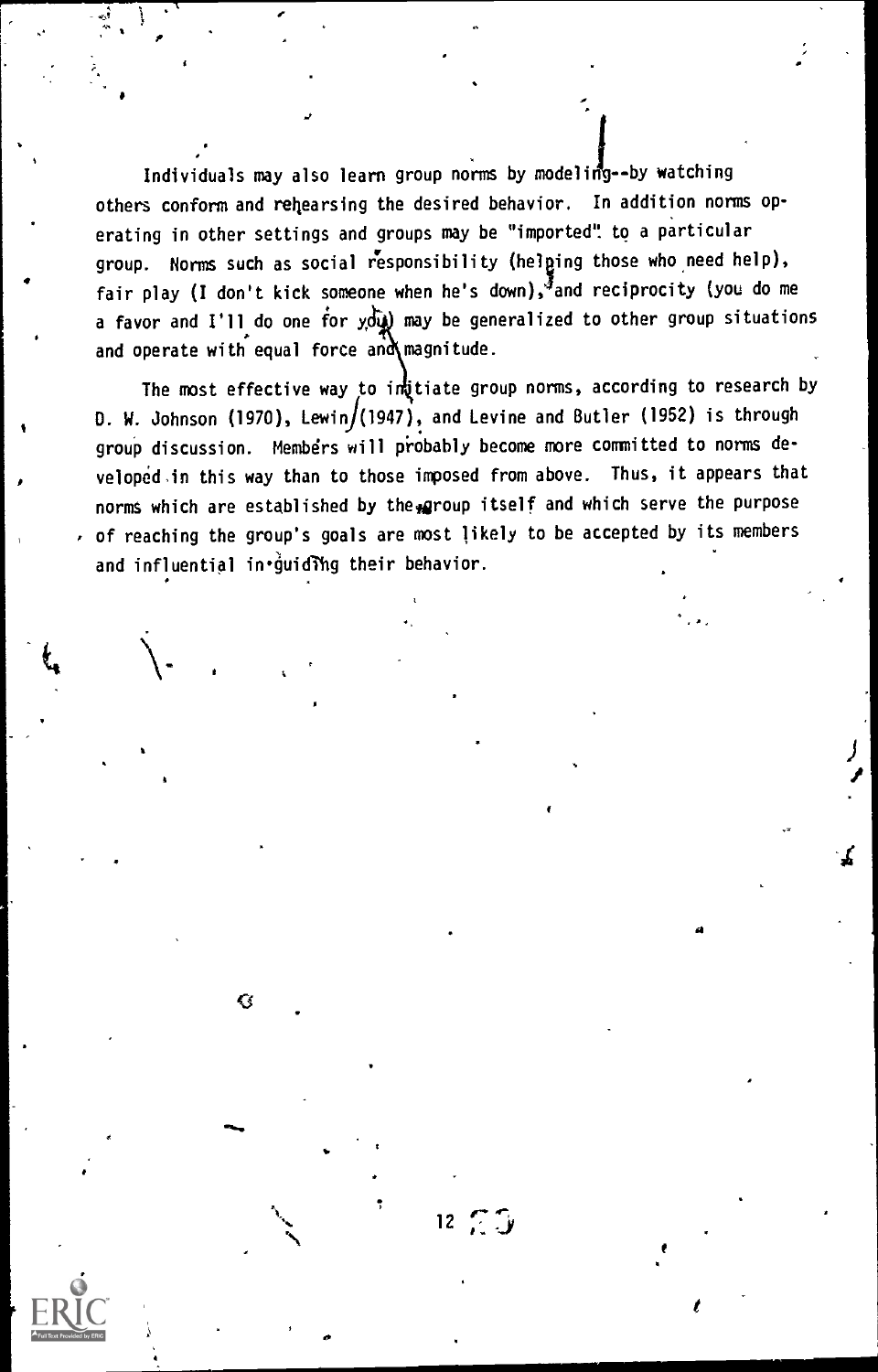Individuals may also learn group norms by modeling--by watching others conform and rehearsing the desired behavior. In addition norms operating in other settings and groups may be "imported" to a particular group. Norms such as social responsibility (helping those who need help), fair play (I don't kick someone when he's down), and reciprocity (you do me a favor and I'll do one for you) may be generalized to other group situations and operate with equal force and magnitude.

The most effective way to initiate group norms, according to research by D. W. Johnson (1970), Lewin (1947), and Levine and Butler (1952) is through group discussion. Members will probably become more committed to norms developed in this way than to those imposed from above. Thus, it appears that norms which are established by the group itself and which serve the purpose of reaching the group's goals are most likely to be accepted by its members and influential in guiding their behavior.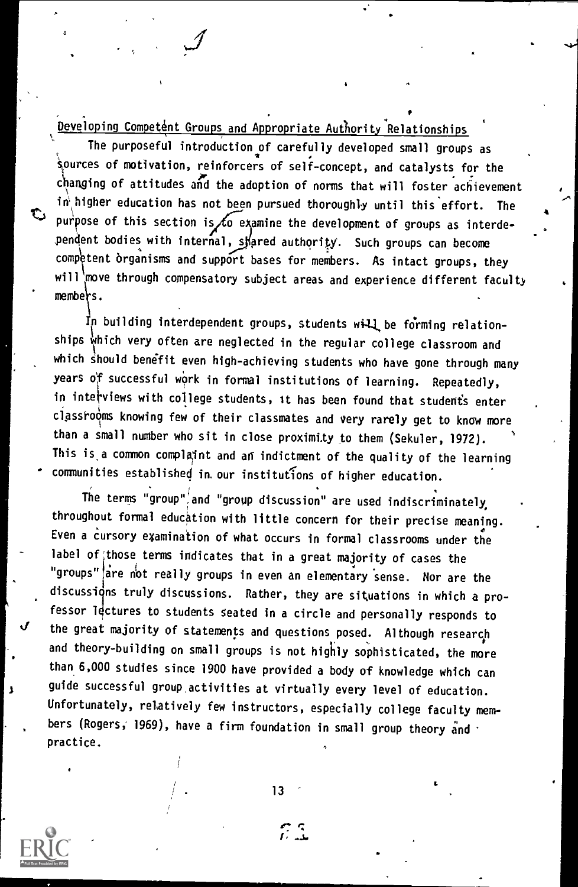## Developing Competent Groups and Appropriate Authority Relationships

The purposeful introduction of carefully developed small groups as sources of motivation, reinforcers of self-concept, and catalysts for the changing of attitudes and the adoption of norms that will foster achievement in higher education has not been pursued thoroughly until this effort. The purpose of this section is to examine the development of groups as interdependent bodies with internal, shared authority. Such groups can become competent organisms and support bases for members. As intact groups, they will move through compensatory subject areas and experience different faculty members.

In building interdependent groups, students will be forming relationships which very often are neglected in the regular college classroom and which should benefit even high-achieving students who have gone through many years of successful work in formal institutions of learning. Repeatedly, in interviews with college students, it has been found that students enter classrooms knowing few of their classmates and very rarely get to know more than a small number who sit in close proximity to them (Sekuler, 1972). This is a common complaint and an indictment of the quality of the learning communities established in our institutions of higher education.

The terms "group" and "group discussion" are used indiscriminately throughout formal education with little concern for their precise meaning. Even a cursory examination of what occurs in formal classrooms under the label of those terms indicates that in a great majority of cases the "groups" are not really groups in even an elementary sense. Nor are the discussions truly discussions. Rather, they are situations in which a professor lectures to students seated in a circle and personally responds to the great majority of statements and questions posed. Although research and theory-building on small groups is not highly sophisticated, the more than 6,000 studies since 1900 have provided a body of knowledge which can guide successful group activities at virtually every level of education. Unfortunately, relatively few instructors, especially college faculty members (Rogers, 1969), have a firm foundation in small group theory and practice.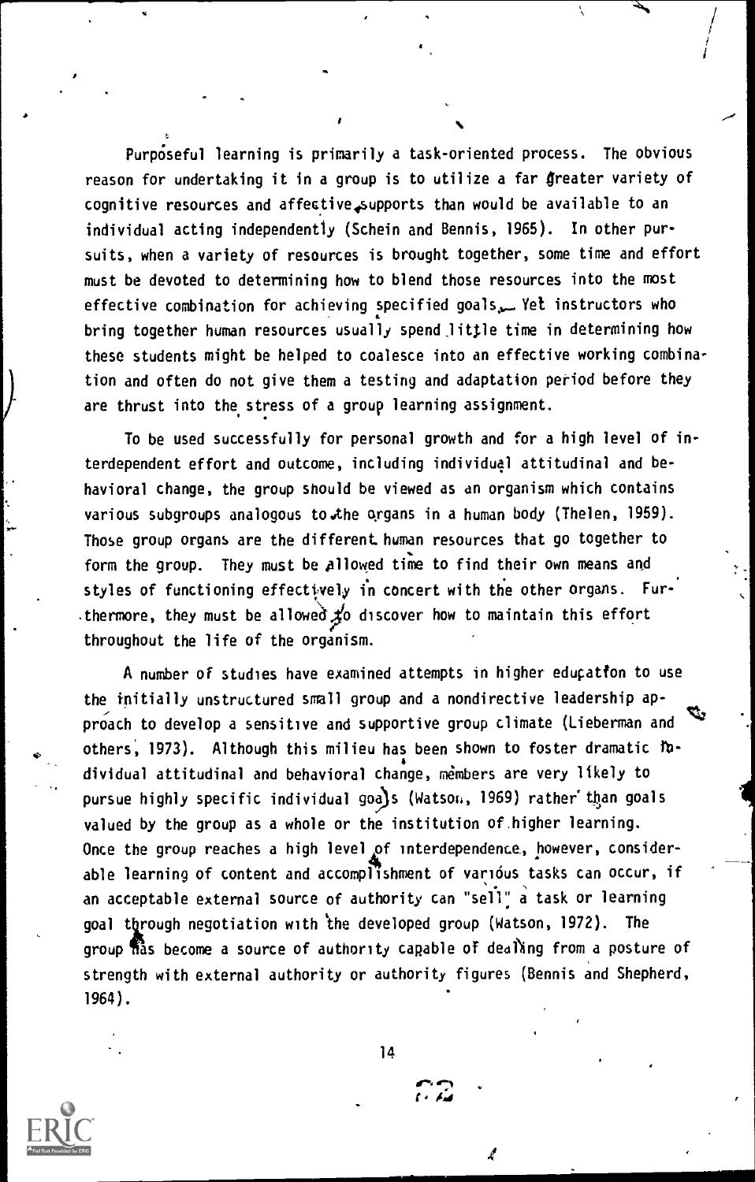Purposeful learning is primarily a task-oriented process. The obvious reason for undertaking it in a group is to utilize a far greater variety of cognitive resources and affective supports than would be available to an individual acting independently (Schein and Bennis, 1965). In other pursuits, when a variety of resources is brought together, some time and effort must be devoted to determining how to blend those resources into the most effective combination for achieving specified goals. Yet instructors who bring together human resources usually spend little time in determining how these students might be helped to coalesce into an effective working combination and often do not give them a testing and adaptation period before they are thrust into the stress of a group learning assignment.

To be used successfully for personal growth and for a high level of interdependent effort and outcome, including individual attitudinal and behavioral change, the group should be viewed as an organism which contains various subgroups analogous to the organs in a human body (Thelen, 1959). Those group organs are the different human resources that go together to form the group. They must be allowed time to find their own means and styles of functioning effectively in concert with the other organs. Furthermore, they must be allowed to discover how to maintain this effort throughout the life of the organism.

A number of studies have examined attempts in higher education to use the initially unstructured small group and a nondirective leadership approach to develop a sensitive and supportive group climate (Lieberman and others, 1973). Although this milieu has been shown to foster dramatic individual attitudinal and behavioral change, members are very likely to pursue highly specific individual goals (Watson, 1969) rather than goals valued by the group as a whole or the institution of higher learning. Once the group reaches a high level of interdependence, however, considerable learning of content and accomplishment of various tasks can occur, if an acceptable external source of authority can "sell" a task or learning goal through negotiation with the developed group (Watson, 1972). The group has become a source of authority capable of dealing from a posture of strength with external authority or authority figures (Bennis and Shepherd, 1964).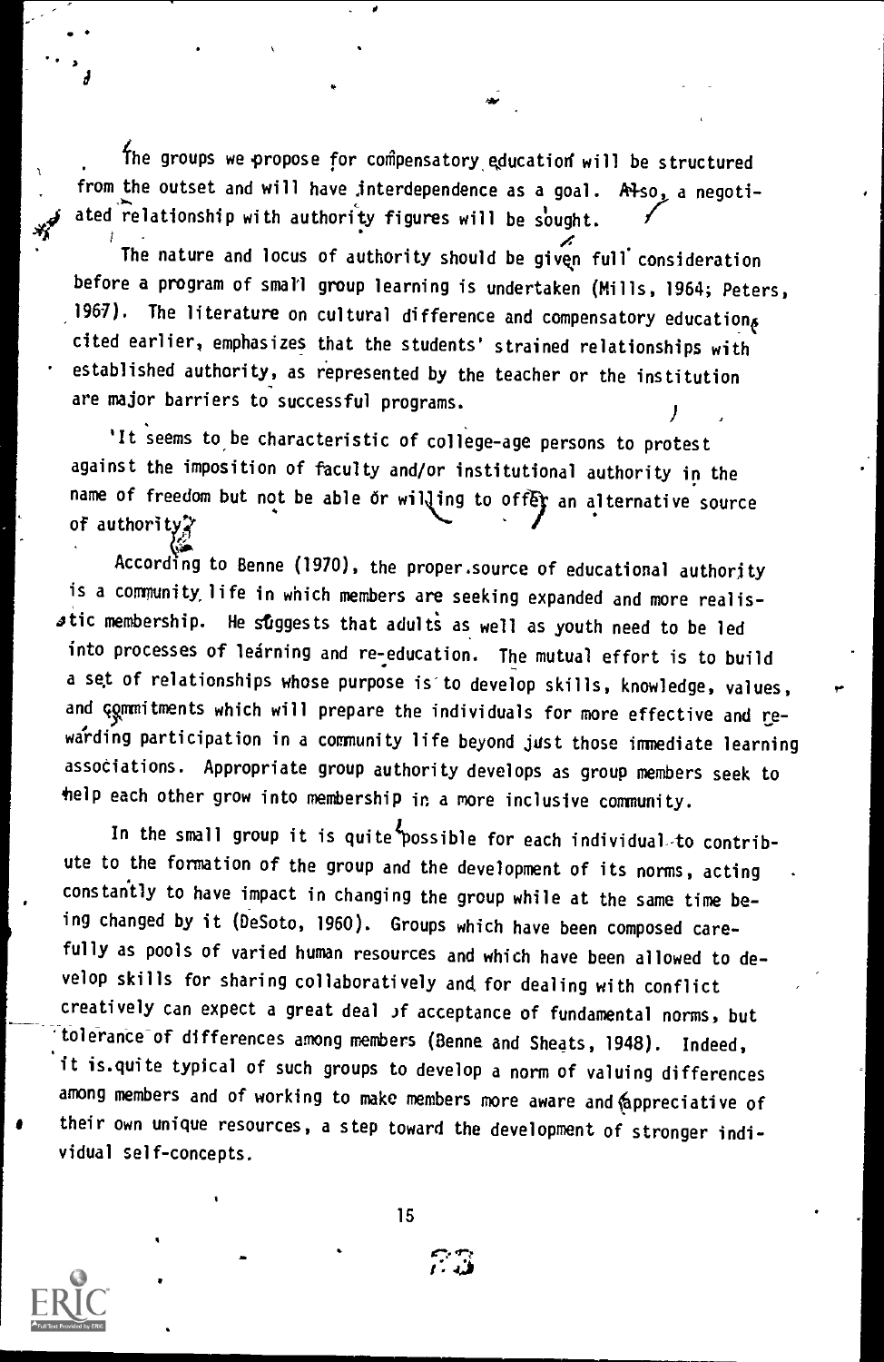The groups we propose for compensatory education will be structured from the outset and will have interdependence as a goal. Also, a negotiated relationship with authority figures will be sought.

The nature and locus of authority should be given full consideration before a program of small group learning is undertaken (Mills, 1964; Peters, 1967). The literature on cultural difference and compensatory education, cited earlier, emphasizes that the students' strained relationships with established authority, as represented by the teacher or the institution are major barriers to successful programs.

It seems to be characteristic of college-age persons to protest against the imposition of faculty and/or institutional authority in the name of freedom but not be able or willing to offer an alternative source of authority.

According to Benne (1970), the proper source of educational authority is a community life in which members are seeking expanded and more realistic membership. He suggests that adults as well as youth need to be led into processes of learning and re-education. The mutual effort is to build a set of relationships whose purpose is to develop skills, knowledge, values, and commitments which will prepare the individuals for more effective and rewarding participation in a community life beyond just those immediate learning associations. Appropriate group authority develops as group members seek to help each other grow into membership in a more inclusive community.

In the small group it is quite possible for each individual to contribute to the formation of the group and the development of its norms, acting constantly to have impact in changing the group while at the same time being changed by it (DeSoto, 1960). Groups which have been composed carefully as pools of varied human resources and which have been allowed to develop skills for sharing collaboratively and for dealing with conflict creatively can expect a great deal of acceptance of fundamental norms, but tolerance of differences among members (Benne and Sheats, 1948). Indeed, it is quite typical of such groups to develop a norm of valuing differences among members and of working to make members more aware and appreciative of their own unique resources, a step toward the development of stronger individual self-concepts.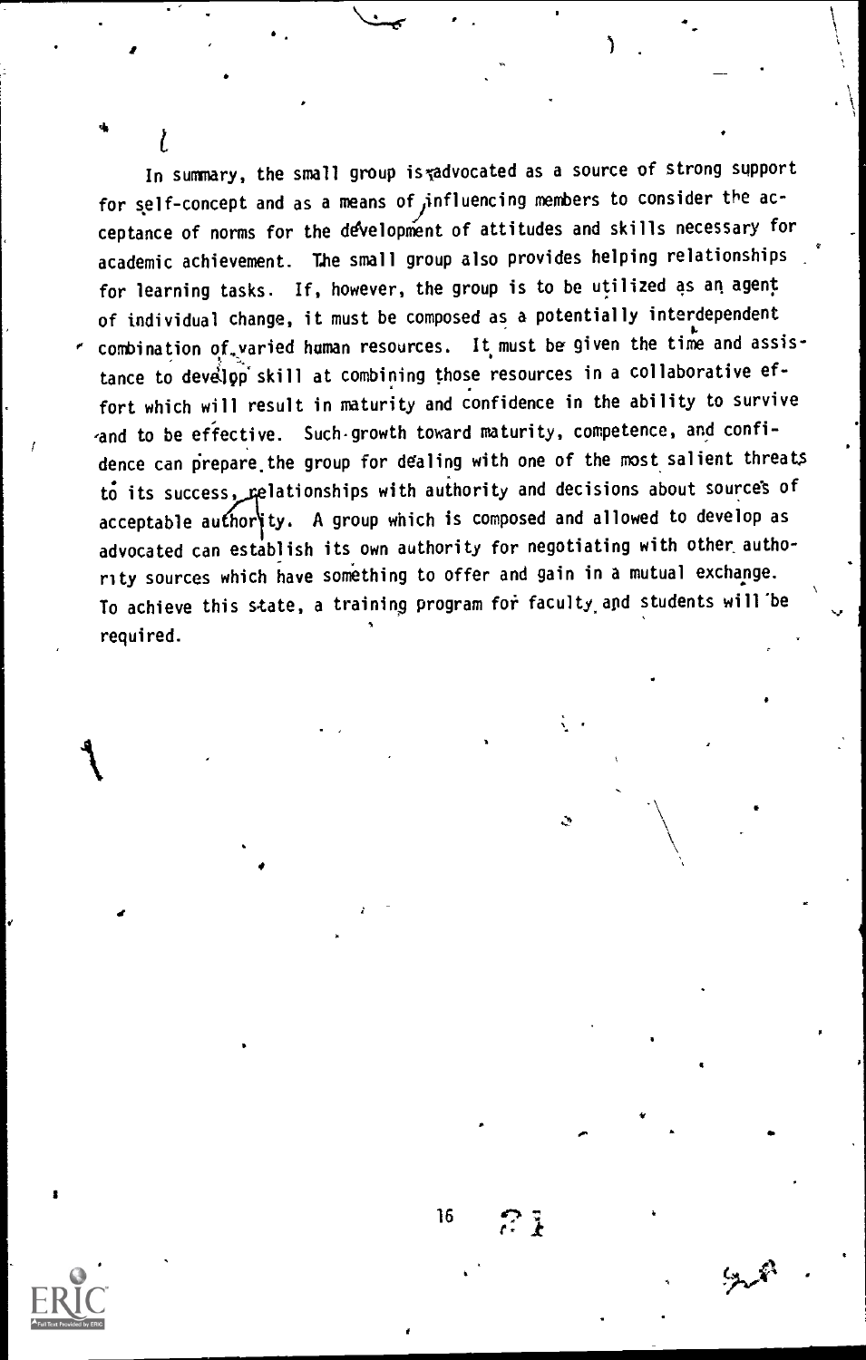In summary, the small group is advocated as a source of strong support for self-concept and as a means of influencing members to consider the acceptance of norms for the development of attitudes and skills necessary for academic achievement. The small group also provides helping relationships for learning tasks. If, however, the group is to be utilized as an agent of individual change, it must be composed as a potentially interdependent combination of varied human resources. It must be given the time and assistance to develop skill at combining those resources in a collaborative effort which will result in maturity and confidence in the ability to survive and to be effective. Such growth toward maturity, competence, and confidence can prepare the group for dealing with one of the most salient threats to its success, relationships with authority and decisions about sources of acceptable authority. A group which is composed and allowed to develop as advocated can establish its own authority for negotiating with other authority sources which have something to offer and gain in a mutual exchange. To achieve this state, a training program for faculty and students will be required.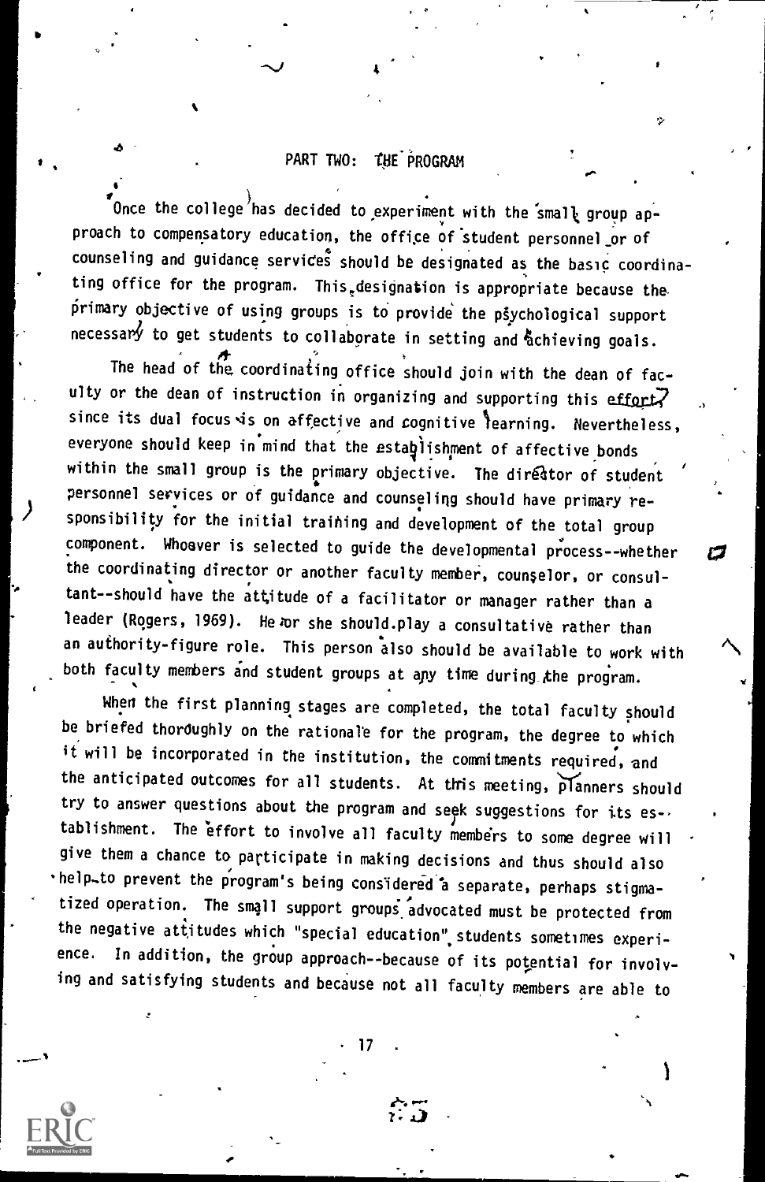# PART TWO: THE PROGRAM

Once the college has decided to experiment with the small group approach to compensatory education, the office of student personnel or of counseling and guidance services should be designated as the basic coordinating office for the program. This designation is appropriate because the primary objective of using groups is to provide the psychological support necessary to get students to collaborate in setting and achieving goals.

The head of the coordinating office should join with the dean of faculty or the dean of instruction in organizing and supporting this effort, since its dual focus is on affective and cognitive learning. Nevertheless, everyone should keep in mind that the establishment of affective bonds within the small group is the primary objective. The director of student personnel services or of guidance and counseling should have primary responsibility for the initial training and development of the total group component. Whoever is selected to guide the developmental process--whether the coordinating director or another faculty member, counselor, or consultant--should have the attitude of a facilitator or manager rather than a leader (Rogers, 1969). He or she should play a consultative rather than an authority-figure role. This person also should be available to work with both faculty members and student groups at any time during the program.

When the first planning stages are completed, the total faculty should be briefed thoroughly on the rationale for the program, the degree to which it will be incorporated in the institution, the commitments required, and the anticipated outcomes for all students. At this meeting, planners should try to answer questions about the program and seek suggestions for its establishment. The effort to involve all faculty members to some degree will give them a chance to participate in making decisions and thus should also help to prevent the program's being considered a separate, perhaps stigmatized operation. The small support groups advocated must be protected from the negative attitudes which "special education" students sometimes experience. In addition, the group approach--because of its potential for involving and satisfying students and because not all faculty members are able to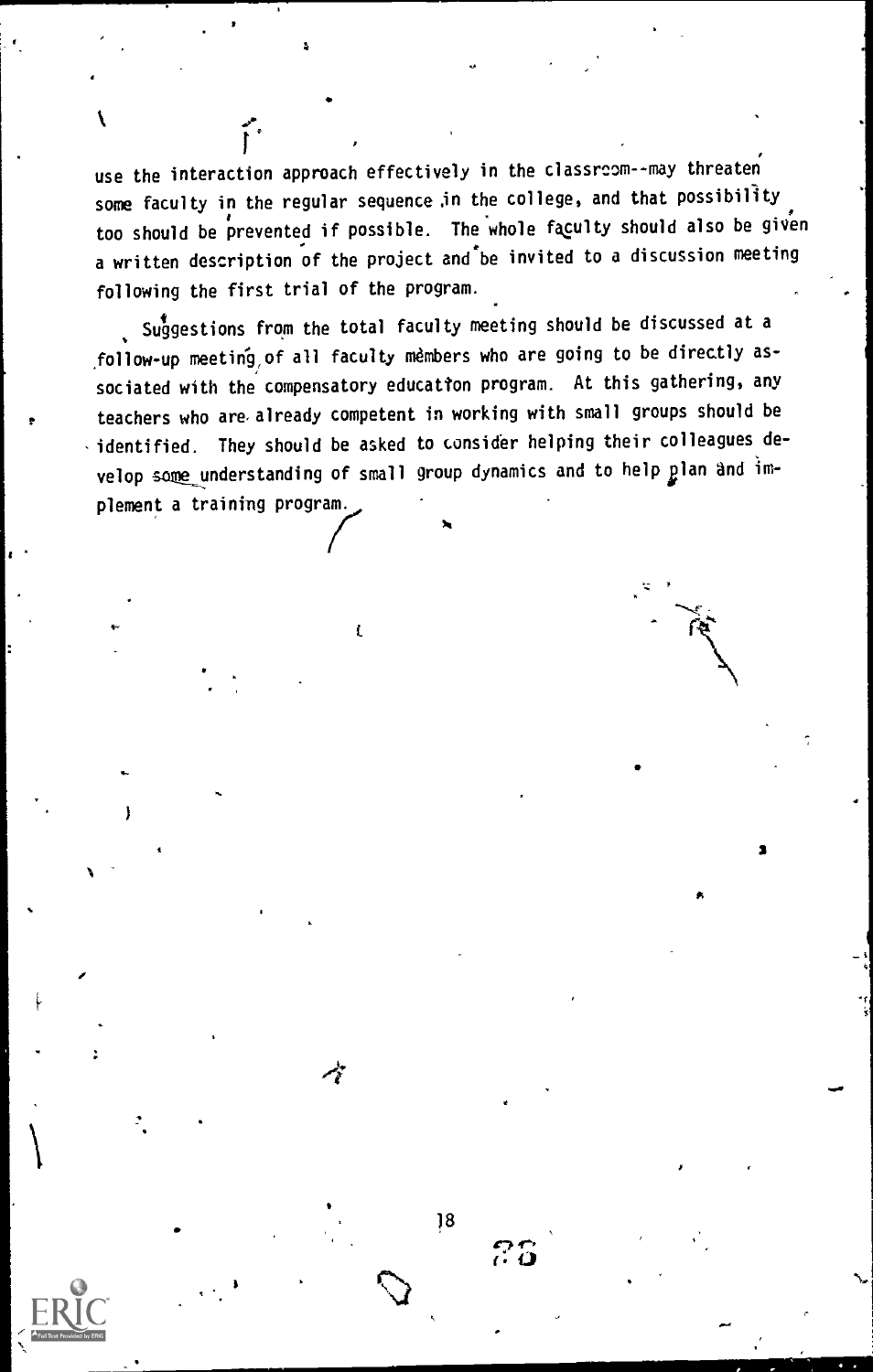use the interaction approach effectively in the classroom--may threaten some faculty in the regular sequence in the college, and that possibility too should be prevented if possible. The whole faculty should also be given a written description of the project and be invited to a discussion meeting following the first trial of the program.

Suggestions from the total faculty meeting should be discussed at a follow-up meeting of all faculty members who are going to be directly associated with the compensatory education program. At this gathering, any teachers who are already competent in working with small groups should be identified. They should be asked to consider helping their colleagues develop some understanding of small group dynamics and to help plan and implement a training program.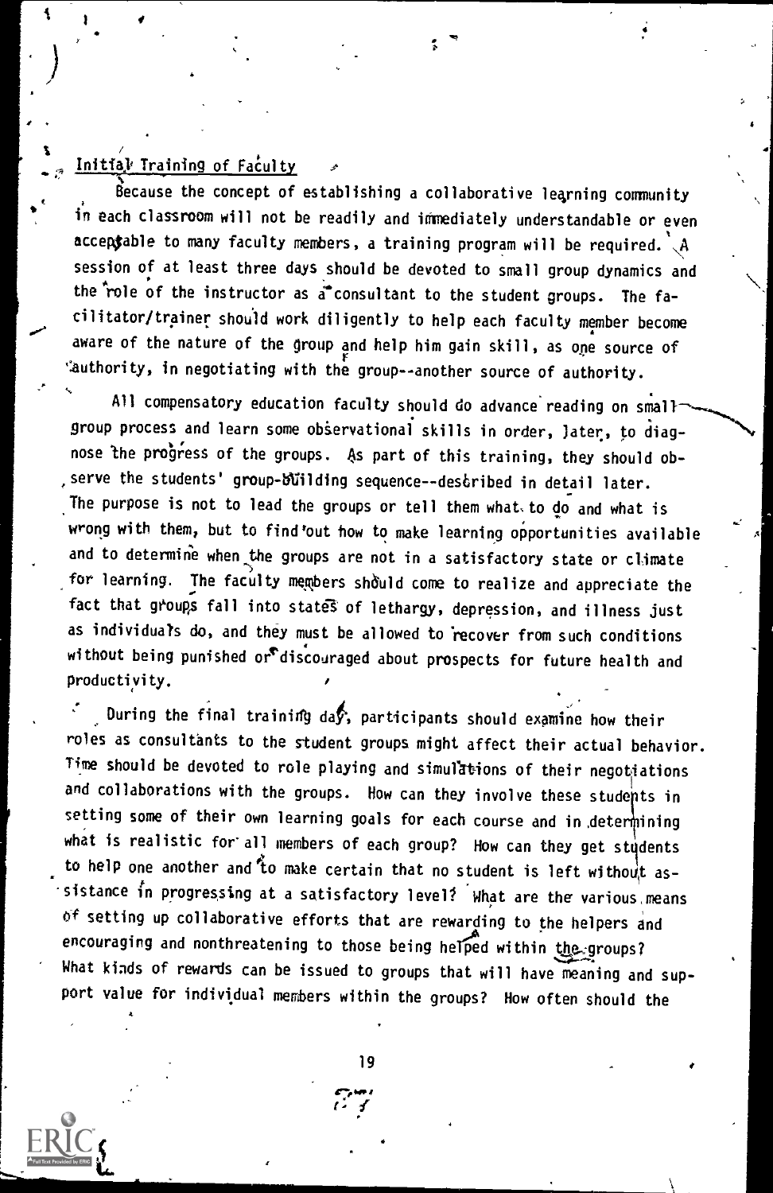## Initial Training of Faculty

Because the concept of establishing a collaborative learning community in each classroom will not be readily and immediately understandable or even acceptable to many faculty members, a training program will be required. A session of at least three days should be devoted to small group dynamics and the role of the instructor as a consultant to the student groups. The facilitator/trainer should work diligently to help each faculty member become aware of the nature of the group and help him gain skill, as one source of authority, in negotiating with the group--another source of authority.

All compensatory education faculty should do advance reading on small-group process and learn some observational skills in order, later, to diagnose the progress of the groups. As part of this training, they should observe the students' group-building sequence--described in detail later. The purpose is not to lead the groups or tell them what to do and what is wrong with them, but to find out how to make learning opportunities available and to determine when the groups are not in a satisfactory state or climate for learning. The faculty members should come to realize and appreciate the fact that groups fall into states of lethargy, depression, and illness just as individuals do, and they must be allowed to recover from such conditions without being punished or discouraged about prospects for future health and productivity.

During the final training day, participants should examine how their roles as consultants to the student groups might affect their actual behavior. Time should be devoted to role playing and simulations of their negotiations and collaborations with the groups. How can they involve these students in setting some of their own learning goals for each course and in determining what is realistic for all members of each group? How can they get students to help one another and to make certain that no student is left without assistance in progressing at a satisfactory level? What are the various means of setting up collaborative efforts that are rewarding to the helpers and encouraging and nonthreatening to those being helped within the groups? What kinds of rewards can be issued to groups that will have meaning and support value for individual members within the groups? How often should the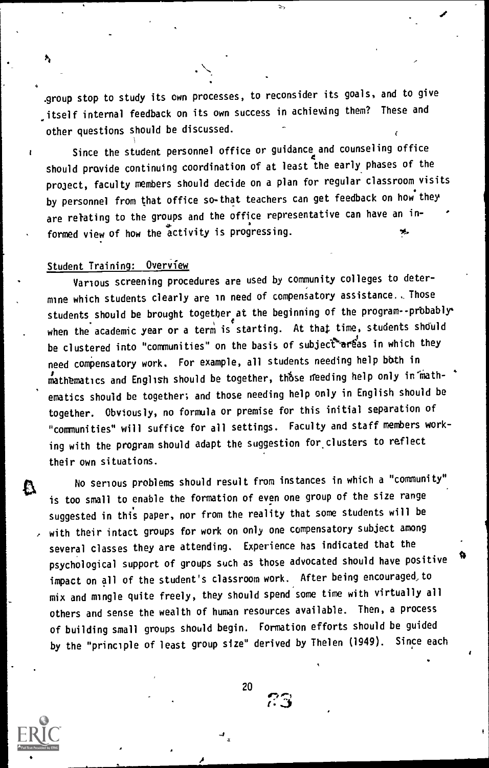group stop to study its own processes, to reconsider its goals, and to give itself internal feedback on its own success in achieving them? These and other questions should be discussed.

Since the student personnel office or guidance and counseling office should provide continuing coordination of at least the early phases of the project, faculty members should decide on a plan for regular classroom visits by personnel from that office so that teachers can get feedback on how they are relating to the groups and the office representative can have an informed view of how the activity is progressing.

## Student Training: Overview

Various screening procedures are used by community colleges to determine which students clearly are in need of compensatory assistance. Those students should be brought together at the beginning of the program--probably when the academic year or a term is starting. At that time, students should be clustered into "communities" on the basis of subject areas in which they need compensatory work. For example, all students needing help both in mathematics and English should be together, those needing help only in mathematics should be together; and those needing help only in English should be together. Obviously, no formula or premise for this initial separation of "communities" will suffice for all settings. Faculty and staff members working with the program should adapt the suggestion for clusters to reflect their own situations.

No serious problems should result from instances in which a "community" is too small to enable the formation of even one group of the size range suggested in this paper, nor from the reality that some students will be with their intact groups for work on only one compensatory subject among several classes they are attending. Experience has indicated that the psychological support of groups such as those advocated should have positive impact on all of the student's classroom work. After being encouraged to mix and mingle quite freely, they should spend some time with virtually all others and sense the wealth of human resources available. Then, a process of building small groups should begin. Formation efforts should be guided by the "principle of least group size" derived by Thelen (1949). Since each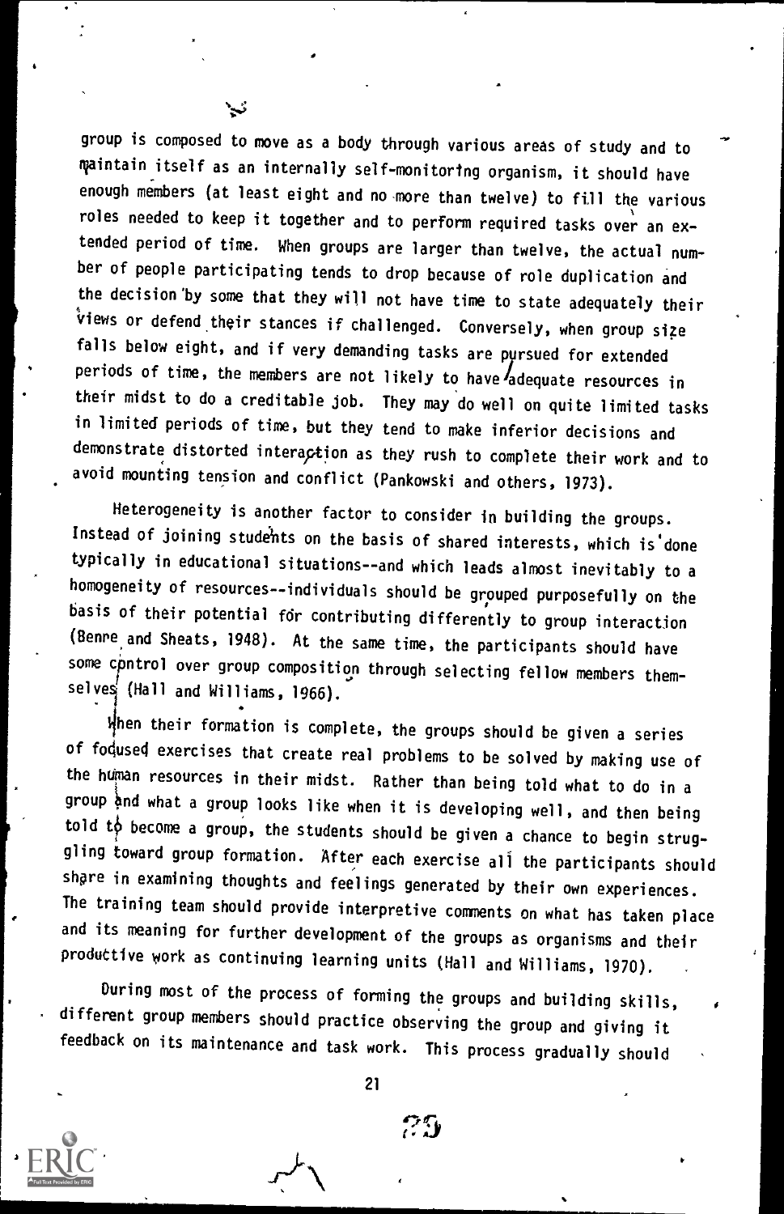group is composed to move as a body through various areas of study and to maintain itself as an internally self-monitoring organism, it should have enough members (at least eight and no more than twelve) to fill the various roles needed to keep it together and to perform required tasks over an extended period of time. When groups are larger than twelve, the actual number of people participating tends to drop because of role duplication and the decision by some that they will not have time to state adequately their views or defend their stances if challenged. Conversely, when group size falls below eight, and if very demanding tasks are pursued for extended periods of time, the members are not likely to have adequate resources in their midst to do a creditable job. They may do well on quite limited tasks in limited periods of time, but they tend to make inferior decisions and demonstrate distorted interaction as they rush to complete their work and to avoid mounting tension and conflict (Pankowski and others, 1973).

Heterogeneity is another factor to consider in building the groups. Instead of joining students on the basis of shared interests, which is done typically in educational situations--and which leads almost inevitably to a homogeneity of resources--individuals should be grouped purposefully on the basis of their potential for contributing differently to group interaction (Benne and Sheats, 1948). At the same time, the participants should have some control over group composition through selecting fellow members themselves (Hall and Williams, 1966).

When their formation is complete, the groups should be given a series of focused exercises that create real problems to be solved by making use of the human resources in their midst. Rather than being told what to do in a group and what a group looks like when it is developing well, and then being told to become a group, the students should be given a chance to begin struggling toward group formation. After each exercise all the participants should share in examining thoughts and feelings generated by their own experiences. The training team should provide interpretive comments on what has taken place and its meaning for further development of the groups as organisms and their productive work as continuing learning units (Hall and Williams, 1970).

During most of the process of forming the groups and building skills, different group members should practice observing the group and giving it feedback on its maintenance and task work. This process gradually should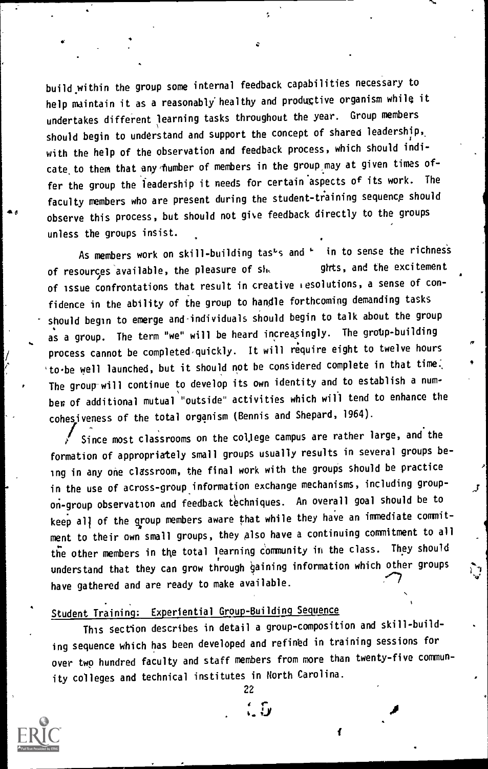build within the group some internal feedback capabilities necessary to help maintain it as a reasonably healthy and productive organism while it undertakes different learning tasks throughout the year. Group members should begin to understand and support the concept of shared leadership, with the help of the observation and feedback process, which should indicate to them that any number of members in the group may at given times offer the group the leadership it needs for certain aspects of its work. The faculty members who are present during the student-training sequence should observe this process, but should not give feedback directly to the groups unless the groups insist.

As members work on skill-building tasks and begin to sense the richness of resources available, the pleasure of sharing insights, and the excitement of issue confrontations that result in creative resolutions, a sense of confidence in the ability of the group to handle forthcoming demanding tasks should begin to emerge and individuals should begin to talk about the group as a group. The term "we" will be heard increasingly. The group-building process cannot be completed quickly. It will require eight to twelve hours to be well launched, but it should not be considered complete in that time. The group will continue to develop its own identity and to establish a number of additional mutual "outside" activities which will tend to enhance the cohesiveness of the total organism (Bennis and Shepard, 1964).

Since most classrooms on the college campus are rather large, and the formation of appropriately small groups usually results in several groups being in any one classroom, the final work with the groups should be practice in the use of across-group information exchange mechanisms, including group-on-group observation and feedback techniques. An overall goal should be to keep all of the group members aware that while they have an immediate commitment to their own small groups, they also have a continuing commitment to all the other members in the total learning community in the class. They should understand that they can grow through gaining information which other groups have gathered and are ready to make available.

## Student Training: Experiential Group-Building Sequence

This section describes in detail a group-composition and skill-building sequence which has been developed and refined in training sessions for over two hundred faculty and staff members from more than twenty-five community colleges and technical institutes in North Carolina.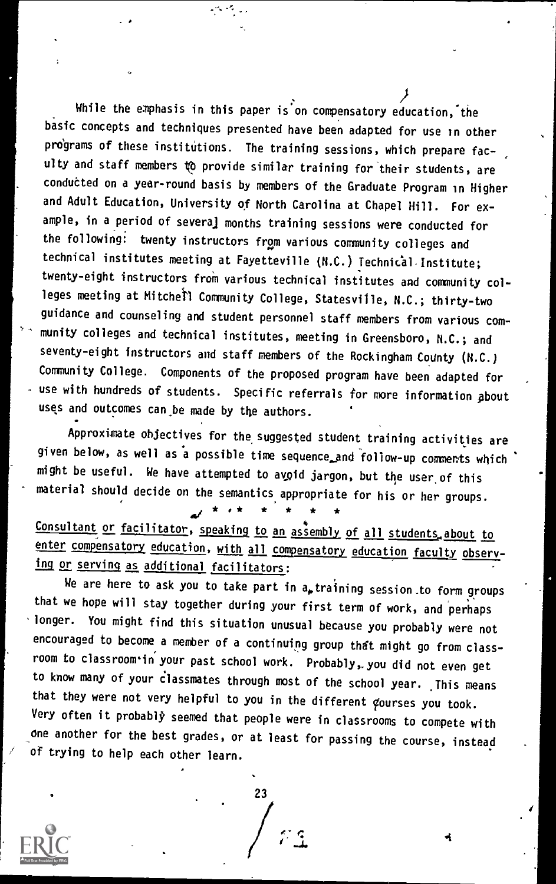While the emphasis in this paper is on compensatory education, the basic concepts and techniques presented have been adapted for use in other programs of these institutions. The training sessions, which prepare faculty and staff members to provide similar training for their students, are conducted on a year-round basis by members of the Graduate Program in Higher and Adult Education, University of North Carolina at Chapel Hill. For example, in a period of several months training sessions were conducted for the following: twenty instructors from various community colleges and technical institutes meeting at Fayetteville (N.C.) Technical Institute; twenty-eight instructors from various technical institutes and community colleges meeting at Mitchell Community College, Statesville, N.C.; thirty-two guidance and counseling and student personnel staff members from various community colleges and technical institutes, meeting in Greensboro, N.C.; and seventy-eight instructors and staff members of the Rockingham County (N.C.) Community College. Components of the proposed program have been adapted for use with hundreds of students. Specific referrals for more information about uses and outcomes can be made by the authors.

Approximate objectives for the suggested student training activities are given below, as well as a possible time sequence and follow-up comments which might be useful. We have attempted to avoid jargon, but the user of this material should decide on the semantics appropriate for his or her groups.

\* \* \* \* \* \* \*

<u>Consultant or facilitator, speaking to an assembly of all students about to enter compensatory education, with all compensatory education faculty observing or serving as additional facilitators:</u>

We are here to ask you to take part in a training session to form groups that we hope will stay together during your first term of work, and perhaps longer. You might find this situation unusual because you probably were not encouraged to become a member of a continuing group that might go from classroom to classroom in your past school work. Probably, you did not even get to know many of your classmates through most of the school year. This means that they were not very helpful to you in the different courses you took. Very often it probably seemed that people were in classrooms to compete with one another for the best grades, or at least for passing the course, instead of trying to help each other learn.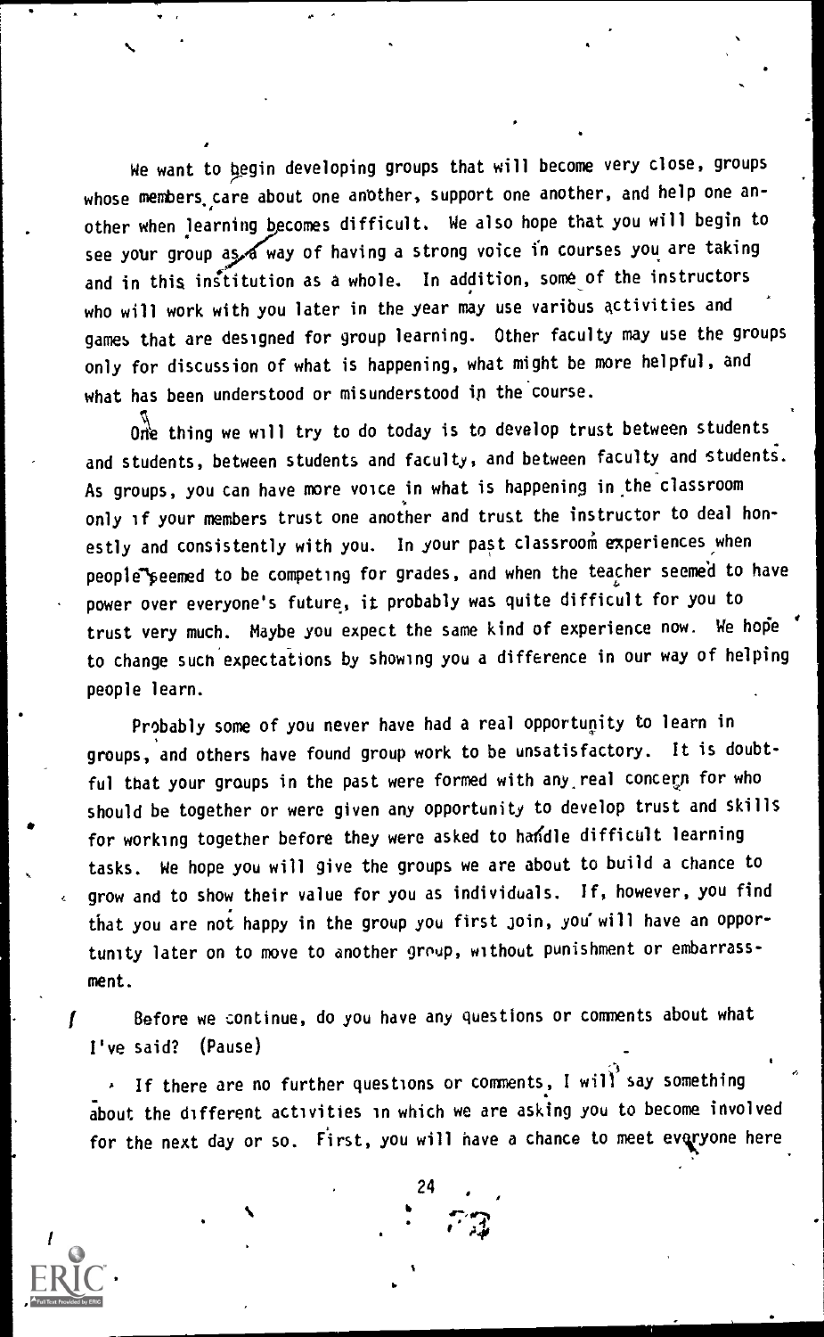We want to begin developing groups that will become very close, groups whose members care about one another, support one another, and help one another when learning becomes difficult. We also hope that you will begin to see your group as a way of having a strong voice in courses you are taking and in this institution as a whole. In addition, some of the instructors who will work with you later in the year may use various activities and games that are designed for group learning. Other faculty may use the groups only for discussion of what is happening, what might be more helpful, and what has been understood or misunderstood in the course.

One thing we will try to do today is to develop trust between students and students, between students and faculty, and between faculty and students. As groups, you can have more voice in what is happening in the classroom only if your members trust one another and trust the instructor to deal honestly and consistently with you. In your past classroom experiences when people seemed to be competing for grades, and when the teacher seemed to have power over everyone's future, it probably was quite difficult for you to trust very much. Maybe you expect the same kind of experience now. We hope to change such expectations by showing you a difference in our way of helping people learn.

Probably some of you never have had a real opportunity to learn in groups, and others have found group work to be unsatisfactory. It is doubtful that your groups in the past were formed with any real concern for who should be together or were given any opportunity to develop trust and skills for working together before they were asked to handle difficult learning tasks. We hope you will give the groups we are about to build a chance to grow and to show their value for you as individuals. If, however, you find that you are not happy in the group you first join, you will have an opportunity later on to move to another group, without punishment or embarrassment.

Before we continue, do you have any questions or comments about what I've said? (Pause)

If there are no further questions or comments, I will say something about the different activities in which we are asking you to become involved for the next day or so. First, you will have a chance to meet everyone here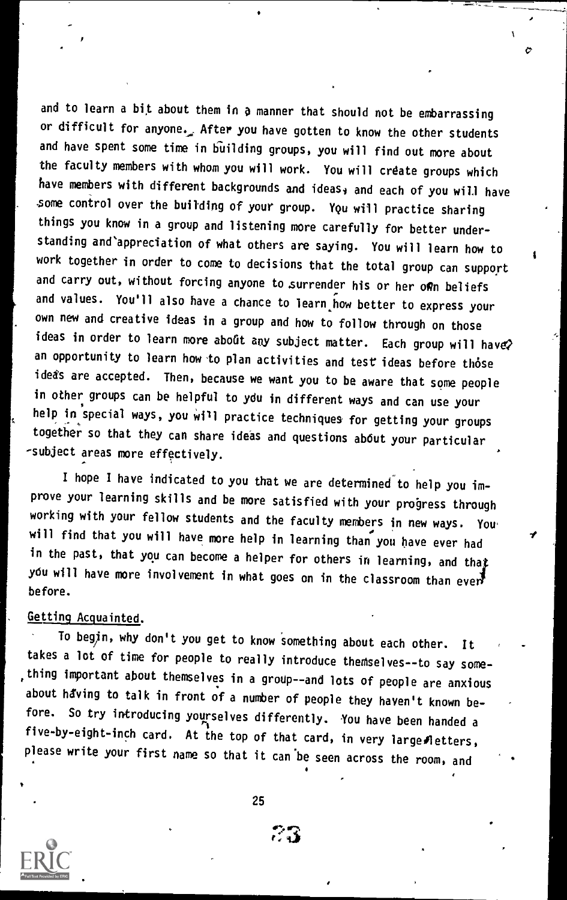and to learn a bit about them in a manner that should not be embarrassing or difficult for anyone. After you have gotten to know the other students and have spent some time in building groups, you will find out more about the faculty members with whom you will work. You will create groups which have members with different backgrounds and ideas, and each of you will have some control over the building of your group. You will practice sharing things you know in a group and listening more carefully for better understanding and appreciation of what others are saying. You will learn how to work together in order to come to decisions that the total group can support and carry out, without forcing anyone to surrender his or her own beliefs and values. You'll also have a chance to learn how better to express your own new and creative ideas in a group and how to follow through on those ideas in order to learn more about any subject matter. Each group will have an opportunity to learn how to plan activities and test ideas before those ideas are accepted. Then, because we want you to be aware that some people in other groups can be helpful to you in different ways and can use your help in special ways, you will practice techniques for getting your groups together so that they can share ideas and questions about your particular subject areas more effectively.

I hope I have indicated to you that we are determined to help you improve your learning skills and be more satisfied with your progress through working with your fellow students and the faculty members in new ways. You will find that you will have more help in learning than you have ever had in the past, that you can become a helper for others in learning, and that you will have more involvement in what goes on in the classroom than ever before.

Getting Acquainted.

To begin, why don't you get to know something about each other. It takes a lot of time for people to really introduce themselves--to say something important about themselves in a group--and lots of people are anxious about having to talk in front of a number of people they haven't known before. So try introducing yourselves differently. You have been handed a five-by-eight-inch card. At the top of that card, in very large letters, please write your first name so that it can be seen across the room, and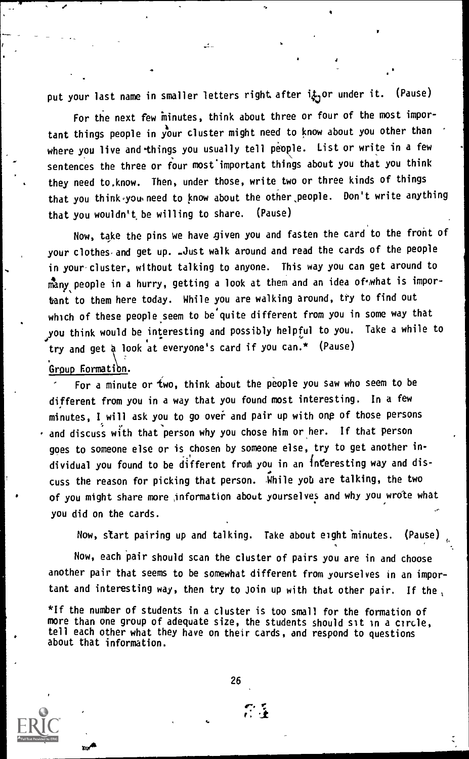put your last name in smaller letters right after it or under it. (Pause)

For the next few minutes, think about three or four of the most important things people in your cluster might need to know about you other than where you live and things you usually tell people. List or write in a few sentences the three or four most important things about you that you think they need to know. Then, under those, write two or three kinds of things that you think you need to know about the other people. Don't write anything that you wouldn't be willing to share. (Pause)

Now, take the pins we have given you and fasten the card to the front of your clothes and get up. Just walk around and read the cards of the people in your cluster, without talking to anyone. This way you can get around to many people in a hurry, getting a look at them and an idea of what is important to them here today. While you are walking around, try to find out which of these people seem to be quite different from you in some way that you think would be interesting and possibly helpful to you. Take a while to try and get a look at everyone's card if you can.* (Pause)

Group Formation.

For a minute or two, think about the people you saw who seem to be different from you in a way that you found most interesting. In a few minutes, I will ask you to go over and pair up with one of those persons and discuss with that person why you chose him or her. If that person goes to someone else or is chosen by someone else, try to get another individual you found to be different from you in an interesting way and discuss the reason for picking that person. While you are talking, the two of you might share more information about yourselves and why you wrote what you did on the cards.

Now, start pairing up and talking. Take about eight minutes. (Pause)

Now, each pair should scan the cluster of pairs you are in and choose another pair that seems to be somewhat different from yourselves in an important and interesting way, then try to join up with that other pair. If the

*If the number of students in a cluster is too small for the formation of more than one group of adequate size, the students should sit in a circle, tell each other what they have on their cards, and respond to questions about that information.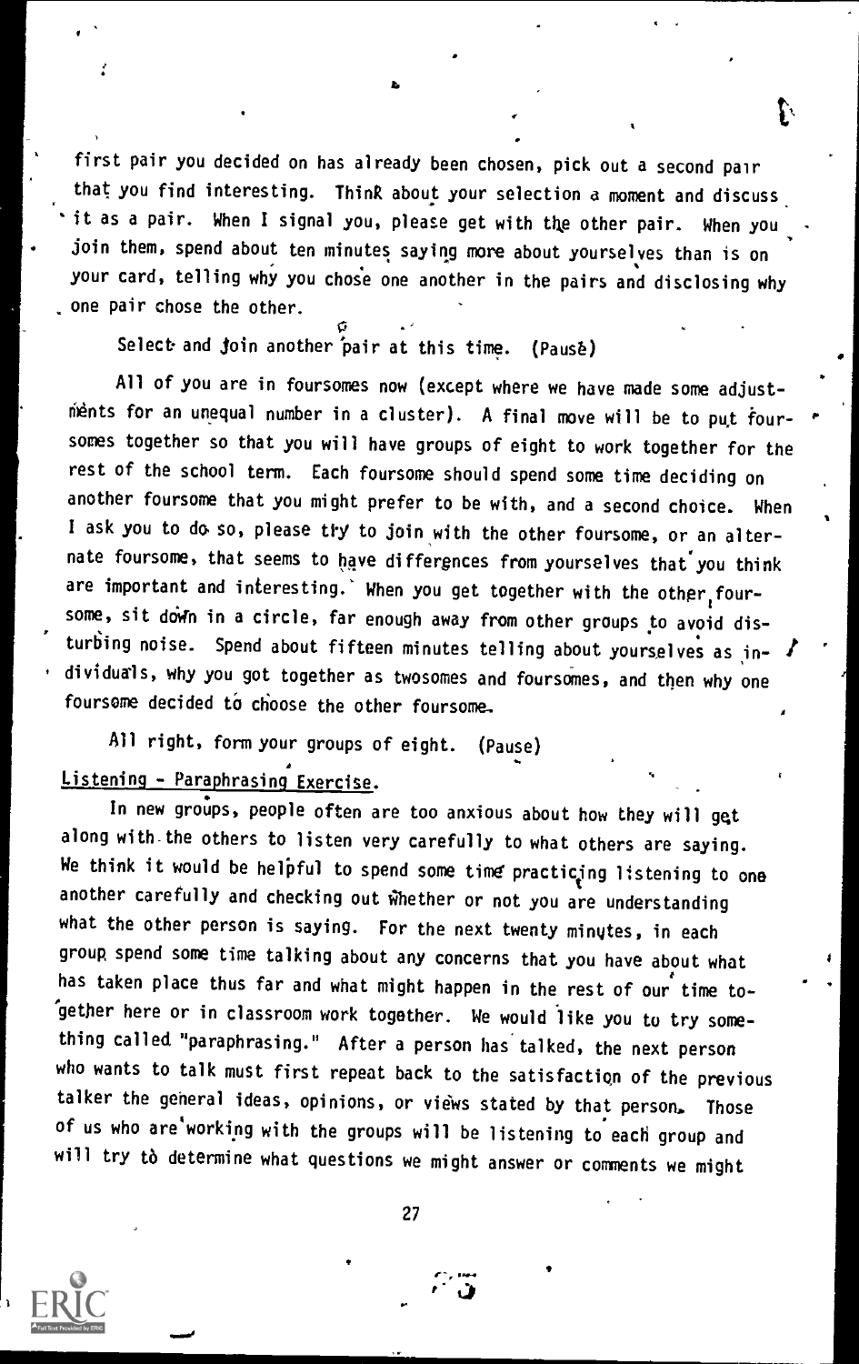first pair you decided on has already been chosen, pick out a second pair that you find interesting. Think about your selection a moment and discuss it as a pair. When I signal you, please get with the other pair. When you join them, spend about ten minutes saying more about yourselves than is on your card, telling why you chose one another in the pairs and disclosing why one pair chose the other.

Select and join another pair at this time. (Pause)

All of you are in foursomes now (except where we have made some adjustments for an unequal number in a cluster). A final move will be to put foursomes together so that you will have groups of eight to work together for the rest of the school term. Each foursome should spend some time deciding on another foursome that you might prefer to be with, and a second choice. When I ask you to do so, please try to join with the other foursome, or an alternate foursome, that seems to have differences from yourselves that you think are important and interesting. When you get together with the other foursome, sit down in a circle, far enough away from other groups to avoid disturbing noise. Spend about fifteen minutes telling about yourselves as individuals, why you got together as twosomes and foursomes, and then why one foursome decided to choose the other foursome.

All right, form your groups of eight. (Pause)

Listening - Paraphrasing Exercise.

In new groups, people often are too anxious about how they will get along with the others to listen very carefully to what others are saying. We think it would be helpful to spend some time practicing listening to one another carefully and checking out whether or not you are understanding what the other person is saying. For the next twenty minutes, in each group spend some time talking about any concerns that you have about what has taken place thus far and what might happen in the rest of our time together here or in classroom work together. We would like you to try something called "paraphrasing." After a person has talked, the next person who wants to talk must first repeat back to the satisfaction of the previous talker the general ideas, opinions, or views stated by that person. Those of us who are working with the groups will be listening to each group and will try to determine what questions we might answer or comments we might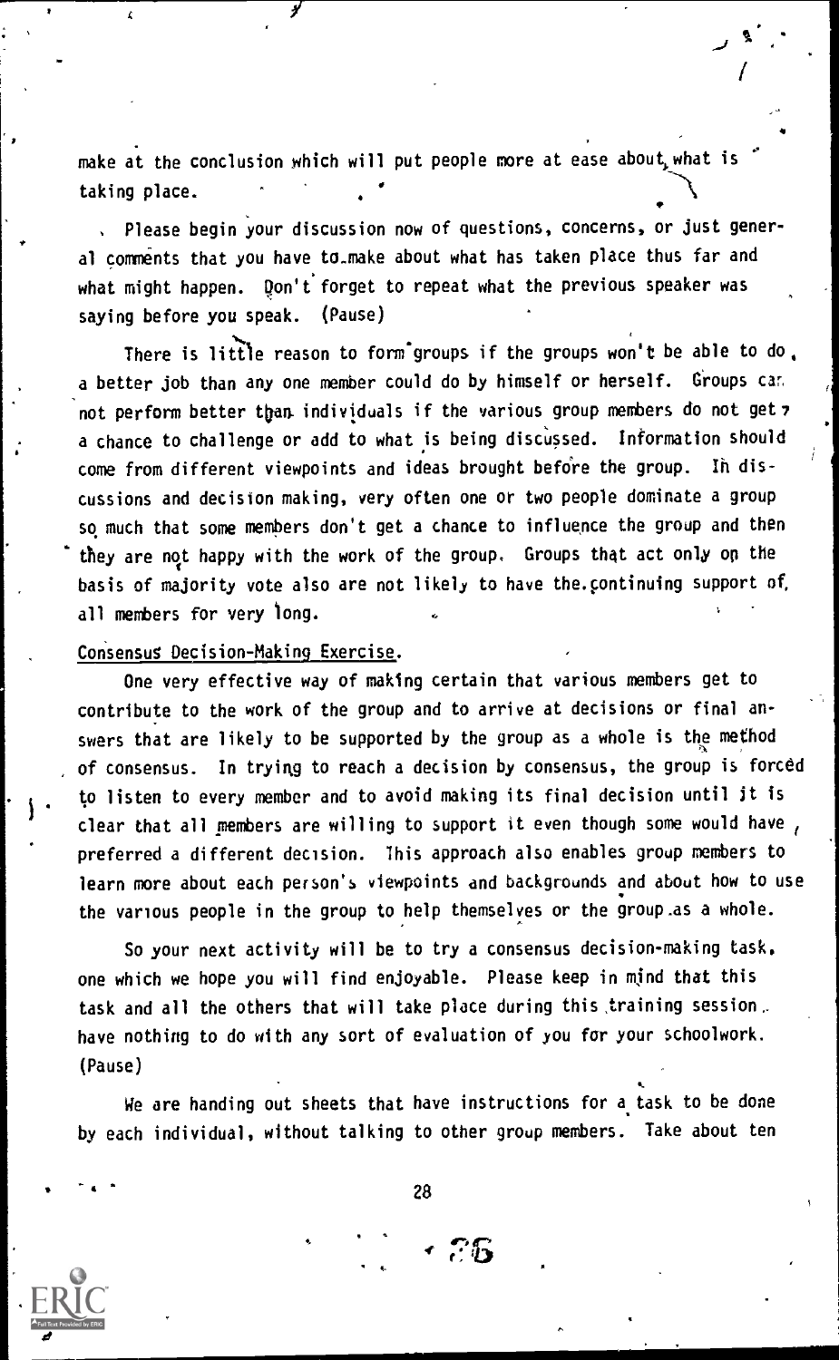make at the conclusion which will put people more at ease about what is taking place.

Please begin your discussion now of questions, concerns, or just general comments that you have to make about what has taken place thus far and what might happen. Don't forget to repeat what the previous speaker was saying before you speak. (Pause)

There is little reason to form groups if the groups won't be able to do a better job than any one member could do by himself or herself. Groups can not perform better than individuals if the various group members do not get a chance to challenge or add to what is being discussed. Information should come from different viewpoints and ideas brought before the group. In discussions and decision making, very often one or two people dominate a group so much that some members don't get a chance to influence the group and then they are not happy with the work of the group. Groups that act only on the basis of majority vote also are not likely to have the continuing support of all members for very long.

Consensus Decision-Making Exercise.

One very effective way of making certain that various members get to contribute to the work of the group and to arrive at decisions or final answers that are likely to be supported by the group as a whole is the method of consensus. In trying to reach a decision by consensus, the group is forced to listen to every member and to avoid making its final decision until it is clear that all members are willing to support it even though some would have preferred a different decision. This approach also enables group members to learn more about each person's viewpoints and backgrounds and about how to use the various people in the group to help themselves or the group as a whole.

So your next activity will be to try a consensus decision-making task, one which we hope you will find enjoyable. Please keep in mind that this task and all the others that will take place during this training session have nothing to do with any sort of evaluation of you for your schoolwork. (Pause)

We are handing out sheets that have instructions for a task to be done by each individual, without talking to other group members. Take about ten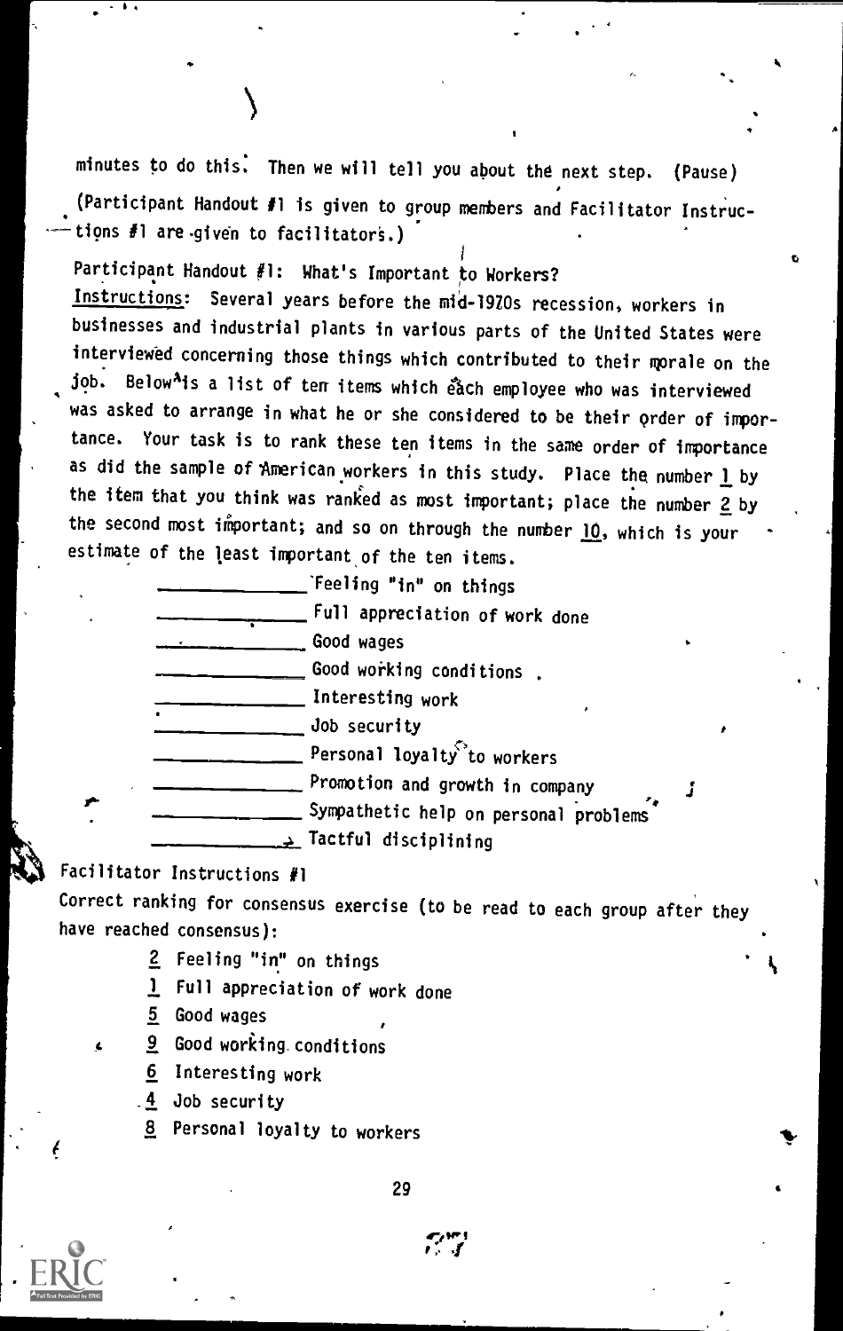minutes to do this. Then we will tell you about the next step. (Pause)

(Participant Handout #1 is given to group members and Facilitator Instructions #1 are given to facilitators.)

Participant Handout #1: What's Important to Workers?

Instructions: Several years before the mid-1970s recession, workers in businesses and industrial plants in various parts of the United States were interviewed concerning those things which contributed to their morale on the job. Below is a list of ten items which each employee who was interviewed was asked to arrange in what he or she considered to be their order of importance. Your task is to rank these ten items in the same order of importance as did the sample of American workers in this study. Place the number 1 by the item that you think was ranked as most important; place the number 2 by the second most important; and so on through the number 10, which is your estimate of the least important of the ten items.

- ____________ Feeling "in" on things
- ____________ Full appreciation of work done
- ____________ Good wages
- ____________ Good working conditions
- ____________ Interesting work
- ____________ Job security
- ____________ Personal loyalty to workers
- ____________ Promotion and growth in company
- ____________ Sympathetic help on personal problems
- ____________ Tactful disciplining

Facilitator Instructions #1

Correct ranking for consensus exercise (to be read to each group after they have reached consensus):

- 2 Feeling "in" on things
- 1 Full appreciation of work done
- 5 Good wages
- 9 Good working conditions
- 6 Interesting work
- 4 Job security
- 8 Personal loyalty to workers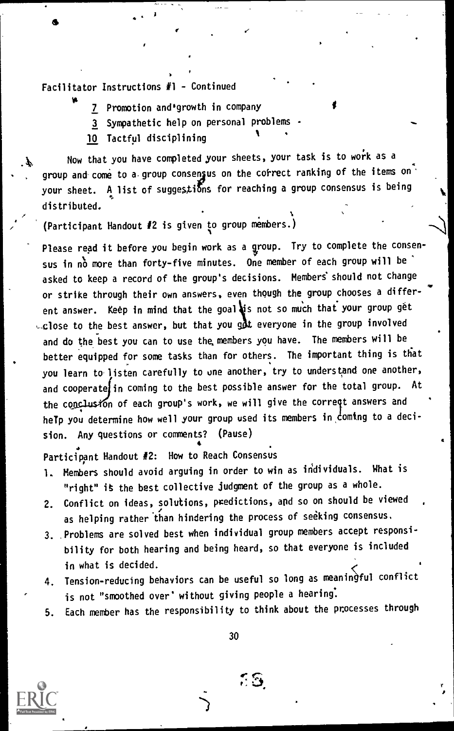Facilitator Instructions #1 - Continued

- 7 Promotion and growth in company
- 3 Sympathetic help on personal problems
- 10 Tactful disciplining

Now that you have completed your sheets, your task is to work as a group and come to a group consensus on the correct ranking of the items on your sheet. A list of suggestions for reaching a group consensus is being distributed.

(Participant Handout #2 is given to group members.)

Please read it before you begin work as a group. Try to complete the consensus in no more than forty-five minutes. One member of each group will be asked to keep a record of the group's decisions. Members should not change or strike through their own answers, even though the group chooses a different answer. Keep in mind that the goal is not so much that your group get close to the best answer, but that you get everyone in the group involved and do the best you can to use the members you have. The members will be better equipped for some tasks than for others. The important thing is that you learn to listen carefully to one another, try to understand one another, and cooperate in coming to the best possible answer for the total group. At the conclusion of each group's work, we will give the correct answers and help you determine how well your group used its members in coming to a decision. Any questions or comments? (Pause)

Participant Handout #2: How to Reach Consensus

1. Members should avoid arguing in order to win as individuals. What is "right" is the best collective judgment of the group as a whole.
2. Conflict on ideas, solutions, predictions, and so on should be viewed as helping rather than hindering the process of seeking consensus.
3. Problems are solved best when individual group members accept responsibility for both hearing and being heard, so that everyone is included in what is decided.
4. Tension-reducing behaviors can be useful so long as meaningful conflict is not "smoothed over" without giving people a hearing.
5. Each member has the responsibility to think about the processes through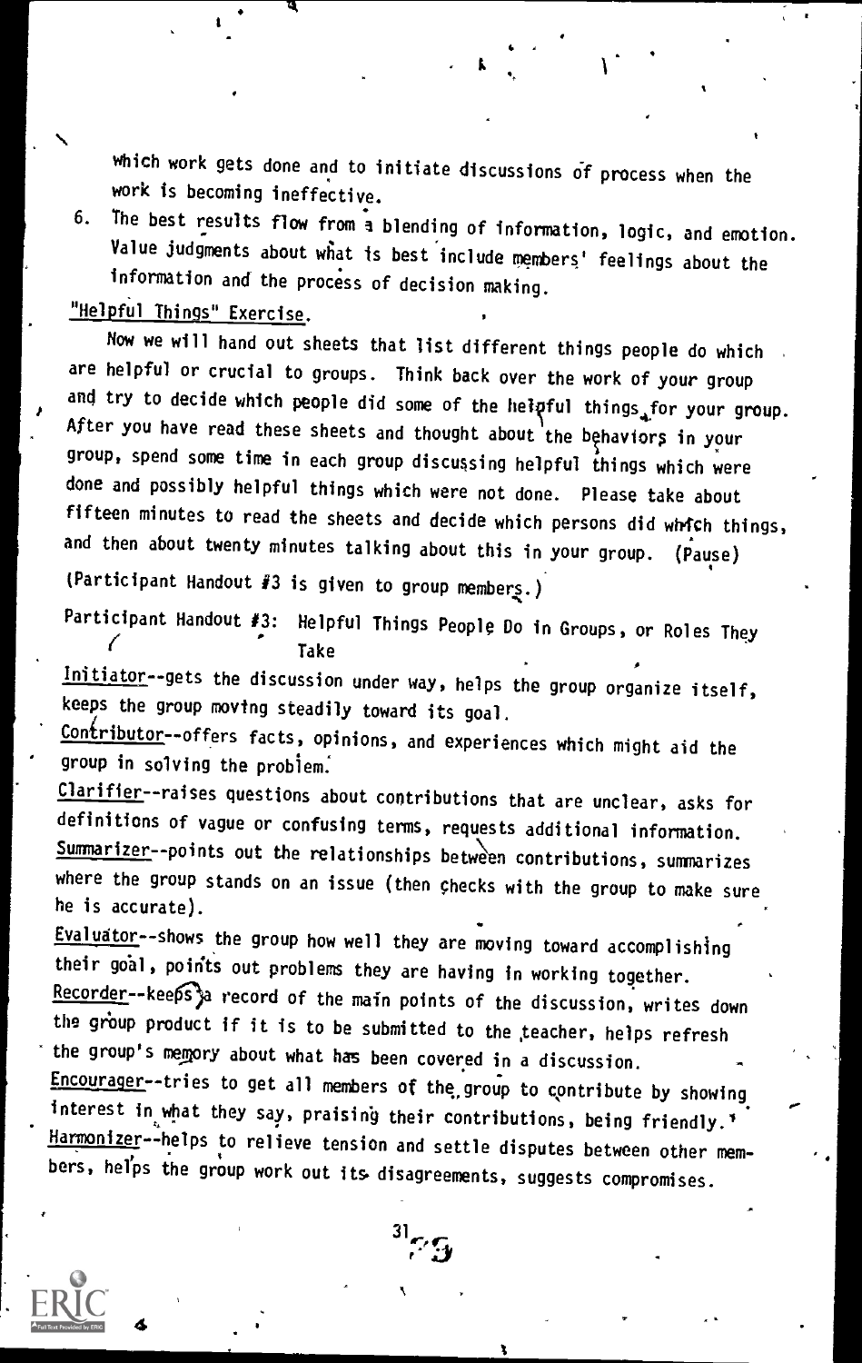which work gets done and to initiate discussions of process when the work is becoming ineffective.

6. The best results flow from a blending of information, logic, and emotion. Value judgments about what is best include members' feelings about the information and the process of decision making.

"Helpful Things" Exercise.

Now we will hand out sheets that list different things people do which are helpful or crucial to groups. Think back over the work of your group and try to decide which people did some of the helpful things for your group. After you have read these sheets and thought about the behaviors in your group, spend some time in each group discussing helpful things which were done and possibly helpful things which were not done. Please take about fifteen minutes to read the sheets and decide which persons did which things, and then about twenty minutes talking about this in your group. (Pause)

(Participant Handout #3 is given to group members.)

Participant Handout #3: Helpful Things People Do in Groups, or Roles They Take

Initiator--gets the discussion under way, helps the group organize itself, keeps the group moving steadily toward its goal.

Contributor--offers facts, opinions, and experiences which might aid the group in solving the problem.

Clarifier--raises questions about contributions that are unclear, asks for definitions of vague or confusing terms, requests additional information.

Summarizer--points out the relationships between contributions, summarizes where the group stands on an issue (then checks with the group to make sure he is accurate).

Evaluator--shows the group how well they are moving toward accomplishing their goal, points out problems they are having in working together.

Recorder--keeps a record of the main points of the discussion, writes down the group product if it is to be submitted to the teacher, helps refresh the group's memory about what has been covered in a discussion.

Encourager--tries to get all members of the group to contribute by showing interest in what they say, praising their contributions, being friendly.

Harmonizer--helps to relieve tension and settle disputes between other members, helps the group work out its disagreements, suggests compromises.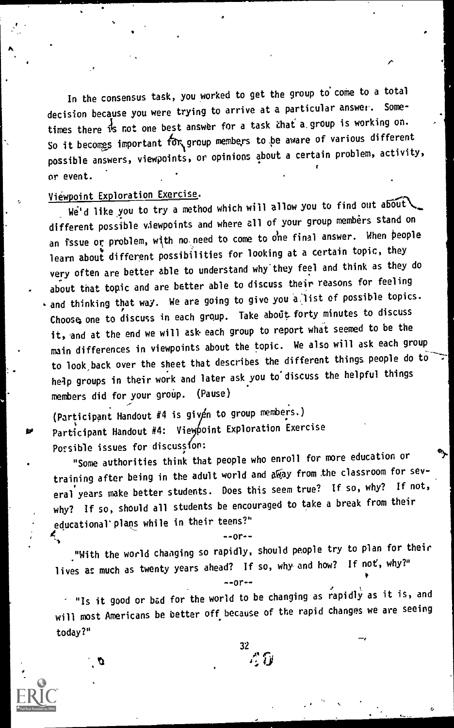In the consensus task, you worked to get the group to come to a total decision because you were trying to arrive at a particular answer. Sometimes there is not one best answer for a task that a group is working on. So it becomes important for group members to be aware of various different possible answers, viewpoints, or opinions about a certain problem, activity, or event.

Viewpoint Exploration Exercise.

We'd like you to try a method which will allow you to find out about different possible viewpoints and where all of your group members stand on an issue or problem, with no need to come to one final answer. When people learn about different possibilities for looking at a certain topic, they very often are better able to understand why they feel and think as they do about that topic and are better able to discuss their reasons for feeling and thinking that way. We are going to give you a list of possible topics. Choose one to discuss in each group. Take about forty minutes to discuss it, and at the end we will ask each group to report what seemed to be the main differences in viewpoints about the topic. We also will ask each group to look back over the sheet that describes the different things people do to help groups in their work and later ask you to discuss the helpful things members did for your group. (Pause)

(Participant Handout #4 is given to group members.)

Participant Handout #4: Viewpoint Exploration Exercise

Possible issues for discussion:

"Some authorities think that people who enroll for more education or training after being in the adult world and away from the classroom for several years make better students. Does this seem true? If so, why? If not, why? If so, should all students be encouraged to take a break from their educational plans while in their teens?"

--or--

"With the world changing so rapidly, should people try to plan for their lives as much as twenty years ahead? If so, why and how? If not, why?"

--or--

"Is it good or bad for the world to be changing as rapidly as it is, and will most Americans be better off because of the rapid changes we are seeing today?"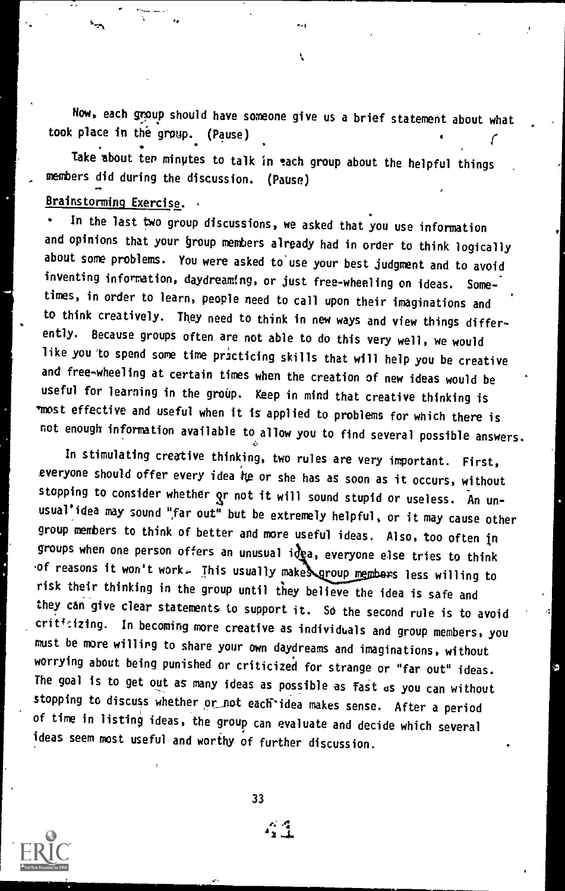Now, each group should have someone give us a brief statement about what took place in the group. (Pause)

Take about ten minutes to talk in each group about the helpful things members did during the discussion. (Pause)

Brainstorming Exercise.

In the last two group discussions, we asked that you use information and opinions that your group members already had in order to think logically about some problems. You were asked to use your best judgment and to avoid inventing information, daydreaming, or just free-wheeling on ideas. Sometimes, in order to learn, people need to call upon their imaginations and to think creatively. They need to think in new ways and view things differently. Because groups often are not able to do this very well, we would like you to spend some time practicing skills that will help you be creative and free-wheeling at certain times when the creation of new ideas would be useful for learning in the group. Keep in mind that creative thinking is most effective and useful when it is applied to problems for which there is not enough information available to allow you to find several possible answers.

In stimulating creative thinking, two rules are very important. First, everyone should offer every idea he or she has as soon as it occurs, without stopping to consider whether or not it will sound stupid or useless. An unusual idea may sound "far out" but be extremely helpful, or it may cause other group members to think of better and more useful ideas. Also, too often in groups when one person offers an unusual idea, everyone else tries to think of reasons it won't work. This usually makes group members less willing to risk their thinking in the group until they believe the idea is safe and they can give clear statements to support it. So the second rule is to avoid criticizing. In becoming more creative as individuals and group members, you must be more willing to share your own daydreams and imaginations, without worrying about being punished or criticized for strange or "far out" ideas. The goal is to get out as many ideas as possible as fast as you can without stopping to discuss whether or not each idea makes sense. After a period of time in listing ideas, the group can evaluate and decide which several ideas seem most useful and worthy of further discussion.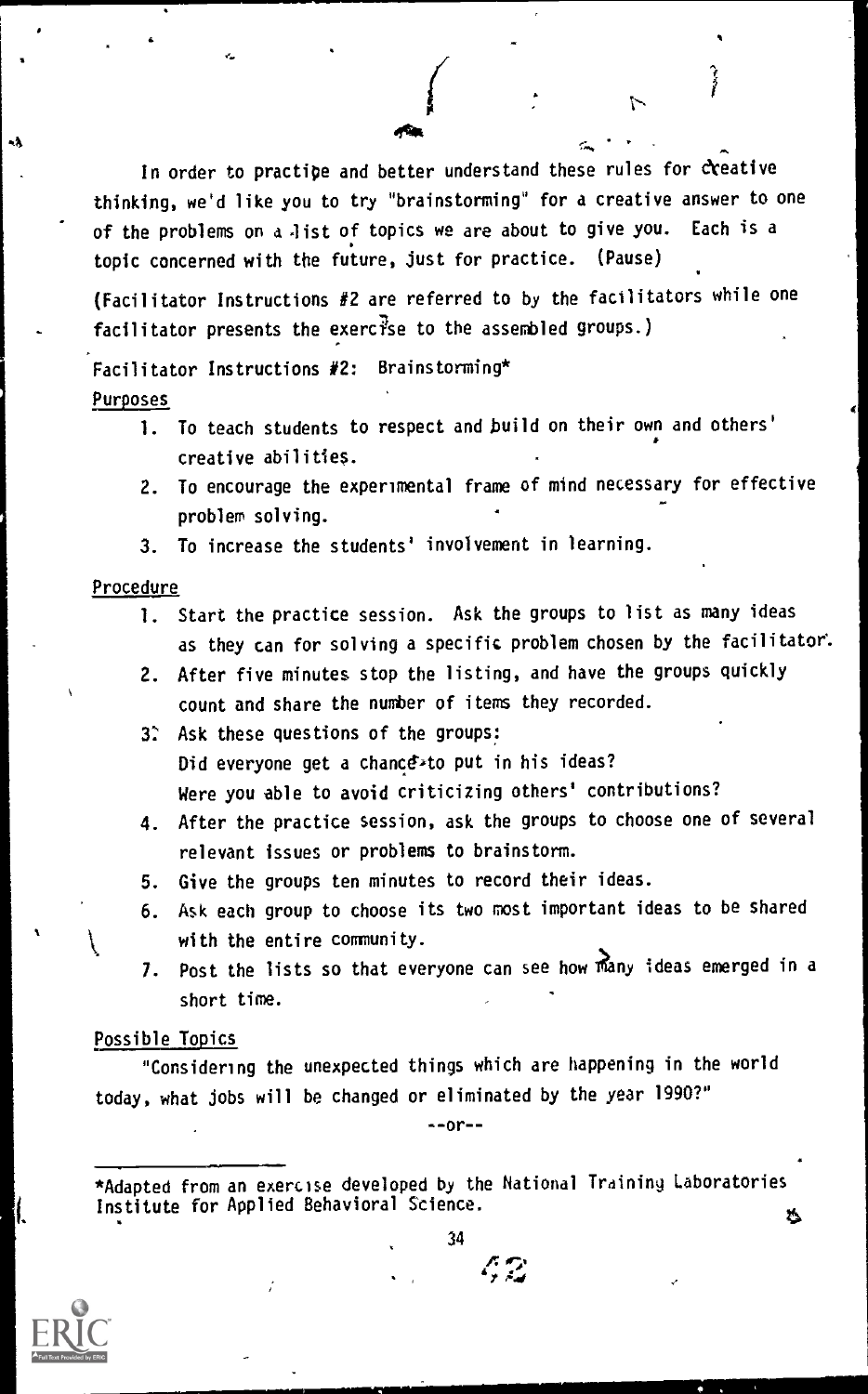In order to practice and better understand these rules for creative thinking, we'd like you to try "brainstorming" for a creative answer to one of the problems on a list of topics we are about to give you. Each is a topic concerned with the future, just for practice. (Pause)

(Facilitator Instructions #2 are referred to by the facilitators while one facilitator presents the exercise to the assembled groups.)

Facilitator Instructions #2: Brainstorming*

Purposes

1. To teach students to respect and build on their own and others' creative abilities.
2. To encourage the experimental frame of mind necessary for effective problem solving.
3. To increase the students' involvement in learning.

Procedure

1. Start the practice session. Ask the groups to list as many ideas as they can for solving a specific problem chosen by the facilitator.
2. After five minutes stop the listing, and have the groups quickly count and share the number of items they recorded.
3. Ask these questions of the groups:
   Did everyone get a chance to put in his ideas?
   Were you able to avoid criticizing others' contributions?
4. After the practice session, ask the groups to choose one of several relevant issues or problems to brainstorm.
5. Give the groups ten minutes to record their ideas.
6. Ask each group to choose its two most important ideas to be shared with the entire community.
7. Post the lists so that everyone can see how many ideas emerged in a short time.

Possible Topics

"Considering the unexpected things which are happening in the world today, what jobs will be changed or eliminated by the year 1990?"

--or--

*Adapted from an exercise developed by the National Training Laboratories Institute for Applied Behavioral Science.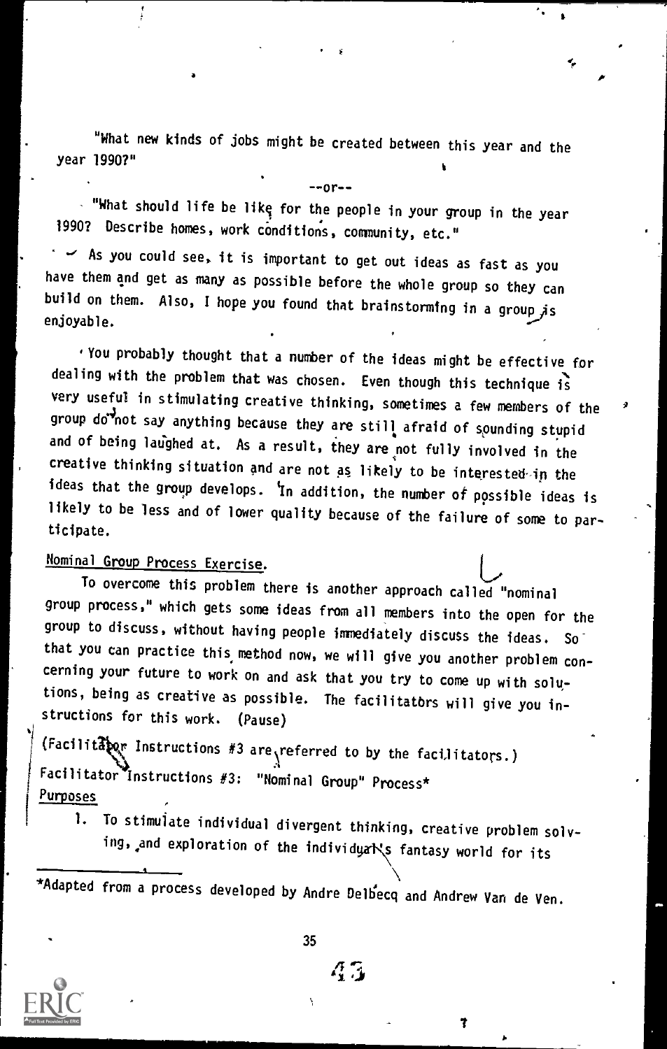"What new kinds of jobs might be created between this year and the year 1990?"

--or--

"What should life be like for the people in your group in the year 1990? Describe homes, work conditions, community, etc."

As you could see, it is important to get out ideas as fast as you have them and get as many as possible before the whole group so they can build on them. Also, I hope you found that brainstorming in a group is enjoyable.

You probably thought that a number of the ideas might be effective for dealing with the problem that was chosen. Even though this technique is very useful in stimulating creative thinking, sometimes a few members of the group do not say anything because they are still afraid of sounding stupid and of being laughed at. As a result, they are not fully involved in the creative thinking situation and are not as likely to be interested in the ideas that the group develops. In addition, the number of possible ideas is likely to be less and of lower quality because of the failure of some to participate.

Nominal Group Process Exercise.

To overcome this problem there is another approach called "nominal group process," which gets some ideas from all members into the open for the group to discuss, without having people immediately discuss the ideas. So that you can practice this method now, we will give you another problem concerning your future to work on and ask that you try to come up with solutions, being as creative as possible. The facilitators will give you instructions for this work. (Pause)

(Facilitator Instructions #3 are referred to by the facilitators.)

Facilitator Instructions #3: "Nominal Group" Process*

Purposes

1. To stimulate individual divergent thinking, creative problem solving, and exploration of the individual's fantasy world for its

*Adapted from a process developed by Andre Delbecq and Andrew Van de Ven.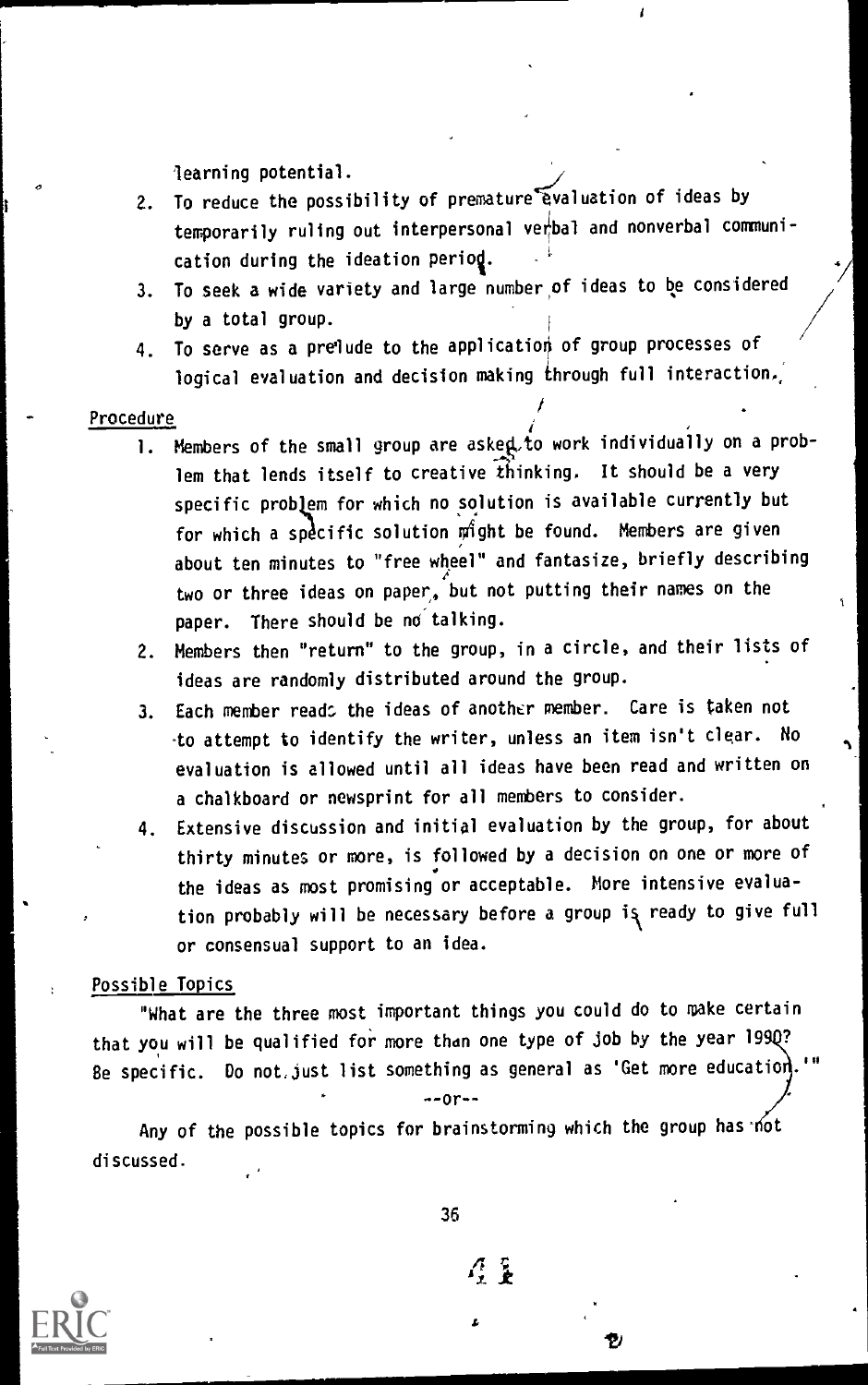learning potential.

2. To reduce the possibility of premature evaluation of ideas by temporarily ruling out interpersonal verbal and nonverbal communication during the ideation period.
3. To seek a wide variety and large number of ideas to be considered by a total group.
4. To serve as a prelude to the application of group processes of logical evaluation and decision making through full interaction.

Procedure

1. Members of the small group are asked to work individually on a problem that lends itself to creative thinking. It should be a very specific problem for which no solution is available currently but for which a specific solution might be found. Members are given about ten minutes to "free wheel" and fantasize, briefly describing two or three ideas on paper, but not putting their names on the paper. There should be no talking.
2. Members then "return" to the group, in a circle, and their lists of ideas are randomly distributed around the group.
3. Each member reads the ideas of another member. Care is taken not to attempt to identify the writer, unless an item isn't clear. No evaluation is allowed until all ideas have been read and written on a chalkboard or newsprint for all members to consider.
4. Extensive discussion and initial evaluation by the group, for about thirty minutes or more, is followed by a decision on one or more of the ideas as most promising or acceptable. More intensive evaluation probably will be necessary before a group is ready to give full or consensual support to an idea.

Possible Topics

"What are the three most important things you could do to make certain that you will be qualified for more than one type of job by the year 1990? Be specific. Do not just list something as general as 'Get more education.'"

--or--

Any of the possible topics for brainstorming which the group has not discussed.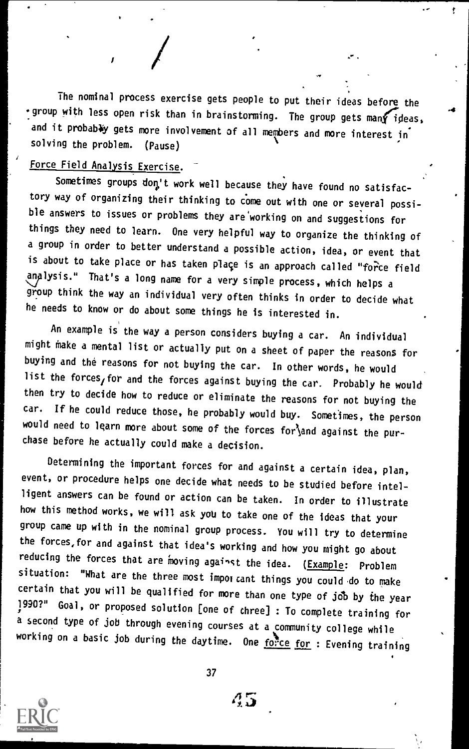The nominal process exercise gets people to put their ideas before the group with less open risk than in brainstorming. The group gets many ideas, and it probably gets more involvement of all members and more interest in solving the problem. (Pause)

## Force Field Analysis Exercise.

Sometimes groups don't work well because they have found no satisfactory way of organizing their thinking to come out with one or several possible answers to issues or problems they are working on and suggestions for things they need to learn. One very helpful way to organize the thinking of a group in order to better understand a possible action, idea, or event that is about to take place or has taken place is an approach called "force field analysis." That's a long name for a very simple process, which helps a group think the way an individual very often thinks in order to decide what he needs to know or do about some things he is interested in.

An example is the way a person considers buying a car. An individual might make a mental list or actually put on a sheet of paper the reasons for buying and the reasons for not buying the car. In other words, he would list the forces for and the forces against buying the car. Probably he would then try to decide how to reduce or eliminate the reasons for not buying the car. If he could reduce those, he probably would buy. Sometimes, the person would need to learn more about some of the forces for and against the purchase before he actually could make a decision.

Determining the important forces for and against a certain idea, plan, event, or procedure helps one decide what needs to be studied before intelligent answers can be found or action can be taken. In order to illustrate how this method works, we will ask you to take one of the ideas that your group came up with in the nominal group process. You will try to determine the forces for and against that idea's working and how you might go about reducing the forces that are moving against the idea. (Example: Problem situation: "What are the three most important things you could do to make certain that you will be qualified for more than one type of job by the year 1990?" Goal, or proposed solution [one of three] : To complete training for a second type of job through evening courses at a community college while working on a basic job during the daytime. One force for : Evening training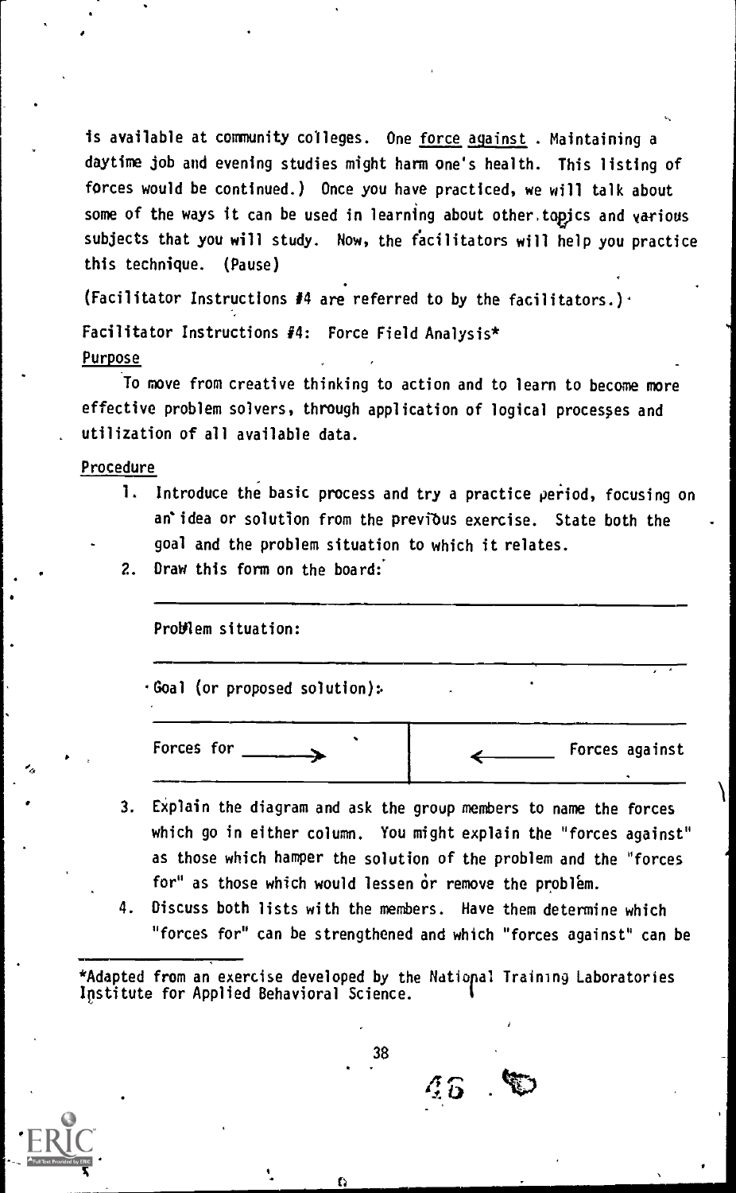is available at community colleges. One <u>force against</u>. Maintaining a daytime job and evening studies might harm one's health. This listing of forces would be continued.) Once you have practiced, we will talk about some of the ways it can be used in learning about other topics and various subjects that you will study. Now, the facilitators will help you practice this technique. (Pause)

(Facilitator Instructions #4 are referred to by the facilitators.)

Facilitator Instructions #4: Force Field Analysis*

<u>Purpose</u>

To move from creative thinking to action and to learn to become more effective problem solvers, through application of logical processes and utilization of all available data.

<u>Procedure</u>

1. Introduce the basic process and try a practice period, focusing on an idea or solution from the previous exercise. State both the goal and the problem situation to which it relates.
2. Draw this form on the board:

   Problem situation:

   Goal (or proposed solution):

   | Forces for ⟶ | ⟵ Forces against |
   |---|---|

3. Explain the diagram and ask the group members to name the forces which go in either column. You might explain the "forces against" as those which hamper the solution of the problem and the "forces for" as those which would lessen or remove the problem.
4. Discuss both lists with the members. Have them determine which "forces for" can be strengthened and which "forces against" can be

*Adapted from an exercise developed by the National Training Laboratories Institute for Applied Behavioral Science.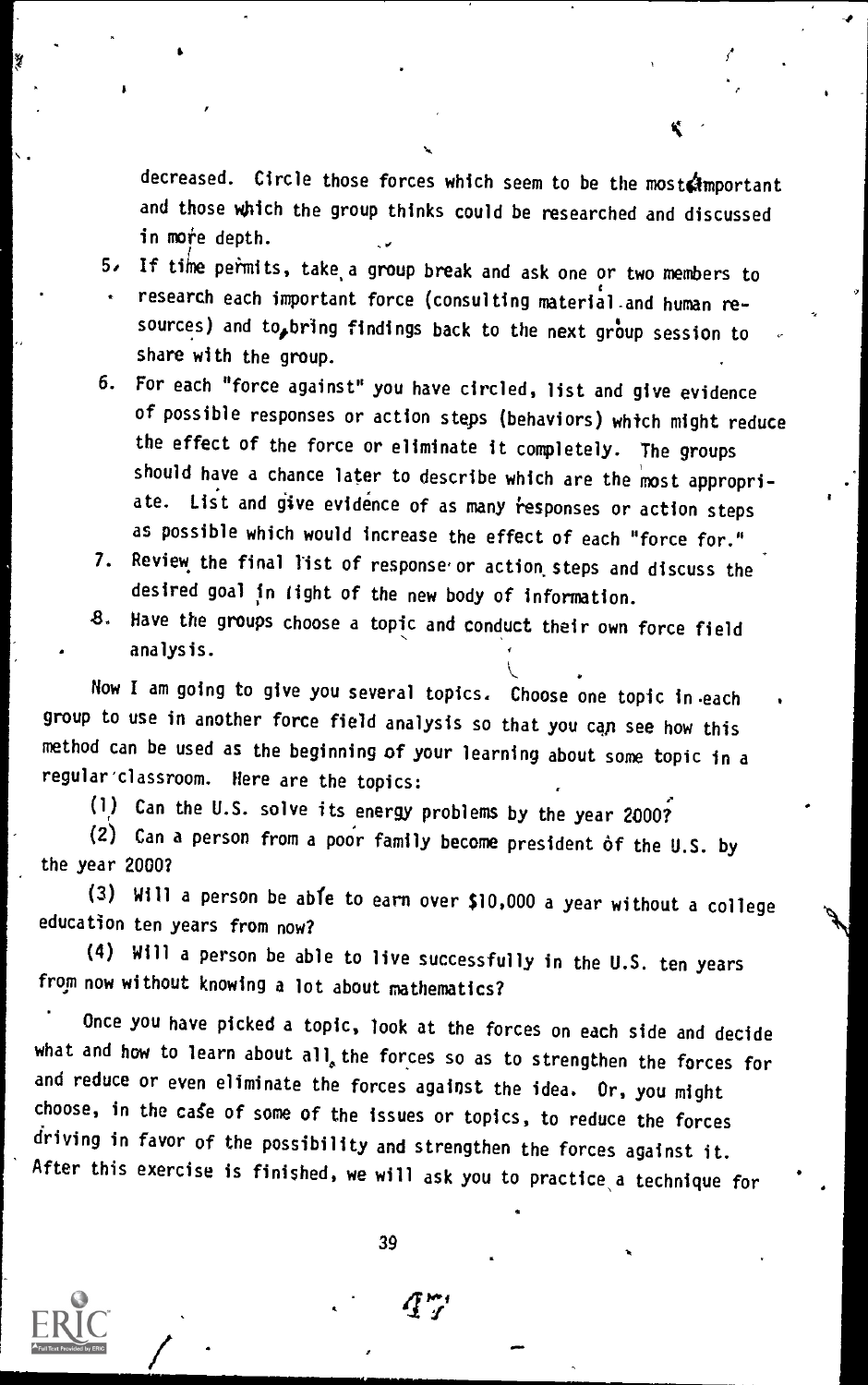decreased. Circle those forces which seem to be the most important and those which the group thinks could be researched and discussed in more depth.

5. If time permits, take a group break and ask one or two members to research each important force (consulting material and human resources) and to bring findings back to the next group session to share with the group.
6. For each "force against" you have circled, list and give evidence of possible responses or action steps (behaviors) which might reduce the effect of the force or eliminate it completely. The groups should have a chance later to describe which are the most appropriate. List and give evidence of as many responses or action steps as possible which would increase the effect of each "force for."
7. Review the final list of response or action steps and discuss the desired goal in light of the new body of information.
8. Have the groups choose a topic and conduct their own force field analysis.

Now I am going to give you several topics. Choose one topic in each group to use in another force field analysis so that you can see how this method can be used as the beginning of your learning about some topic in a regular classroom. Here are the topics:

(1) Can the U.S. solve its energy problems by the year 2000?

(2) Can a person from a poor family become president of the U.S. by the year 2000?

(3) Will a person be able to earn over $10,000 a year without a college education ten years from now?

(4) Will a person be able to live successfully in the U.S. ten years from now without knowing a lot about mathematics?

Once you have picked a topic, look at the forces on each side and decide what and how to learn about all the forces so as to strengthen the forces for and reduce or even eliminate the forces against the idea. Or, you might choose, in the case of some of the issues or topics, to reduce the forces driving in favor of the possibility and strengthen the forces against it. After this exercise is finished, we will ask you to practice a technique for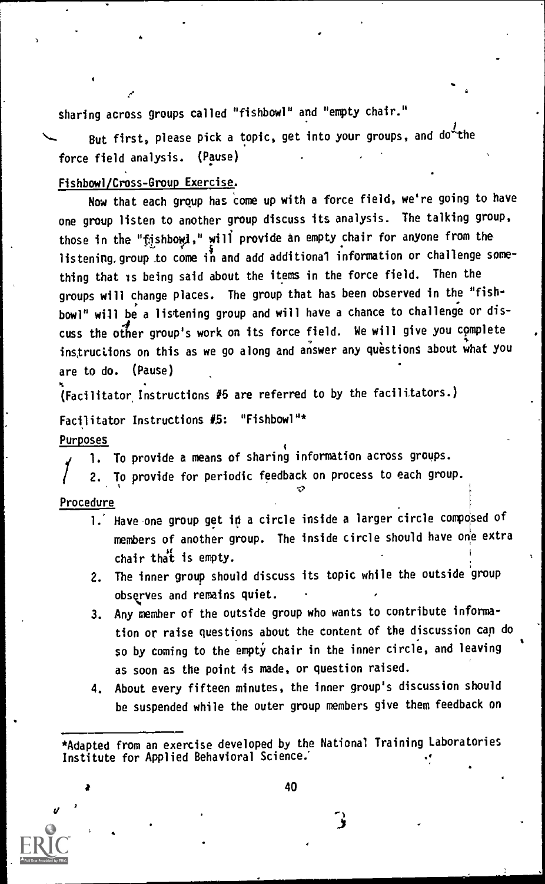sharing across groups called "fishbowl" and "empty chair."

But first, please pick a topic, get into your groups, and do the force field analysis. (Pause)

Fishbowl/Cross-Group Exercise.

Now that each group has come up with a force field, we're going to have one group listen to another group discuss its analysis. The talking group, those in the "fishbowl," will provide an empty chair for anyone from the listening group to come in and add additional information or challenge something that is being said about the items in the force field. Then the groups will change places. The group that has been observed in the "fishbowl" will be a listening group and will have a chance to challenge or discuss the other group's work on its force field. We will give you complete instructions on this as we go along and answer any questions about what you are to do. (Pause)

(Facilitator Instructions #5 are referred to by the facilitators.)

Facilitator Instructions #5: "Fishbowl"*

Purposes

1. To provide a means of sharing information across groups.
2. To provide for periodic feedback on process to each group.

Procedure

1. Have one group get in a circle inside a larger circle composed of members of another group. The inside circle should have one extra chair that is empty.
2. The inner group should discuss its topic while the outside group observes and remains quiet.
3. Any member of the outside group who wants to contribute information or raise questions about the content of the discussion can do so by coming to the empty chair in the inner circle, and leaving as soon as the point is made, or question raised.
4. About every fifteen minutes, the inner group's discussion should be suspended while the outer group members give them feedback on

*Adapted from an exercise developed by the National Training Laboratories Institute for Applied Behavioral Science.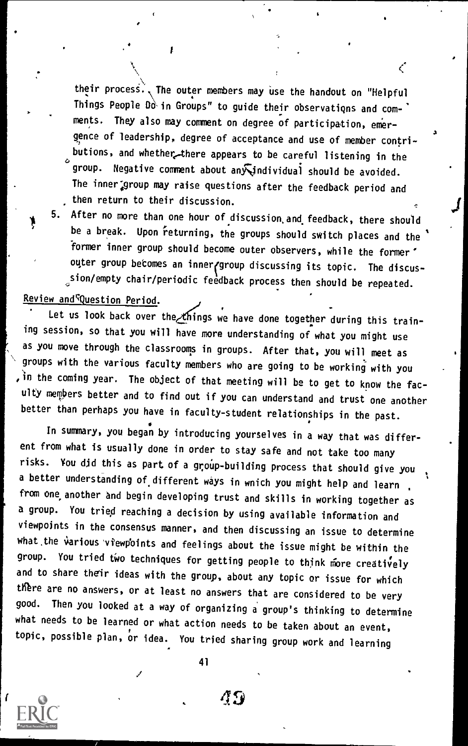their process. The outer members may use the handout on "Helpful Things People Do in Groups" to guide their observations and comments. They also may comment on degree of participation, emergence of leadership, degree of acceptance and use of member contributions, and whether there appears to be careful listening in the group. Negative comment about any individual should be avoided. The inner group may raise questions after the feedback period and then return to their discussion.

5. After no more than one hour of discussion and feedback, there should be a break. Upon returning, the groups should switch places and the former inner group should become outer observers, while the former outer group becomes an inner group discussing its topic. The discussion/empty chair/periodic feedback process then should be repeated.

Review and Question Period.

Let us look back over the things we have done together during this training session, so that you will have more understanding of what you might use as you move through the classrooms in groups. After that, you will meet as groups with the various faculty members who are going to be working with you in the coming year. The object of that meeting will be to get to know the faculty members better and to find out if you can understand and trust one another better than perhaps you have in faculty-student relationships in the past.

In summary, you began by introducing yourselves in a way that was different from what is usually done in order to stay safe and not take too many risks. You did this as part of a group-building process that should give you a better understanding of different ways in which you might help and learn from one another and begin developing trust and skills in working together as a group. You tried reaching a decision by using available information and viewpoints in the consensus manner, and then discussing an issue to determine what the various viewpoints and feelings about the issue might be within the group. You tried two techniques for getting people to think more creatively and to share their ideas with the group, about any topic or issue for which there are no answers, or at least no answers that are considered to be very good. Then you looked at a way of organizing a group's thinking to determine what needs to be learned or what action needs to be taken about an event, topic, possible plan, or idea. You tried sharing group work and learning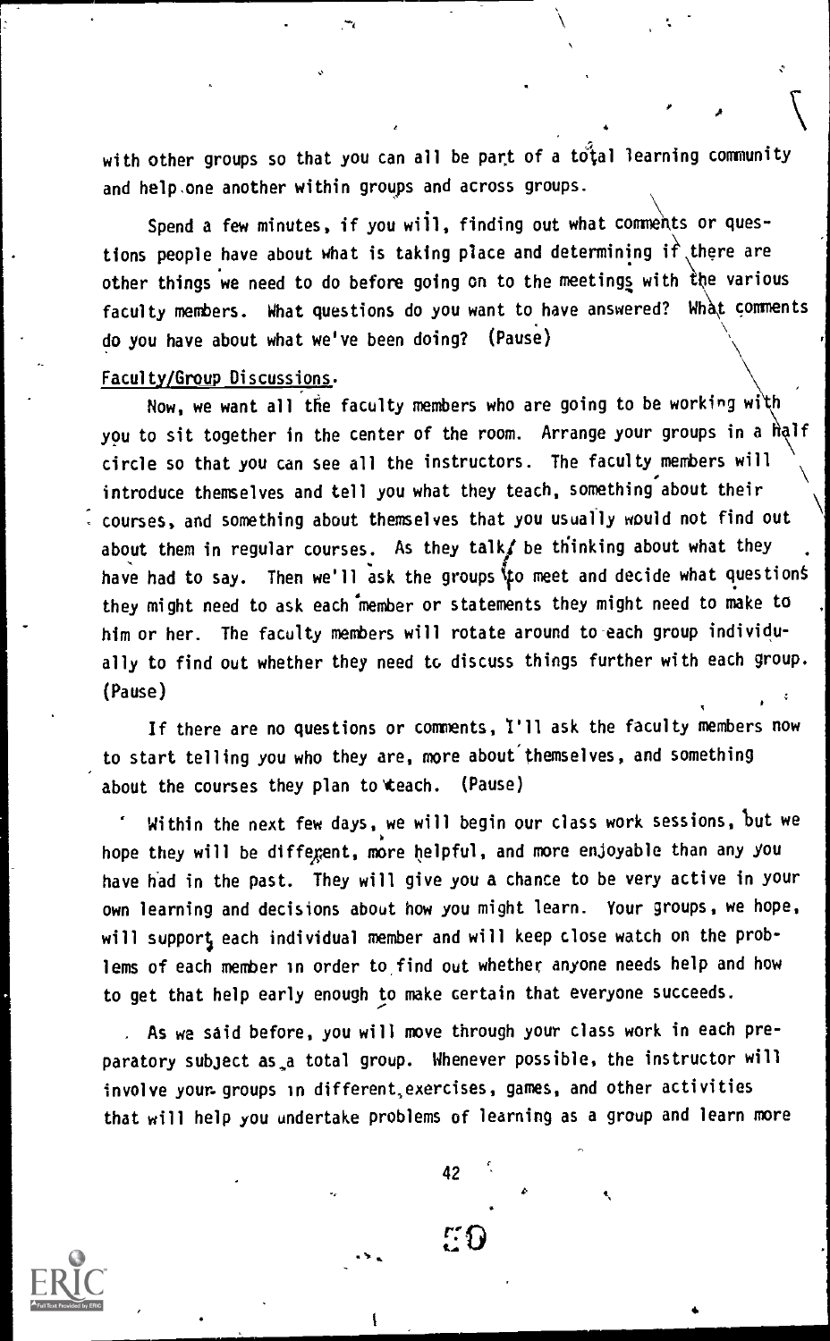with other groups so that you can all be part of a total learning community and help one another within groups and across groups.

Spend a few minutes, if you will, finding out what comments or questions people have about what is taking place and determining if there are other things we need to do before going on to the meetings with the various faculty members. What questions do you want to have answered? What comments do you have about what we've been doing? (Pause)

Faculty/Group Discussions.

Now, we want all the faculty members who are going to be working with you to sit together in the center of the room. Arrange your groups in a half circle so that you can see all the instructors. The faculty members will introduce themselves and tell you what they teach, something about their courses, and something about themselves that you usually would not find out about them in regular courses. As they talk, be thinking about what they have had to say. Then we'll ask the groups to meet and decide what questions they might need to ask each member or statements they might need to make to him or her. The faculty members will rotate around to each group individually to find out whether they need to discuss things further with each group. (Pause)

If there are no questions or comments, I'll ask the faculty members now to start telling you who they are, more about themselves, and something about the courses they plan to teach. (Pause)

Within the next few days, we will begin our class work sessions, but we hope they will be different, more helpful, and more enjoyable than any you have had in the past. They will give you a chance to be very active in your own learning and decisions about how you might learn. Your groups, we hope, will support each individual member and will keep close watch on the problems of each member in order to find out whether anyone needs help and how to get that help early enough to make certain that everyone succeeds.

As we said before, you will move through your class work in each preparatory subject as a total group. Whenever possible, the instructor will involve your groups in different exercises, games, and other activities that will help you undertake problems of learning as a group and learn more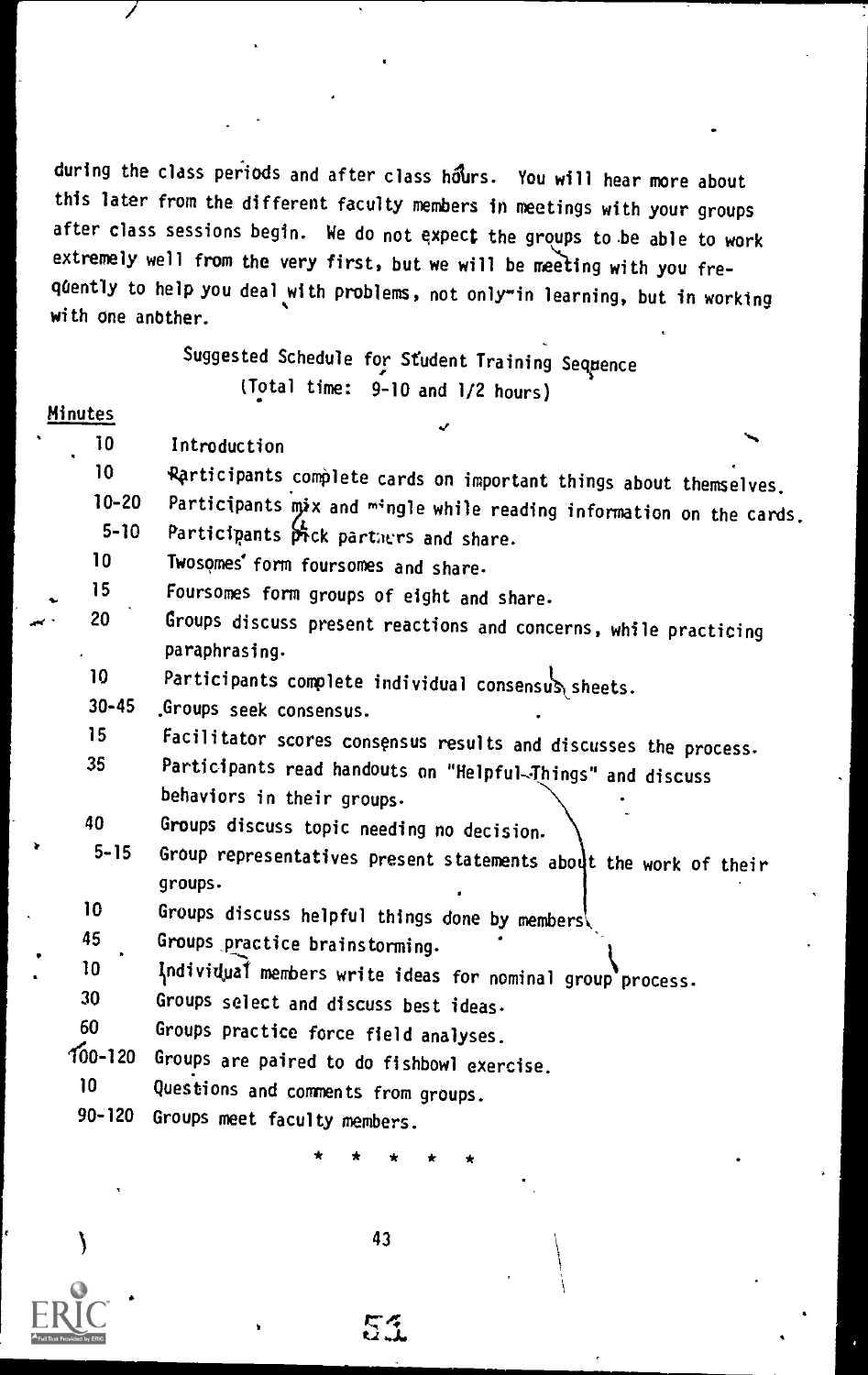during the class periods and after class hours. You will hear more about this later from the different faculty members in meetings with your groups after class sessions begin. We do not expect the groups to be able to work extremely well from the very first, but we will be meeting with you frequently to help you deal with problems, not only in learning, but in working with one another.

Suggested Schedule for Student Training Sequence
(Total time: 9-10 and 1/2 hours)

| Minutes | |
|---|---|
| 10 | Introduction |
| 10 | Participants complete cards on important things about themselves. |
| 10-20 | Participants mix and mingle while reading information on the cards. |
| 5-10 | Participants pick partners and share. |
| 10 | Twosomes form foursomes and share. |
| 15 | Foursomes form groups of eight and share. |
| 20 | Groups discuss present reactions and concerns, while practicing paraphrasing. |
| 10 | Participants complete individual consensus sheets. |
| 30-45 | Groups seek consensus. |
| 15 | Facilitator scores consensus results and discusses the process. |
| 35 | Participants read handouts on "Helpful Things" and discuss behaviors in their groups. |
| 40 | Groups discuss topic needing no decision. |
| 5-15 | Group representatives present statements about the work of their groups. |
| 10 | Groups discuss helpful things done by members. |
| 45 | Groups practice brainstorming. |
| 10 | Individual members write ideas for nominal group process. |
| 30 | Groups select and discuss best ideas. |
| 60 | Groups practice force field analyses. |
| 100-120 | Groups are paired to do fishbowl exercise. |
| 10 | Questions and comments from groups. |
| 90-120 | Groups meet faculty members. |

* * * * *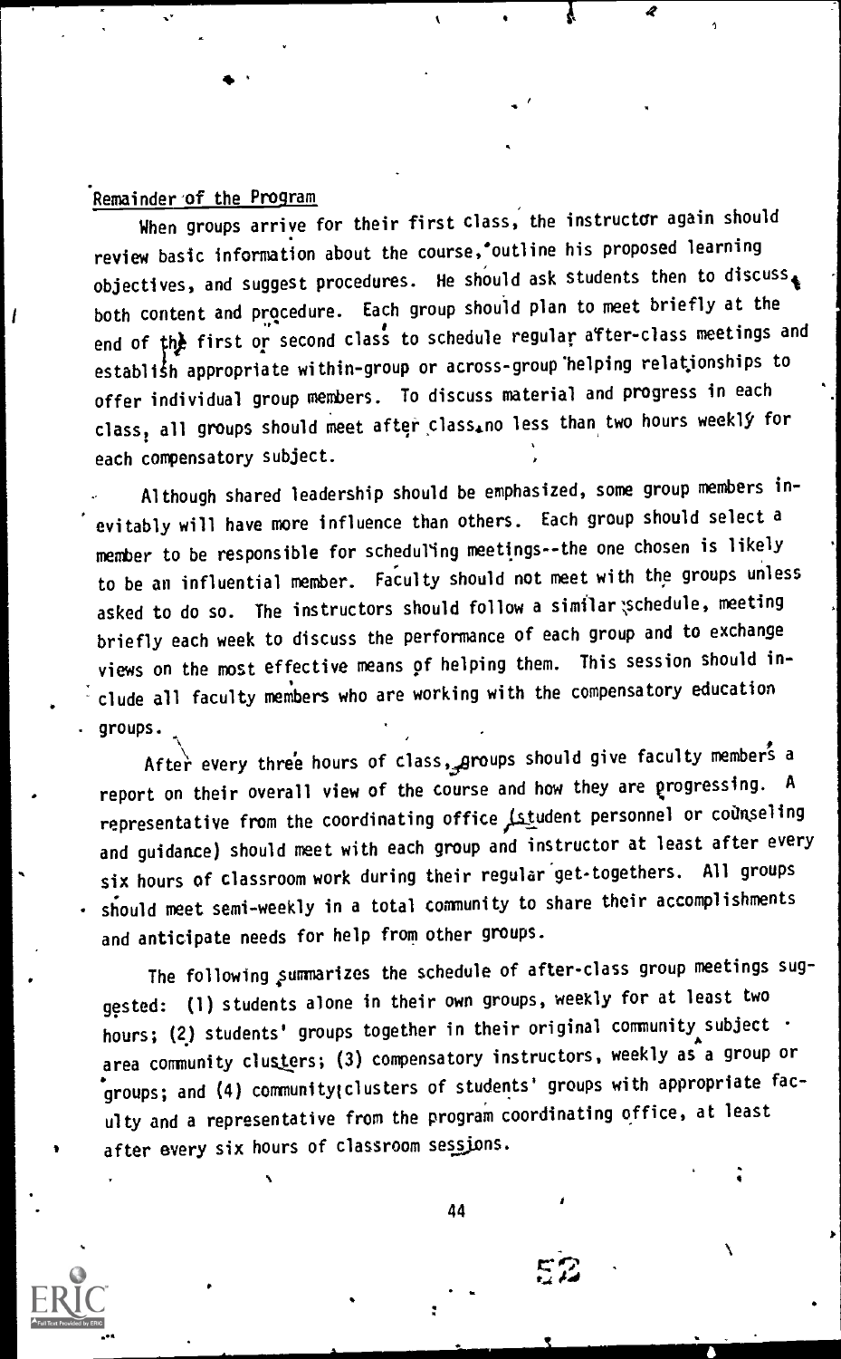## Remainder of the Program

When groups arrive for their first class, the instructor again should review basic information about the course, outline his proposed learning objectives, and suggest procedures. He should ask students then to discuss both content and procedure. Each group should plan to meet briefly at the end of the first or second class to schedule regular after-class meetings and establish appropriate within-group or across-group helping relationships to offer individual group members. To discuss material and progress in each class, all groups should meet after class no less than two hours weekly for each compensatory subject.

Although shared leadership should be emphasized, some group members inevitably will have more influence than others. Each group should select a member to be responsible for scheduling meetings--the one chosen is likely to be an influential member. Faculty should not meet with the groups unless asked to do so. The instructors should follow a similar schedule, meeting briefly each week to discuss the performance of each group and to exchange views on the most effective means of helping them. This session should include all faculty members who are working with the compensatory education groups.

After every three hours of class, groups should give faculty members a report on their overall view of the course and how they are progressing. A representative from the coordinating office (student personnel or counseling and guidance) should meet with each group and instructor at least after every six hours of classroom work during their regular get-togethers. All groups should meet semi-weekly in a total community to share their accomplishments and anticipate needs for help from other groups.

The following summarizes the schedule of after-class group meetings suggested: (1) students alone in their own groups, weekly for at least two hours; (2) students' groups together in their original community subject area community clusters; (3) compensatory instructors, weekly as a group or groups; and (4) community clusters of students' groups with appropriate faculty and a representative from the program coordinating office, at least after every six hours of classroom sessions.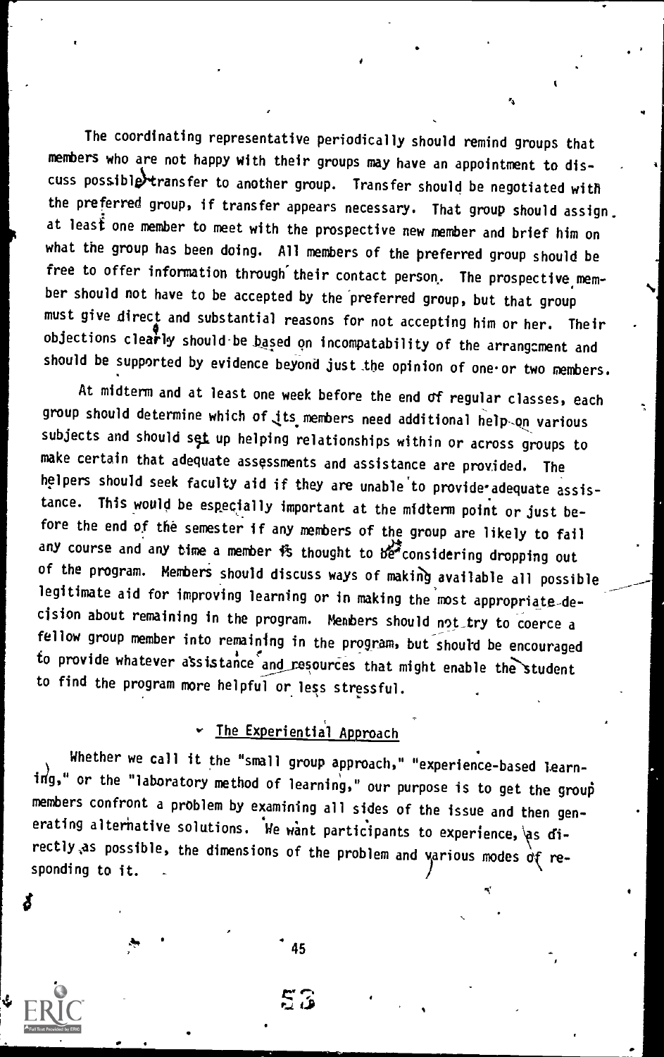The coordinating representative periodically should remind groups that members who are not happy with their groups may have an appointment to discuss possible transfer to another group. Transfer should be negotiated with the preferred group, if transfer appears necessary. That group should assign at least one member to meet with the prospective new member and brief him on what the group has been doing. All members of the preferred group should be free to offer information through their contact person. The prospective member should not have to be accepted by the preferred group, but that group must give direct and substantial reasons for not accepting him or her. Their objections clearly should be based on incompatability of the arrangement and should be supported by evidence beyond just the opinion of one or two members.

At midterm and at least one week before the end of regular classes, each group should determine which of its members need additional help on various subjects and should set up helping relationships within or across groups to make certain that adequate assessments and assistance are provided. The helpers should seek faculty aid if they are unable to provide adequate assistance. This would be especially important at the midterm point or just before the end of the semester if any members of the group are likely to fail any course and any time a member is thought to be considering dropping out of the program. Members should discuss ways of making available all possible legitimate aid for improving learning or in making the most appropriate decision about remaining in the program. Members should not try to coerce a fellow group member into remaining in the program, but should be encouraged to provide whatever assistance and resources that might enable the student to find the program more helpful or less stressful.

## The Experiential Approach

Whether we call it the "small group approach," "experience-based learning," or the "laboratory method of learning," our purpose is to get the group members confront a problem by examining all sides of the issue and then generating alternative solutions. We want participants to experience, as directly as possible, the dimensions of the problem and various modes of responding to it.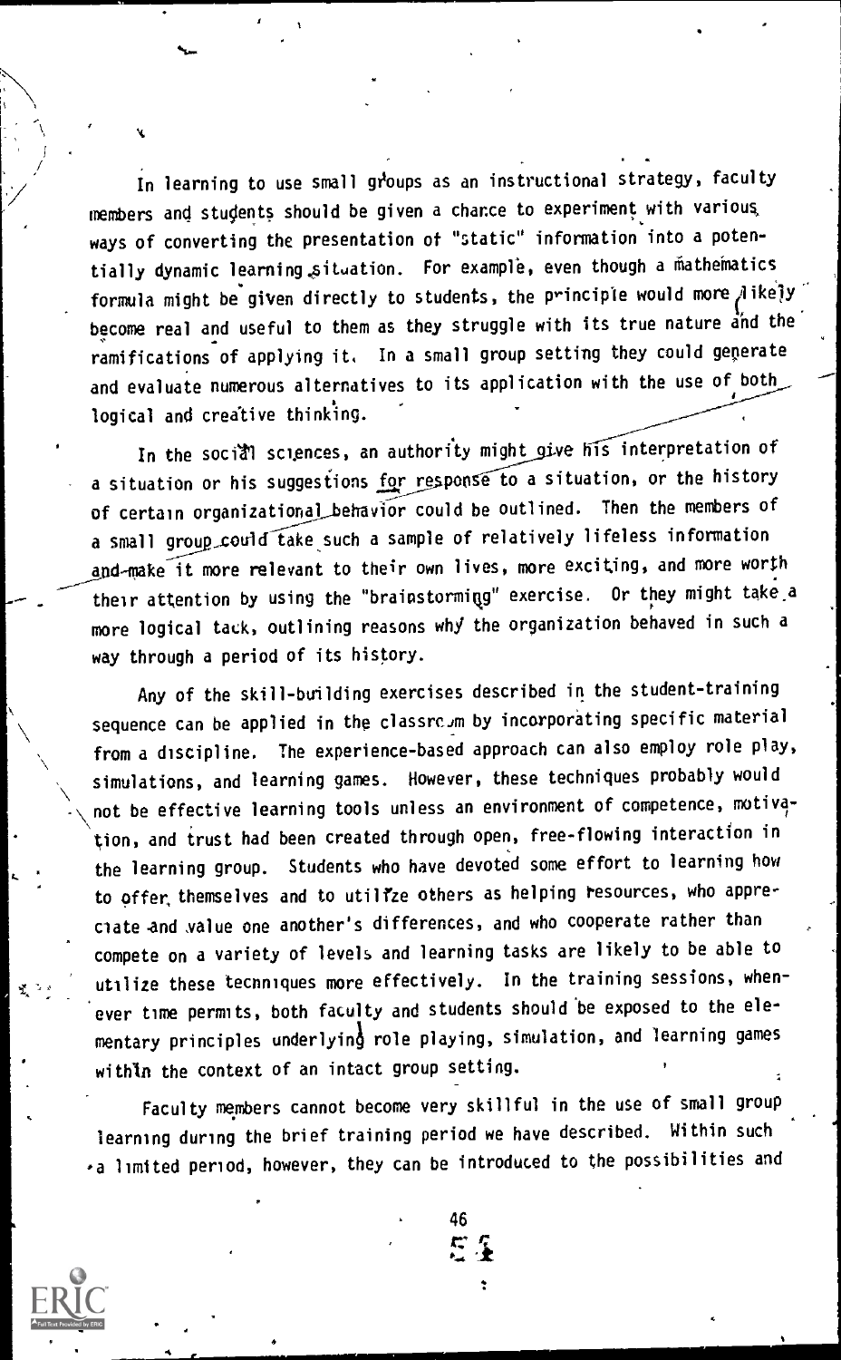In learning to use small groups as an instructional strategy, faculty members and students should be given a chance to experiment with various ways of converting the presentation of "static" information into a potentially dynamic learning situation. For example, even though a mathematics formula might be given directly to students, the principle would more likely become real and useful to them as they struggle with its true nature and the ramifications of applying it. In a small group setting they could generate and evaluate numerous alternatives to its application with the use of both logical and creative thinking.

In the social sciences, an authority might give his interpretation of a situation or his suggestions for response to a situation, or the history of certain organizational behavior could be outlined. Then the members of a small group could take such a sample of relatively lifeless information and make it more relevant to their own lives, more exciting, and more worth their attention by using the "brainstorming" exercise. Or they might take a more logical tack, outlining reasons why the organization behaved in such a way through a period of its history.

Any of the skill-building exercises described in the student-training sequence can be applied in the classroom by incorporating specific material from a discipline. The experience-based approach can also employ role play, simulations, and learning games. However, these techniques probably would not be effective learning tools unless an environment of competence, motivation, and trust had been created through open, free-flowing interaction in the learning group. Students who have devoted some effort to learning how to offer themselves and to utilize others as helping resources, who appreciate and value one another's differences, and who cooperate rather than compete on a variety of levels and learning tasks are likely to be able to utilize these techniques more effectively. In the training sessions, whenever time permits, both faculty and students should be exposed to the elementary principles underlying role playing, simulation, and learning games within the context of an intact group setting.

Faculty members cannot become very skillful in the use of small group learning during the brief training period we have described. Within such a limited period, however, they can be introduced to the possibilities and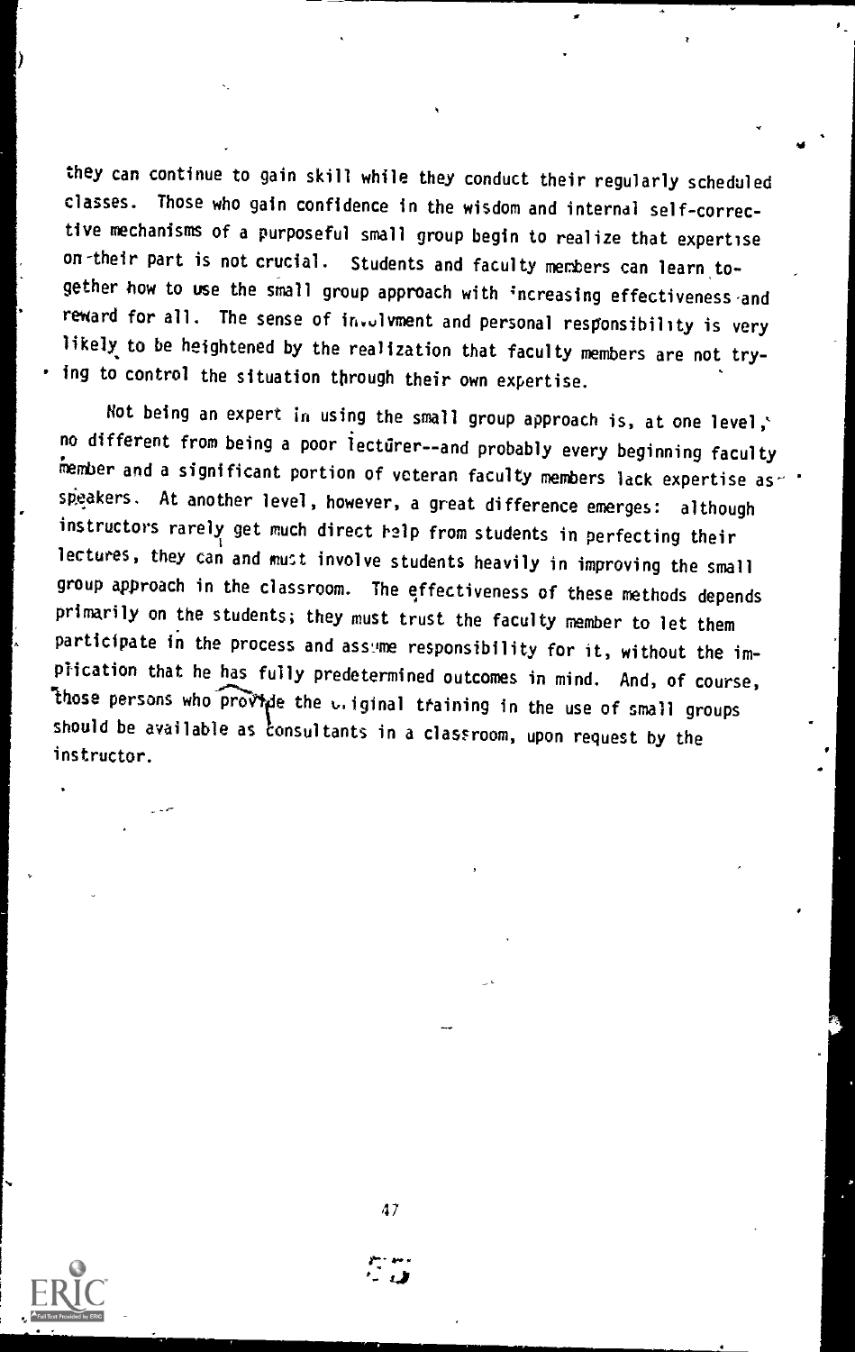they can continue to gain skill while they conduct their regularly scheduled classes. Those who gain confidence in the wisdom and internal self-corrective mechanisms of a purposeful small group begin to realize that expertise on their part is not crucial. Students and faculty members can learn together how to use the small group approach with increasing effectiveness and reward for all. The sense of involvment and personal responsibility is very likely to be heightened by the realization that faculty members are not trying to control the situation through their own expertise.

Not being an expert in using the small group approach is, at one level, no different from being a poor lecturer--and probably every beginning faculty member and a significant portion of veteran faculty members lack expertise as speakers. At another level, however, a great difference emerges: although instructors rarely get much direct help from students in perfecting their lectures, they can and must involve students heavily in improving the small group approach in the classroom. The effectiveness of these methods depends primarily on the students; they must trust the faculty member to let them participate in the process and assume responsibility for it, without the implication that he has fully predetermined outcomes in mind. And, of course, those persons who provide the original training in the use of small groups should be available as consultants in a classroom, upon request by the instructor.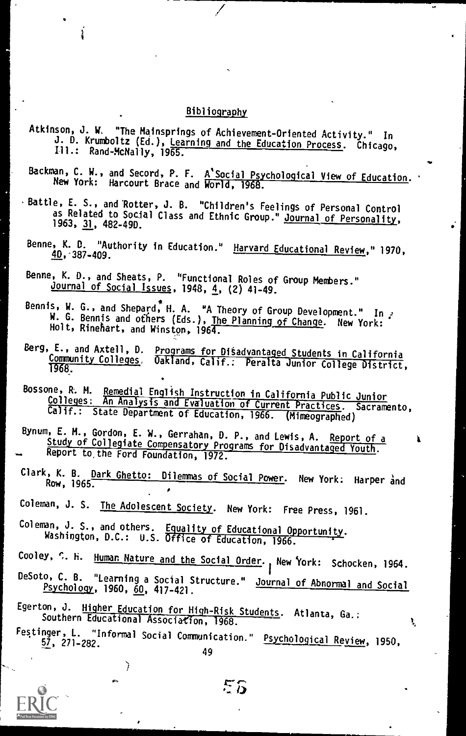## Bibliography

Atkinson, J. W. "The Mainsprings of Achievement-Oriented Activity." In J. D. Krumboltz (Ed.), Learning and the Education Process. Chicago, Ill.: Rand-McNally, 1965.

Backman, C. W., and Secord, P. F. A Social Psychological View of Education. New York: Harcourt Brace and World, 1968.

Battle, E. S., and Rotter, J. B. "Children's Feelings of Personal Control as Related to Social Class and Ethnic Group." Journal of Personality, 1963, 31, 482-490.

Benne, K. D. "Authority in Education." Harvard Educational Review," 1970, 40, 387-409.

Benne, K. D., and Sheats, P. "Functional Roles of Group Members." Journal of Social Issues, 1948, 4, (2) 41-49.

Bennis, W. G., and Shepard, H. A. "A Theory of Group Development." In W. G. Bennis and others (Eds.), The Planning of Change. New York: Holt, Rinehart, and Winston, 1964.

Berg, E., and Axtell, D. Programs for Disadvantaged Students in California Community Colleges. Oakland, Calif.: Peralta Junior College District, 1968.

Bossone, R. M. Remedial English Instruction in California Public Junior Colleges: An Analysis and Evaluation of Current Practices. Sacramento, Calif.: State Department of Education, 1966. (Mimeographed)

Bynum, E. M., Gordon, E. W., Gerrahan, D. P., and Lewis, A. Report of a Study of Collegiate Compensatory Programs for Disadvantaged Youth. Report to the Ford Foundation, 1972.

Clark, K. B. Dark Ghetto: Dilemmas of Social Power. New York: Harper and Row, 1965.

Coleman, J. S. The Adolescent Society. New York: Free Press, 1961.

Coleman, J. S., and others. Equality of Educational Opportunity. Washington, D.C.: U.S. Office of Education, 1966.

Cooley, C. H. Human Nature and the Social Order. New York: Schocken, 1964.

DeSoto, C. B. "Learning a Social Structure." Journal of Abnormal and Social Psychology, 1960, 60, 417-421.

Egerton, J. Higher Education for High-Risk Students. Atlanta, Ga.: Southern Educational Association, 1968.

Festinger, L. "Informal Social Communication." Psychological Review, 1950, 57, 271-282.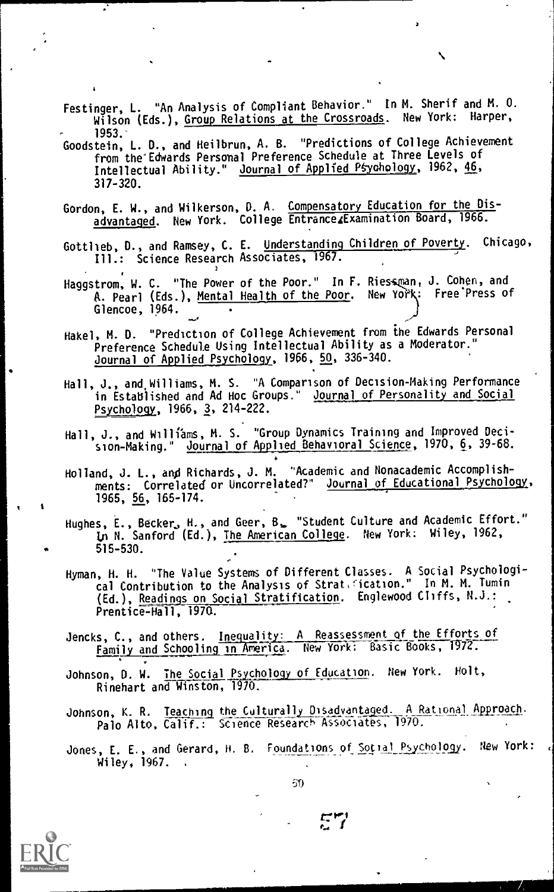Festinger, L. "An Analysis of Compliant Behavior." In M. Sherif and M. O. Wilson (Eds.), Group Relations at the Crossroads. New York: Harper, 1953.

Goodstein, L. D., and Heilbrun, A. B. "Predictions of College Achievement from the Edwards Personal Preference Schedule at Three Levels of Intellectual Ability." Journal of Applied Psychology, 1962, 46, 317-320.

Gordon, E. W., and Wilkerson, D. A. Compensatory Education for the Disadvantaged. New York. College Entrance Examination Board, 1966.

Gottlieb, D., and Ramsey, C. E. Understanding Children of Poverty. Chicago, Ill.: Science Research Associates, 1967.

Haggstrom, W. C. "The Power of the Poor." In F. Riessman, J. Cohen, and A. Pearl (Eds.), Mental Health of the Poor. New York: Free Press of Glencoe, 1964.

Hakel, M. D. "Prediction of College Achievement from the Edwards Personal Preference Schedule Using Intellectual Ability as a Moderator." Journal of Applied Psychology, 1966, 50, 336-340.

Hall, J., and Williams, M. S. "A Comparison of Decision-Making Performance in Established and Ad Hoc Groups." Journal of Personality and Social Psychology, 1966, 3, 214-222.

Hall, J., and Williams, M. S. "Group Dynamics Training and Improved Decision-Making." Journal of Applied Behavioral Science, 1970, 6, 39-68.

Holland, J. L., and Richards, J. M. "Academic and Nonacademic Accomplishments: Correlated or Uncorrelated?" Journal of Educational Psychology, 1965, 56, 165-174.

Hughes, E., Becker, H., and Geer, B. "Student Culture and Academic Effort." In N. Sanford (Ed.), The American College. New York: Wiley, 1962, 515-530.

Hyman, H. H. "The Value Systems of Different Classes. A Social Psychological Contribution to the Analysis of Stratification." In M. M. Tumin (Ed.), Readings on Social Stratification. Englewood Cliffs, N.J.: Prentice-Hall, 1970.

Jencks, C., and others. Inequality: A Reassessment of the Efforts of Family and Schooling in America. New York: Basic Books, 1972.

Johnson, D. W. The Social Psychology of Education. New York. Holt, Rinehart and Winston, 1970.

Johnson, K. R. Teaching the Culturally Disadvantaged. A Rational Approach. Palo Alto, Calif.: Science Research Associates, 1970.

Jones, E. E., and Gerard, H. B. Foundations of Social Psychology. New York: Wiley, 1967.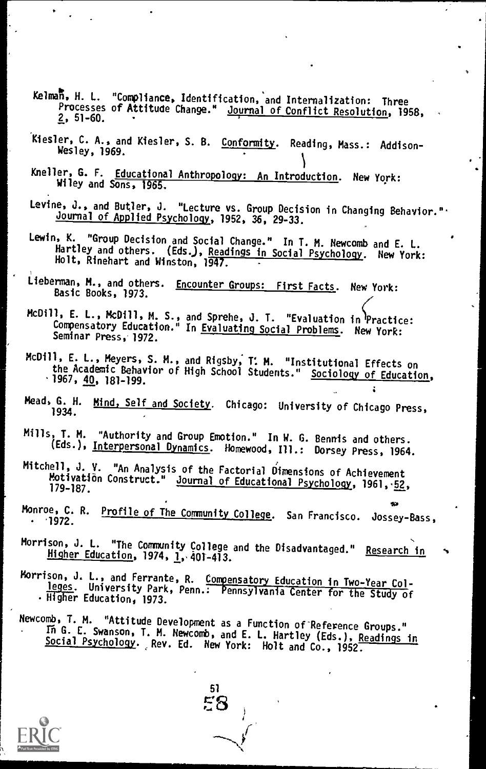Kelman, H. L. "Compliance, Identification, and Internalization: Three Processes of Attitude Change." *Journal of Conflict Resolution*, 1958, *2*, 51-60.

Kiesler, C. A., and Kiesler, S. B. *Conformity*. Reading, Mass.: Addison-Wesley, 1969.

Kneller, G. F. *Educational Anthropology: An Introduction*. New York: Wiley and Sons, 1965.

Levine, J., and Butler, J. "Lecture vs. Group Decision in Changing Behavior." *Journal of Applied Psychology*, 1952, 36, 29-33.

Lewin, K. "Group Decision and Social Change." In T. M. Newcomb and E. L. Hartley and others. (Eds.), *Readings in Social Psychology*. New York: Holt, Rinehart and Winston, 1947.

Lieberman, M., and others. *Encounter Groups: First Facts*. New York: Basic Books, 1973.

McDill, E. L., McDill, M. S., and Sprehe, J. T. "Evaluation in Practice: Compensatory Education." In *Evaluating Social Problems*. New York: Seminar Press, 1972.

McDill, E. L., Meyers, S. M., and Rigsby, T. M. "Institutional Effects on the Academic Behavior of High School Students." *Sociology of Education*, 1967, *40*, 181-199.

Mead, G. H. *Mind, Self and Society*. Chicago: University of Chicago Press, 1934.

Mills, T. M. "Authority and Group Emotion." In W. G. Bennis and others. (Eds.), *Interpersonal Dynamics*. Homewood, Ill.: Dorsey Press, 1964.

Mitchell, J. V. "An Analysis of the Factorial Dimensions of Achievement Motivation Construct." *Journal of Educational Psychology*, 1961, *52*, 179-187.

Monroe, C. R. *Profile of The Community College*. San Francisco. Jossey-Bass, 1972.

Morrison, J. L. "The Community College and the Disadvantaged." *Research in Higher Education*, 1974, *1*, 401-413.

Morrison, J. L., and Ferrante, R. *Compensatory Education in Two-Year Colleges*. University Park, Penn.: Pennsylvania Center for the Study of Higher Education, 1973.

Newcomb, T. M. "Attitude Development as a Function of Reference Groups." In G. E. Swanson, T. M. Newcomb, and E. L. Hartley (Eds.), *Readings in Social Psychology*. Rev. Ed. New York: Holt and Co., 1952.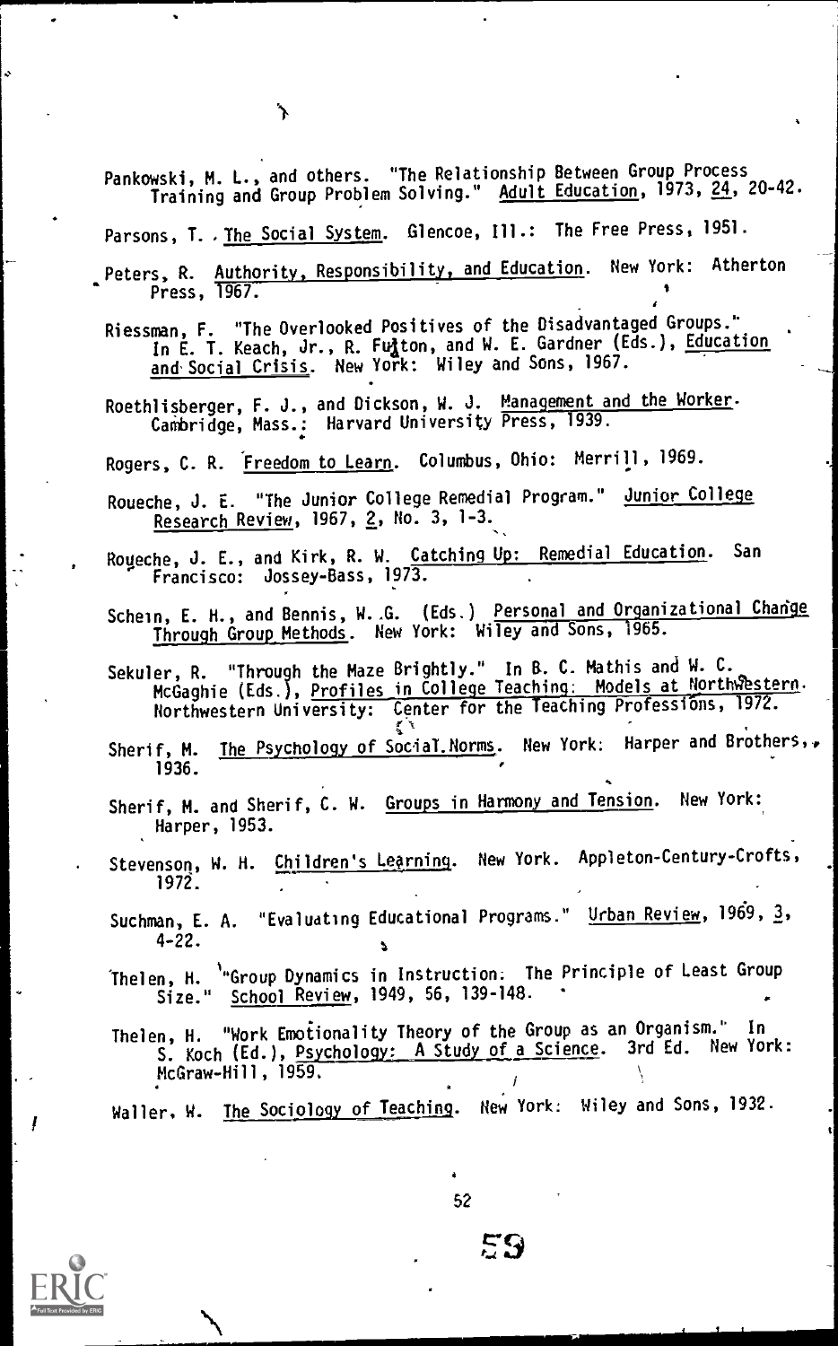Pankowski, M. L., and others. "The Relationship Between Group Process Training and Group Problem Solving." Adult Education, 1973, 24, 20-42.

Parsons, T. The Social System. Glencoe, Ill.: The Free Press, 1951.

Peters, R. Authority, Responsibility, and Education. New York: Atherton Press, 1967.

Riessman, F. "The Overlooked Positives of the Disadvantaged Groups." In E. T. Keach, Jr., R. Fulton, and W. E. Gardner (Eds.), Education and Social Crisis. New York: Wiley and Sons, 1967.

Roethlisberger, F. J., and Dickson, W. J. Management and the Worker. Cambridge, Mass.: Harvard University Press, 1939.

Rogers, C. R. Freedom to Learn. Columbus, Ohio: Merrill, 1969.

Roueche, J. E. "The Junior College Remedial Program." Junior College Research Review, 1967, 2, No. 3, 1-3.

Roueche, J. E., and Kirk, R. W. Catching Up: Remedial Education. San Francisco: Jossey-Bass, 1973.

Schein, E. H., and Bennis, W. G. (Eds.) Personal and Organizational Change Through Group Methods. New York: Wiley and Sons, 1965.

Sekuler, R. "Through the Maze Brightly." In B. C. Mathis and W. C. McGaghie (Eds.), Profiles in College Teaching: Models at Northwestern. Northwestern University: Center for the Teaching Professions, 1972.

Sherif, M. The Psychology of Social Norms. New York: Harper and Brothers, 1936.

Sherif, M. and Sherif, C. W. Groups in Harmony and Tension. New York: Harper, 1953.

Stevenson, W. H. Children's Learning. New York. Appleton-Century-Crofts, 1972.

Suchman, E. A. "Evaluating Educational Programs." Urban Review, 1969, 3, 4-22.

Thelen, H. "Group Dynamics in Instruction: The Principle of Least Group Size." School Review, 1949, 56, 139-148.

Thelen, H. "Work Emotionality Theory of the Group as an Organism." In S. Koch (Ed.), Psychology: A Study of a Science. 3rd Ed. New York: McGraw-Hill, 1959.

Waller, W. The Sociology of Teaching. New York: Wiley and Sons, 1932.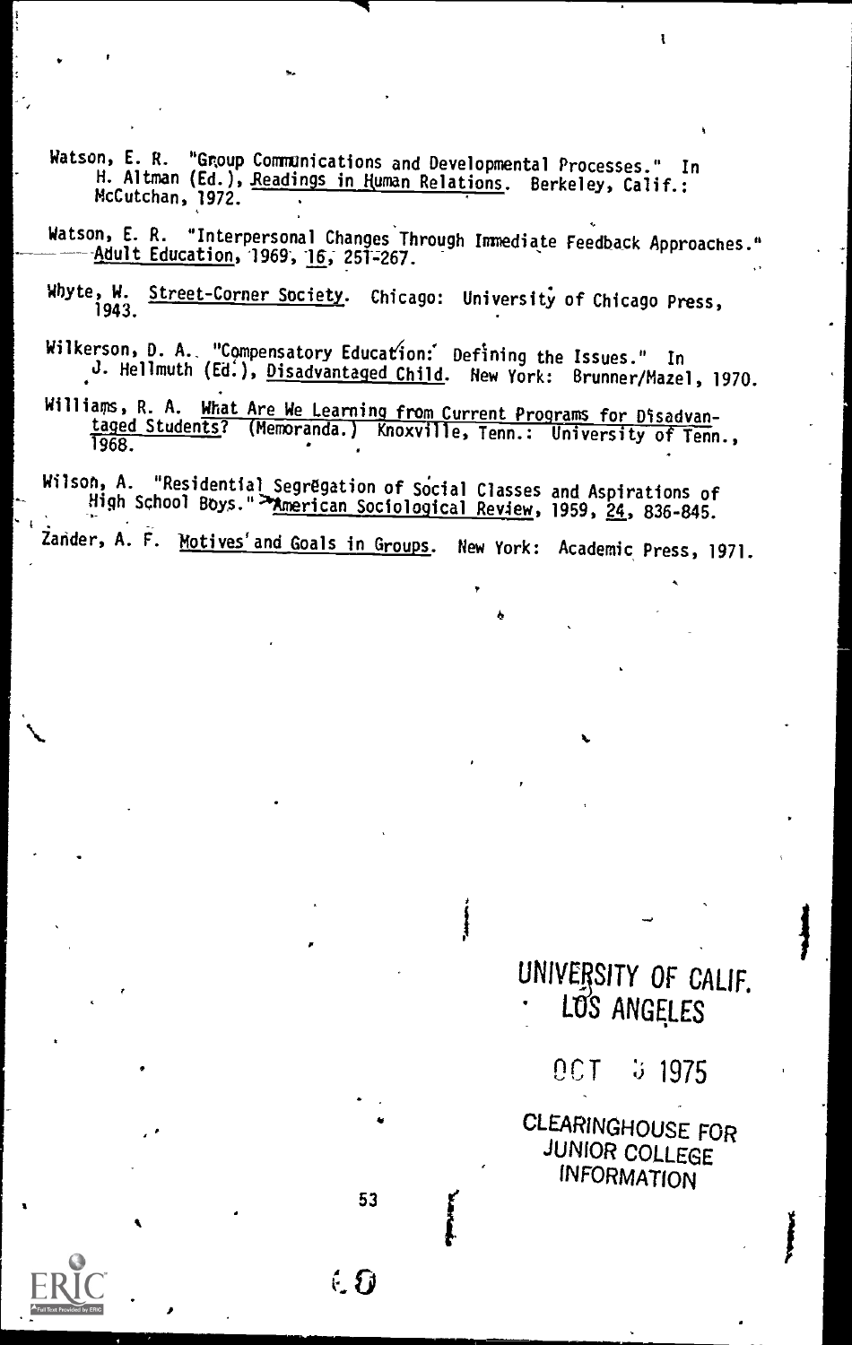Watson, E. R. "Group Communications and Developmental Processes." In H. Altman (Ed.), Readings in Human Relations. Berkeley, Calif.: McCutchan, 1972.

Watson, E. R. "Interpersonal Changes Through Immediate Feedback Approaches." Adult Education, 1969, 16, 251-267.

Whyte, W. Street-Corner Society. Chicago: University of Chicago Press, 1943.

Wilkerson, D. A. "Compensatory Education: Defining the Issues." In J. Hellmuth (Ed.), Disadvantaged Child. New York: Brunner/Mazel, 1970.

Williams, R. A. What Are We Learning from Current Programs for Disadvantaged Students? (Memoranda.) Knoxville, Tenn.: University of Tenn., 1968.

Wilson, A. "Residential Segregation of Social Classes and Aspirations of High School Boys." American Sociological Review, 1959, 24, 836-845.

Zander, A. F. Motives and Goals in Groups. New York: Academic Press, 1971.

UNIVERSITY OF CALIF.
LOS ANGELES

OCT 3 1975

CLEARINGHOUSE FOR
JUNIOR COLLEGE
INFORMATION